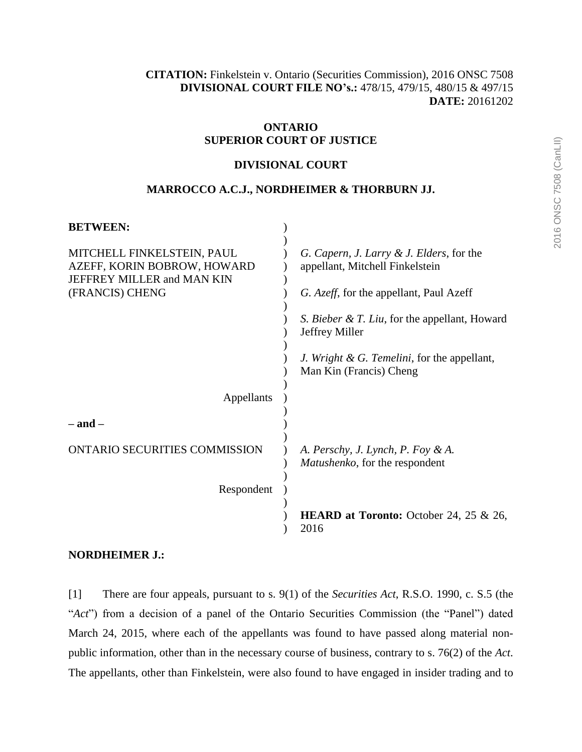**CITATION:** Finkelstein v. Ontario (Securities Commission), 2016 ONSC 7508
**DIVISIONAL COURT FILE NO's.:** 478/15, 479/15, 480/15 & 497/15
**DATE:** 20161202

**ONTARIO**
**SUPERIOR COURT OF JUSTICE**

**DIVISIONAL COURT**

**MARROCCO A.C.J., NORDHEIMER & THORBURN JJ.**

| | |
|---|---|
| **BETWEEN:** | |
| MITCHELL FINKELSTEIN, PAUL AZEFF, KORIN BOBROW, HOWARD JEFFREY MILLER and MAN KIN (FRANCIS) CHENG | *G. Capern, J. Larry & J. Elders*, for the appellant, Mitchell Finkelstein |
| | *G. Azeff*, for the appellant, Paul Azeff |
| | *S. Bieber & T. Liu*, for the appellant, Howard Jeffrey Miller |
| | *J. Wright & G. Temelini*, for the appellant, Man Kin (Francis) Cheng |
| Appellants | |
| **– and –** | |
| ONTARIO SECURITIES COMMISSION | *A. Perschy, J. Lynch, P. Foy & A. Matushenko*, for the respondent |
| Respondent | |
| | **HEARD at Toronto:** October 24, 25 & 26, 2016 |

**NORDHEIMER J.:**

[1] There are four appeals, pursuant to s. 9(1) of the *Securities Act*, R.S.O. 1990, c. S.5 (the "*Act*") from a decision of a panel of the Ontario Securities Commission (the "Panel") dated March 24, 2015, where each of the appellants was found to have passed along material non-public information, other than in the necessary course of business, contrary to s. 76(2) of the *Act*. The appellants, other than Finkelstein, were also found to have engaged in insider trading and to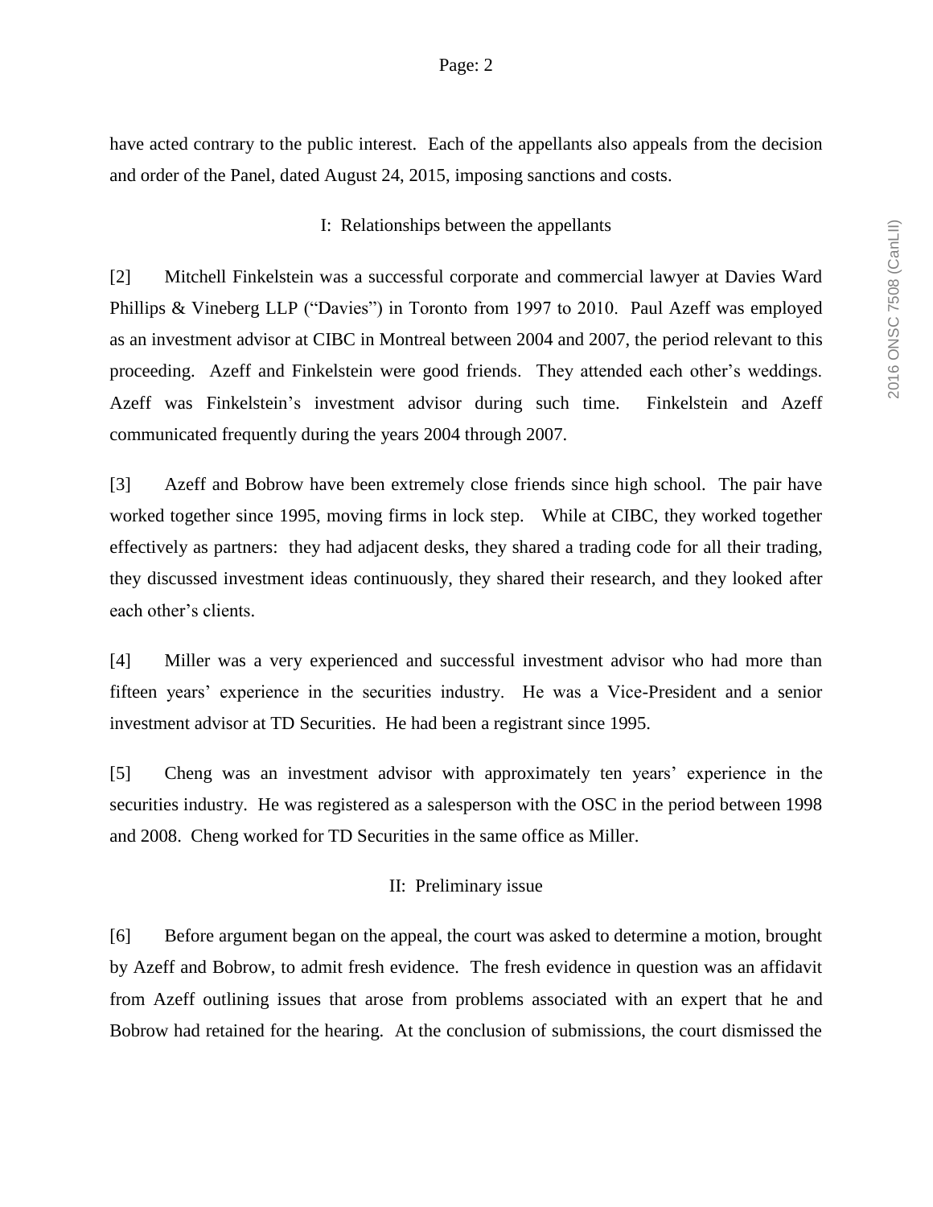have acted contrary to the public interest. Each of the appellants also appeals from the decision and order of the Panel, dated August 24, 2015, imposing sanctions and costs.

## I: Relationships between the appellants

[2] Mitchell Finkelstein was a successful corporate and commercial lawyer at Davies Ward Phillips & Vineberg LLP ("Davies") in Toronto from 1997 to 2010. Paul Azeff was employed as an investment advisor at CIBC in Montreal between 2004 and 2007, the period relevant to this proceeding. Azeff and Finkelstein were good friends. They attended each other's weddings. Azeff was Finkelstein's investment advisor during such time. Finkelstein and Azeff communicated frequently during the years 2004 through 2007.

[3] Azeff and Bobrow have been extremely close friends since high school. The pair have worked together since 1995, moving firms in lock step. While at CIBC, they worked together effectively as partners: they had adjacent desks, they shared a trading code for all their trading, they discussed investment ideas continuously, they shared their research, and they looked after each other's clients.

[4] Miller was a very experienced and successful investment advisor who had more than fifteen years' experience in the securities industry. He was a Vice-President and a senior investment advisor at TD Securities. He had been a registrant since 1995.

[5] Cheng was an investment advisor with approximately ten years' experience in the securities industry. He was registered as a salesperson with the OSC in the period between 1998 and 2008. Cheng worked for TD Securities in the same office as Miller.

## II: Preliminary issue

[6] Before argument began on the appeal, the court was asked to determine a motion, brought by Azeff and Bobrow, to admit fresh evidence. The fresh evidence in question was an affidavit from Azeff outlining issues that arose from problems associated with an expert that he and Bobrow had retained for the hearing. At the conclusion of submissions, the court dismissed the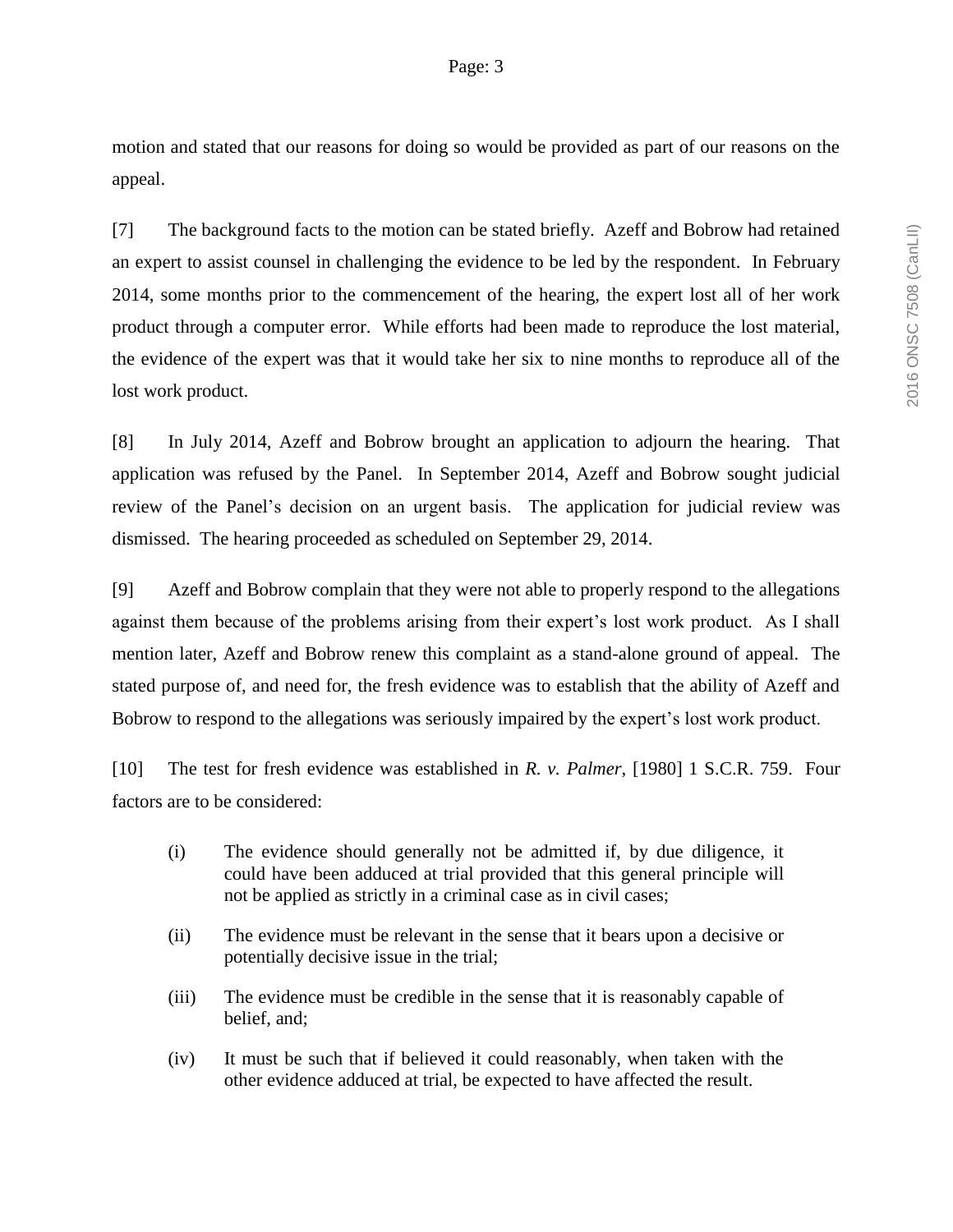motion and stated that our reasons for doing so would be provided as part of our reasons on the appeal.

[7] The background facts to the motion can be stated briefly. Azeff and Bobrow had retained an expert to assist counsel in challenging the evidence to be led by the respondent. In February 2014, some months prior to the commencement of the hearing, the expert lost all of her work product through a computer error. While efforts had been made to reproduce the lost material, the evidence of the expert was that it would take her six to nine months to reproduce all of the lost work product.

[8] In July 2014, Azeff and Bobrow brought an application to adjourn the hearing. That application was refused by the Panel. In September 2014, Azeff and Bobrow sought judicial review of the Panel's decision on an urgent basis. The application for judicial review was dismissed. The hearing proceeded as scheduled on September 29, 2014.

[9] Azeff and Bobrow complain that they were not able to properly respond to the allegations against them because of the problems arising from their expert's lost work product. As I shall mention later, Azeff and Bobrow renew this complaint as a stand-alone ground of appeal. The stated purpose of, and need for, the fresh evidence was to establish that the ability of Azeff and Bobrow to respond to the allegations was seriously impaired by the expert's lost work product.

[10] The test for fresh evidence was established in *R. v. Palmer*, [1980] 1 S.C.R. 759. Four factors are to be considered:

> (i) The evidence should generally not be admitted if, by due diligence, it could have been adduced at trial provided that this general principle will not be applied as strictly in a criminal case as in civil cases;
>
> (ii) The evidence must be relevant in the sense that it bears upon a decisive or potentially decisive issue in the trial;
>
> (iii) The evidence must be credible in the sense that it is reasonably capable of belief, and;
>
> (iv) It must be such that if believed it could reasonably, when taken with the other evidence adduced at trial, be expected to have affected the result.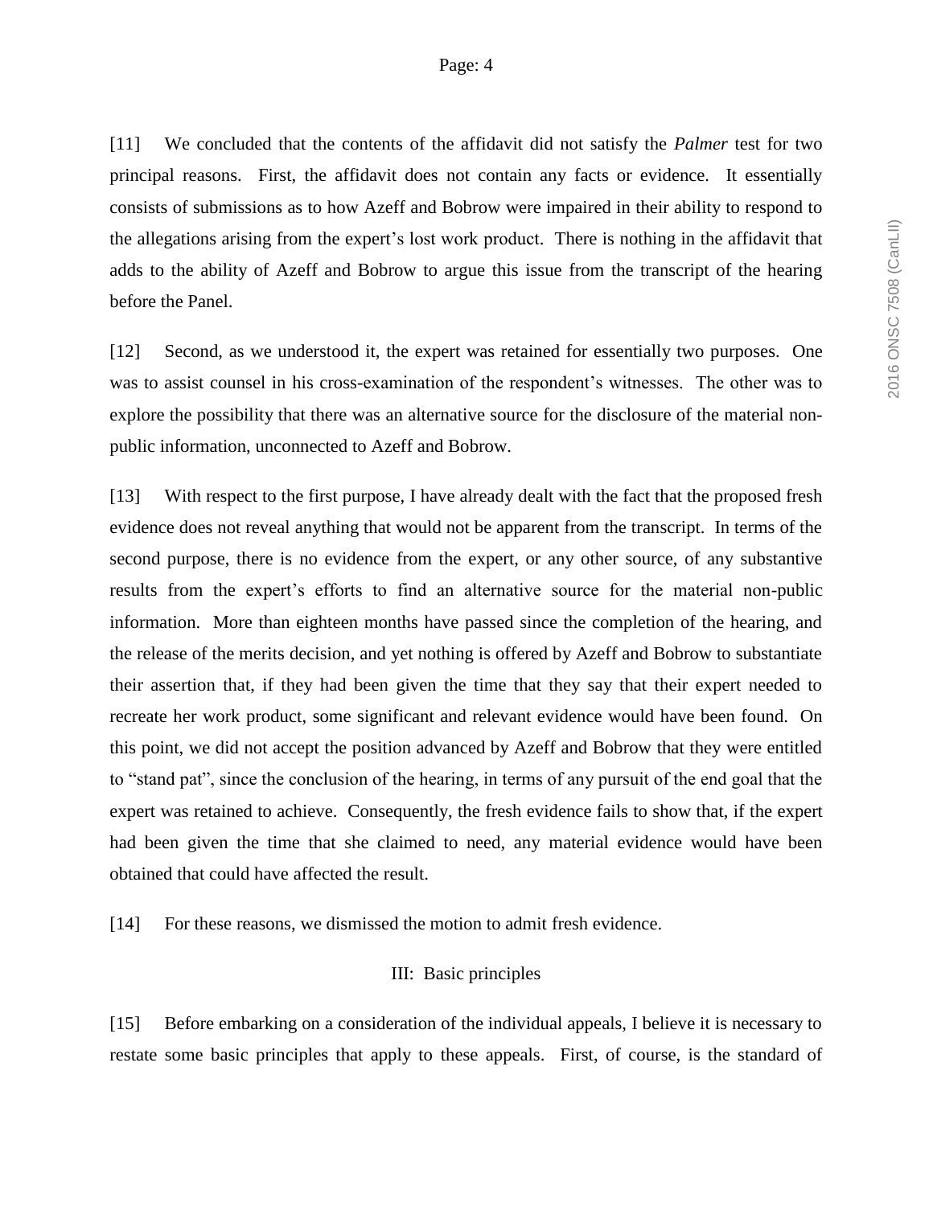[11] We concluded that the contents of the affidavit did not satisfy the *Palmer* test for two principal reasons. First, the affidavit does not contain any facts or evidence. It essentially consists of submissions as to how Azeff and Bobrow were impaired in their ability to respond to the allegations arising from the expert's lost work product. There is nothing in the affidavit that adds to the ability of Azeff and Bobrow to argue this issue from the transcript of the hearing before the Panel.

[12] Second, as we understood it, the expert was retained for essentially two purposes. One was to assist counsel in his cross-examination of the respondent's witnesses. The other was to explore the possibility that there was an alternative source for the disclosure of the material non-public information, unconnected to Azeff and Bobrow.

[13] With respect to the first purpose, I have already dealt with the fact that the proposed fresh evidence does not reveal anything that would not be apparent from the transcript. In terms of the second purpose, there is no evidence from the expert, or any other source, of any substantive results from the expert's efforts to find an alternative source for the material non-public information. More than eighteen months have passed since the completion of the hearing, and the release of the merits decision, and yet nothing is offered by Azeff and Bobrow to substantiate their assertion that, if they had been given the time that they say that their expert needed to recreate her work product, some significant and relevant evidence would have been found. On this point, we did not accept the position advanced by Azeff and Bobrow that they were entitled to "stand pat", since the conclusion of the hearing, in terms of any pursuit of the end goal that the expert was retained to achieve. Consequently, the fresh evidence fails to show that, if the expert had been given the time that she claimed to need, any material evidence would have been obtained that could have affected the result.

[14] For these reasons, we dismissed the motion to admit fresh evidence.

## III: Basic principles

[15] Before embarking on a consideration of the individual appeals, I believe it is necessary to restate some basic principles that apply to these appeals. First, of course, is the standard of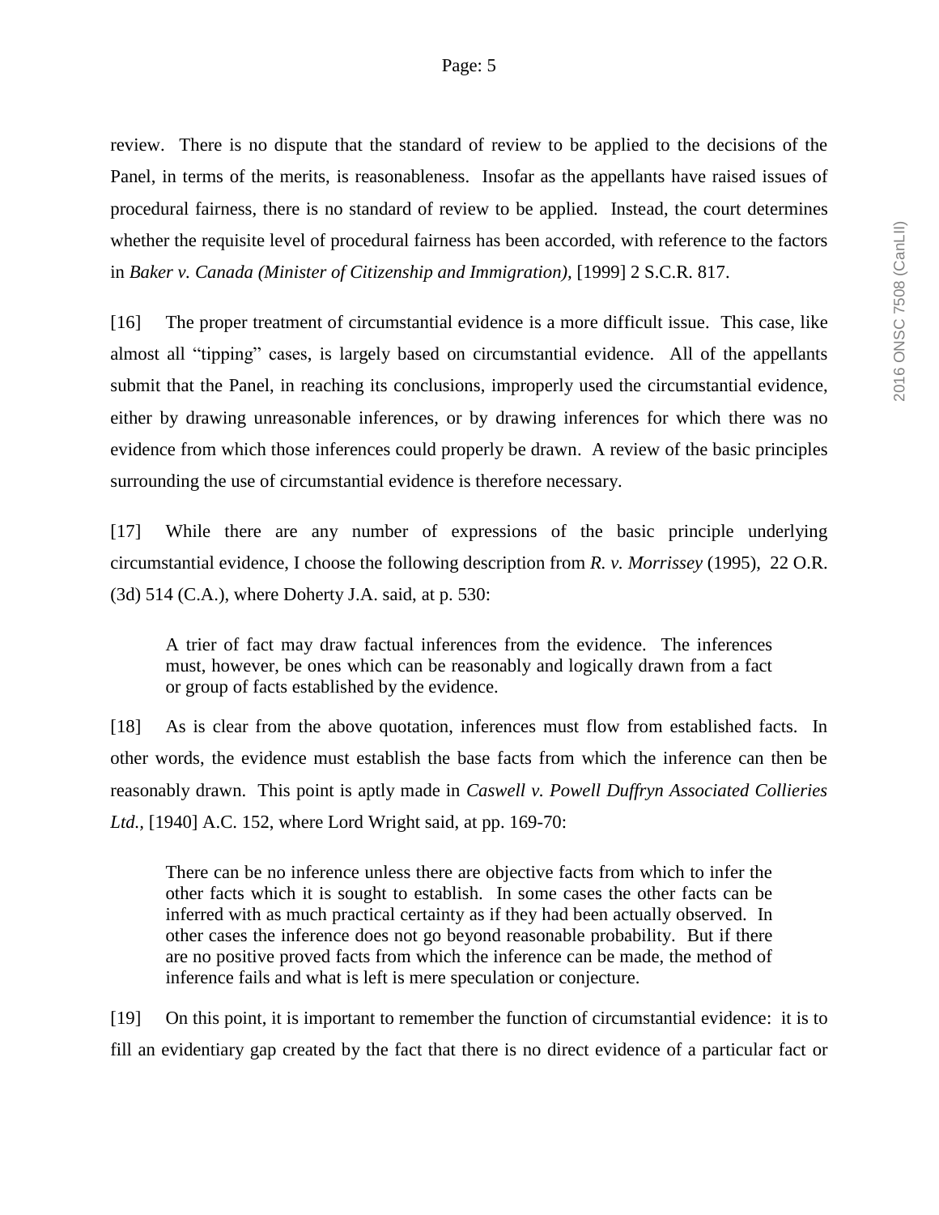review. There is no dispute that the standard of review to be applied to the decisions of the Panel, in terms of the merits, is reasonableness. Insofar as the appellants have raised issues of procedural fairness, there is no standard of review to be applied. Instead, the court determines whether the requisite level of procedural fairness has been accorded, with reference to the factors in *Baker v. Canada (Minister of Citizenship and Immigration),* [1999] 2 S.C.R. 817.

[16] The proper treatment of circumstantial evidence is a more difficult issue. This case, like almost all "tipping" cases, is largely based on circumstantial evidence. All of the appellants submit that the Panel, in reaching its conclusions, improperly used the circumstantial evidence, either by drawing unreasonable inferences, or by drawing inferences for which there was no evidence from which those inferences could properly be drawn. A review of the basic principles surrounding the use of circumstantial evidence is therefore necessary.

[17] While there are any number of expressions of the basic principle underlying circumstantial evidence, I choose the following description from *R. v. Morrissey* (1995), 22 O.R. (3d) 514 (C.A.), where Doherty J.A. said, at p. 530:

> A trier of fact may draw factual inferences from the evidence. The inferences must, however, be ones which can be reasonably and logically drawn from a fact or group of facts established by the evidence.

[18] As is clear from the above quotation, inferences must flow from established facts. In other words, the evidence must establish the base facts from which the inference can then be reasonably drawn. This point is aptly made in *Caswell v. Powell Duffryn Associated Collieries Ltd.,* [1940] A.C. 152, where Lord Wright said, at pp. 169-70:

> There can be no inference unless there are objective facts from which to infer the other facts which it is sought to establish. In some cases the other facts can be inferred with as much practical certainty as if they had been actually observed. In other cases the inference does not go beyond reasonable probability. But if there are no positive proved facts from which the inference can be made, the method of inference fails and what is left is mere speculation or conjecture.

[19] On this point, it is important to remember the function of circumstantial evidence: it is to fill an evidentiary gap created by the fact that there is no direct evidence of a particular fact or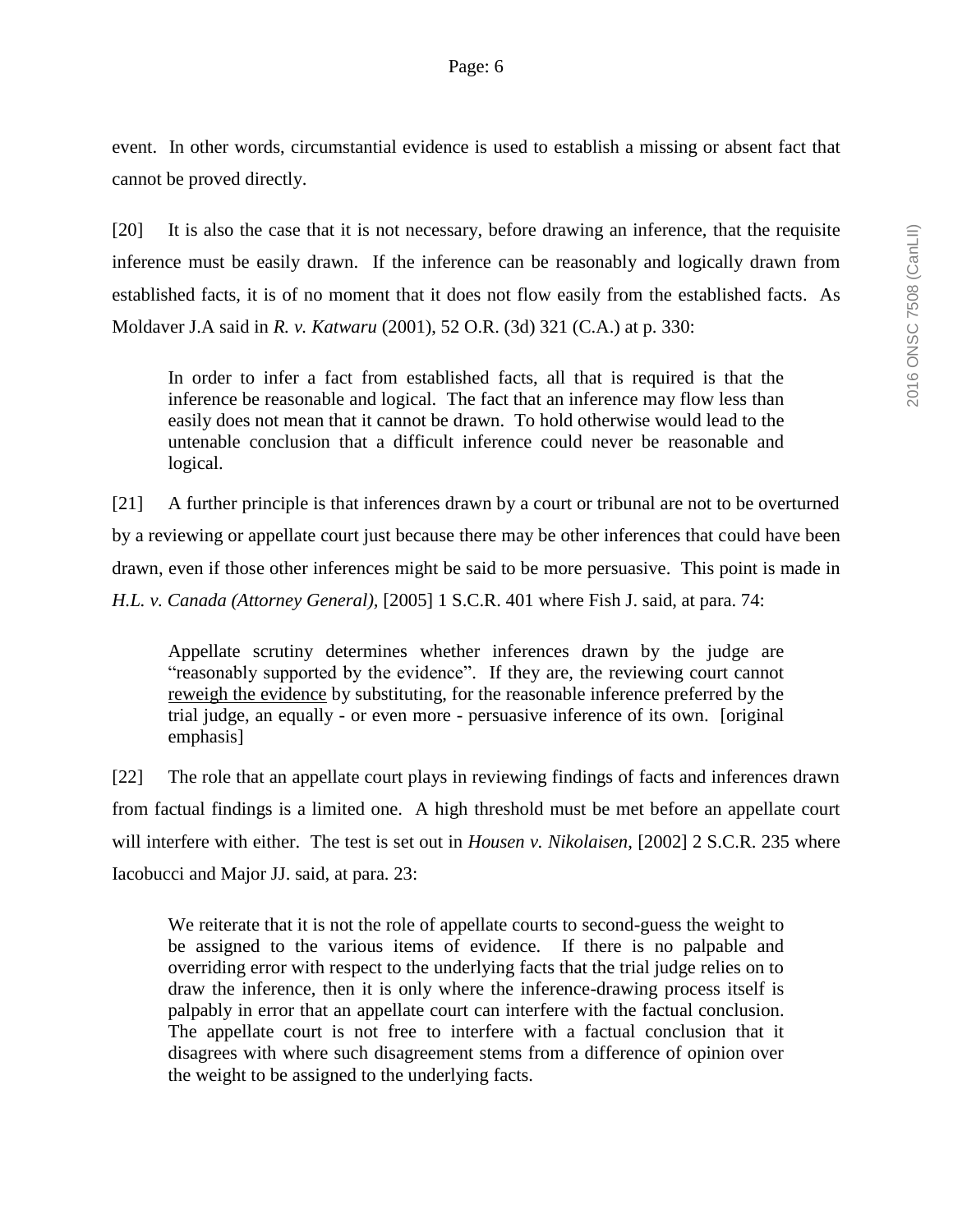event. In other words, circumstantial evidence is used to establish a missing or absent fact that cannot be proved directly.

[20] It is also the case that it is not necessary, before drawing an inference, that the requisite inference must be easily drawn. If the inference can be reasonably and logically drawn from established facts, it is of no moment that it does not flow easily from the established facts. As Moldaver J.A said in *R. v. Katwaru* (2001), 52 O.R. (3d) 321 (C.A.) at p. 330:

> In order to infer a fact from established facts, all that is required is that the inference be reasonable and logical. The fact that an inference may flow less than easily does not mean that it cannot be drawn. To hold otherwise would lead to the untenable conclusion that a difficult inference could never be reasonable and logical.

[21] A further principle is that inferences drawn by a court or tribunal are not to be overturned by a reviewing or appellate court just because there may be other inferences that could have been drawn, even if those other inferences might be said to be more persuasive. This point is made in *H.L. v. Canada (Attorney General),* [2005] 1 S.C.R. 401 where Fish J. said, at para. 74:

> Appellate scrutiny determines whether inferences drawn by the judge are "reasonably supported by the evidence". If they are, the reviewing court cannot <u>reweigh the evidence</u> by substituting, for the reasonable inference preferred by the trial judge, an equally - or even more - persuasive inference of its own. [original emphasis]

[22] The role that an appellate court plays in reviewing findings of facts and inferences drawn from factual findings is a limited one. A high threshold must be met before an appellate court will interfere with either. The test is set out in *Housen v. Nikolaisen*, [2002] 2 S.C.R. 235 where Iacobucci and Major JJ. said, at para. 23:

> We reiterate that it is not the role of appellate courts to second-guess the weight to be assigned to the various items of evidence. If there is no palpable and overriding error with respect to the underlying facts that the trial judge relies on to draw the inference, then it is only where the inference-drawing process itself is palpably in error that an appellate court can interfere with the factual conclusion. The appellate court is not free to interfere with a factual conclusion that it disagrees with where such disagreement stems from a difference of opinion over the weight to be assigned to the underlying facts.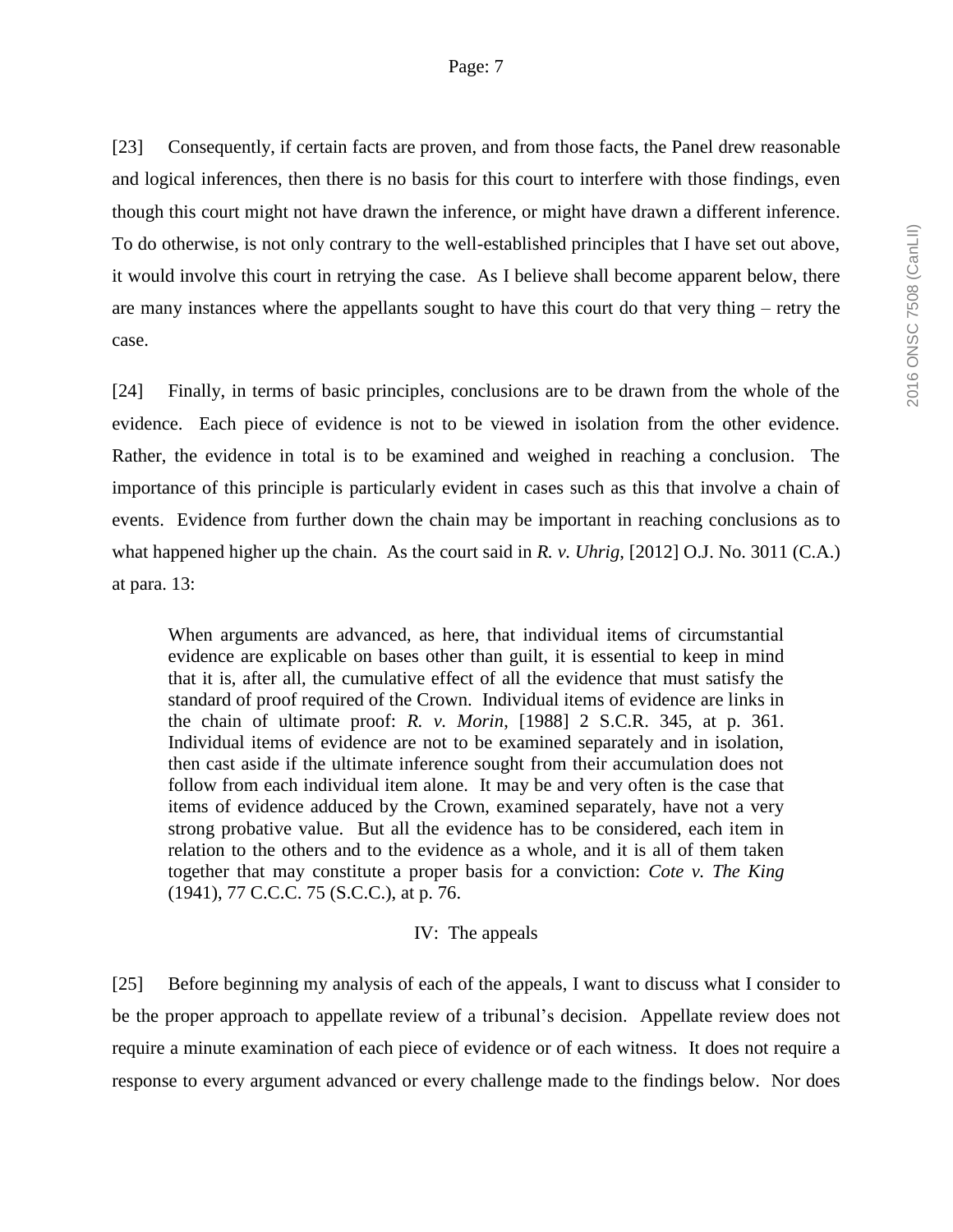[23] Consequently, if certain facts are proven, and from those facts, the Panel drew reasonable and logical inferences, then there is no basis for this court to interfere with those findings, even though this court might not have drawn the inference, or might have drawn a different inference. To do otherwise, is not only contrary to the well-established principles that I have set out above, it would involve this court in retrying the case. As I believe shall become apparent below, there are many instances where the appellants sought to have this court do that very thing – retry the case.

[24] Finally, in terms of basic principles, conclusions are to be drawn from the whole of the evidence. Each piece of evidence is not to be viewed in isolation from the other evidence. Rather, the evidence in total is to be examined and weighed in reaching a conclusion. The importance of this principle is particularly evident in cases such as this that involve a chain of events. Evidence from further down the chain may be important in reaching conclusions as to what happened higher up the chain. As the court said in *R. v. Uhrig*, [2012] O.J. No. 3011 (C.A.) at para. 13:

> When arguments are advanced, as here, that individual items of circumstantial evidence are explicable on bases other than guilt, it is essential to keep in mind that it is, after all, the cumulative effect of all the evidence that must satisfy the standard of proof required of the Crown. Individual items of evidence are links in the chain of ultimate proof: *R. v. Morin*, [1988] 2 S.C.R. 345, at p. 361. Individual items of evidence are not to be examined separately and in isolation, then cast aside if the ultimate inference sought from their accumulation does not follow from each individual item alone. It may be and very often is the case that items of evidence adduced by the Crown, examined separately, have not a very strong probative value. But all the evidence has to be considered, each item in relation to the others and to the evidence as a whole, and it is all of them taken together that may constitute a proper basis for a conviction: *Cote v. The King* (1941), 77 C.C.C. 75 (S.C.C.), at p. 76.

## IV: The appeals

[25] Before beginning my analysis of each of the appeals, I want to discuss what I consider to be the proper approach to appellate review of a tribunal's decision. Appellate review does not require a minute examination of each piece of evidence or of each witness. It does not require a response to every argument advanced or every challenge made to the findings below. Nor does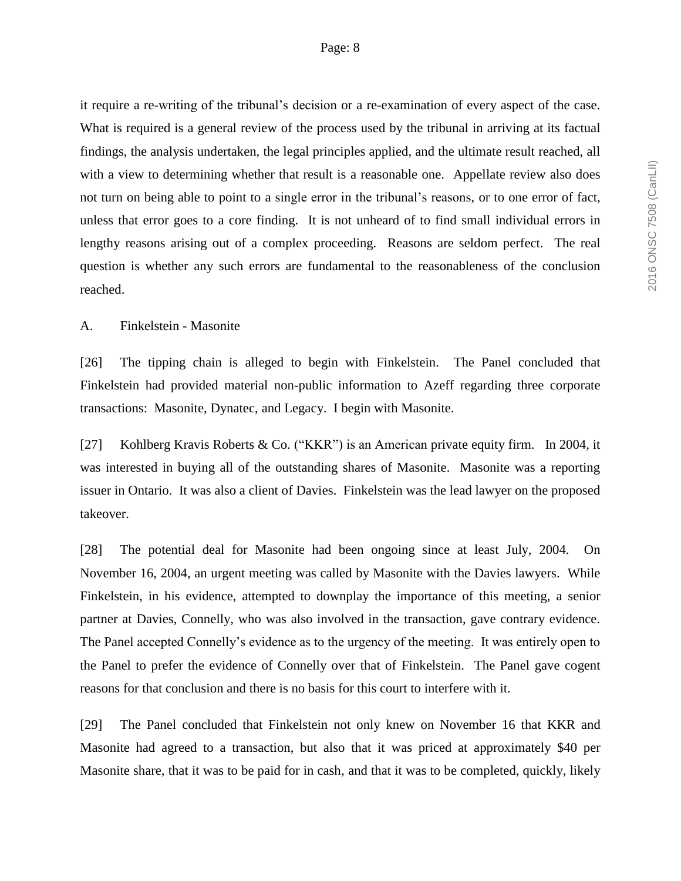it require a re-writing of the tribunal's decision or a re-examination of every aspect of the case. What is required is a general review of the process used by the tribunal in arriving at its factual findings, the analysis undertaken, the legal principles applied, and the ultimate result reached, all with a view to determining whether that result is a reasonable one. Appellate review also does not turn on being able to point to a single error in the tribunal's reasons, or to one error of fact, unless that error goes to a core finding. It is not unheard of to find small individual errors in lengthy reasons arising out of a complex proceeding. Reasons are seldom perfect. The real question is whether any such errors are fundamental to the reasonableness of the conclusion reached.

A. Finkelstein - Masonite

[26] The tipping chain is alleged to begin with Finkelstein. The Panel concluded that Finkelstein had provided material non-public information to Azeff regarding three corporate transactions: Masonite, Dynatec, and Legacy. I begin with Masonite.

[27] Kohlberg Kravis Roberts & Co. ("KKR") is an American private equity firm. In 2004, it was interested in buying all of the outstanding shares of Masonite. Masonite was a reporting issuer in Ontario. It was also a client of Davies. Finkelstein was the lead lawyer on the proposed takeover.

[28] The potential deal for Masonite had been ongoing since at least July, 2004. On November 16, 2004, an urgent meeting was called by Masonite with the Davies lawyers. While Finkelstein, in his evidence, attempted to downplay the importance of this meeting, a senior partner at Davies, Connelly, who was also involved in the transaction, gave contrary evidence. The Panel accepted Connelly's evidence as to the urgency of the meeting. It was entirely open to the Panel to prefer the evidence of Connelly over that of Finkelstein. The Panel gave cogent reasons for that conclusion and there is no basis for this court to interfere with it.

[29] The Panel concluded that Finkelstein not only knew on November 16 that KKR and Masonite had agreed to a transaction, but also that it was priced at approximately $40 per Masonite share, that it was to be paid for in cash, and that it was to be completed, quickly, likely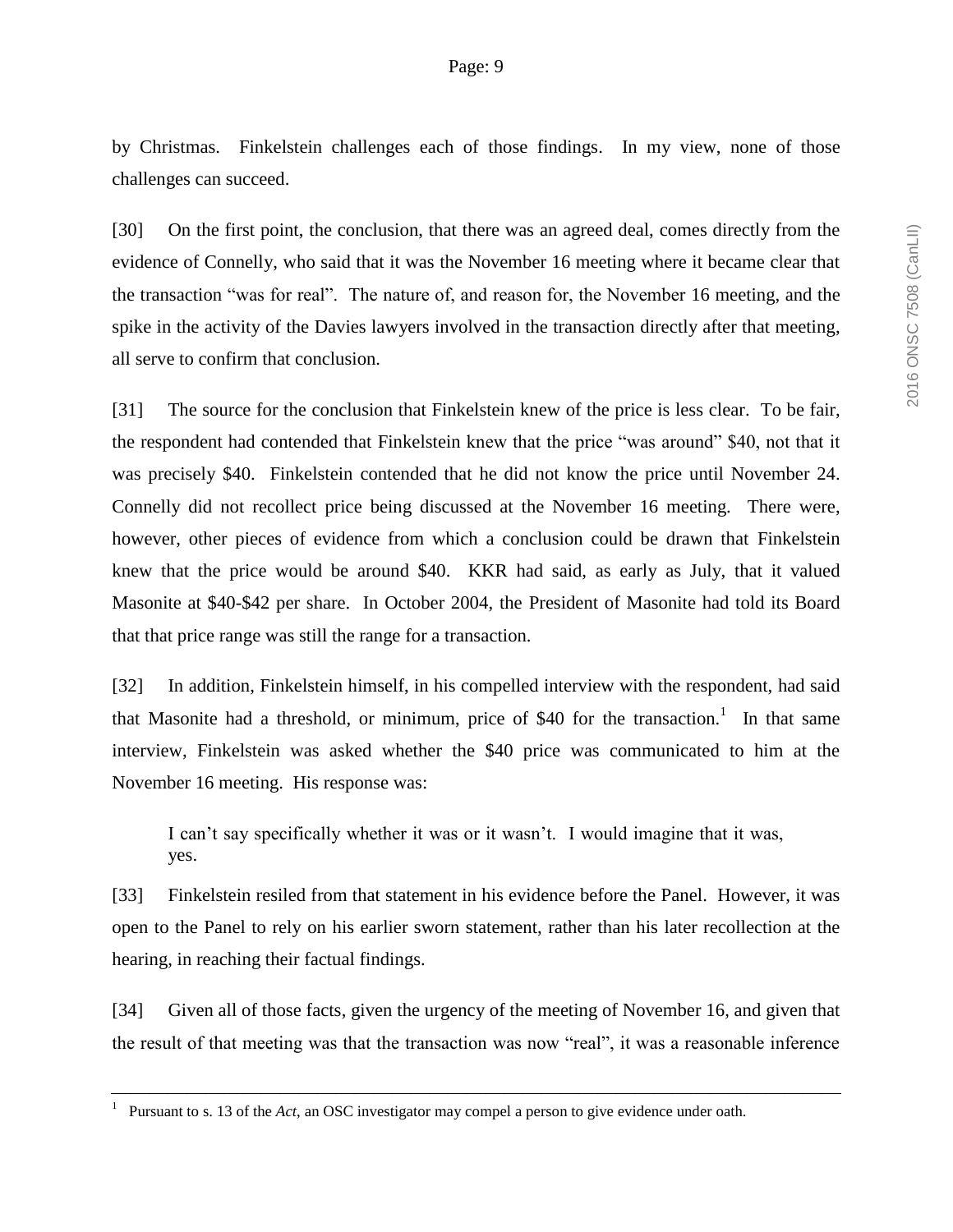by Christmas. Finkelstein challenges each of those findings. In my view, none of those challenges can succeed.

[30] On the first point, the conclusion, that there was an agreed deal, comes directly from the evidence of Connelly, who said that it was the November 16 meeting where it became clear that the transaction "was for real". The nature of, and reason for, the November 16 meeting, and the spike in the activity of the Davies lawyers involved in the transaction directly after that meeting, all serve to confirm that conclusion.

[31] The source for the conclusion that Finkelstein knew of the price is less clear. To be fair, the respondent had contended that Finkelstein knew that the price "was around" $40, not that it was precisely $40. Finkelstein contended that he did not know the price until November 24. Connelly did not recollect price being discussed at the November 16 meeting. There were, however, other pieces of evidence from which a conclusion could be drawn that Finkelstein knew that the price would be around $40. KKR had said, as early as July, that it valued Masonite at $40-$42 per share. In October 2004, the President of Masonite had told its Board that that price range was still the range for a transaction.

[32] In addition, Finkelstein himself, in his compelled interview with the respondent, had said that Masonite had a threshold, or minimum, price of $40 for the transaction.[1] In that same interview, Finkelstein was asked whether the $40 price was communicated to him at the November 16 meeting. His response was:

> I can't say specifically whether it was or it wasn't. I would imagine that it was, yes.

[33] Finkelstein resiled from that statement in his evidence before the Panel. However, it was open to the Panel to rely on his earlier sworn statement, rather than his later recollection at the hearing, in reaching their factual findings.

[34] Given all of those facts, given the urgency of the meeting of November 16, and given that the result of that meeting was that the transaction was now "real", it was a reasonable inference

---

[1] Pursuant to s. 13 of the *Act*, an OSC investigator may compel a person to give evidence under oath.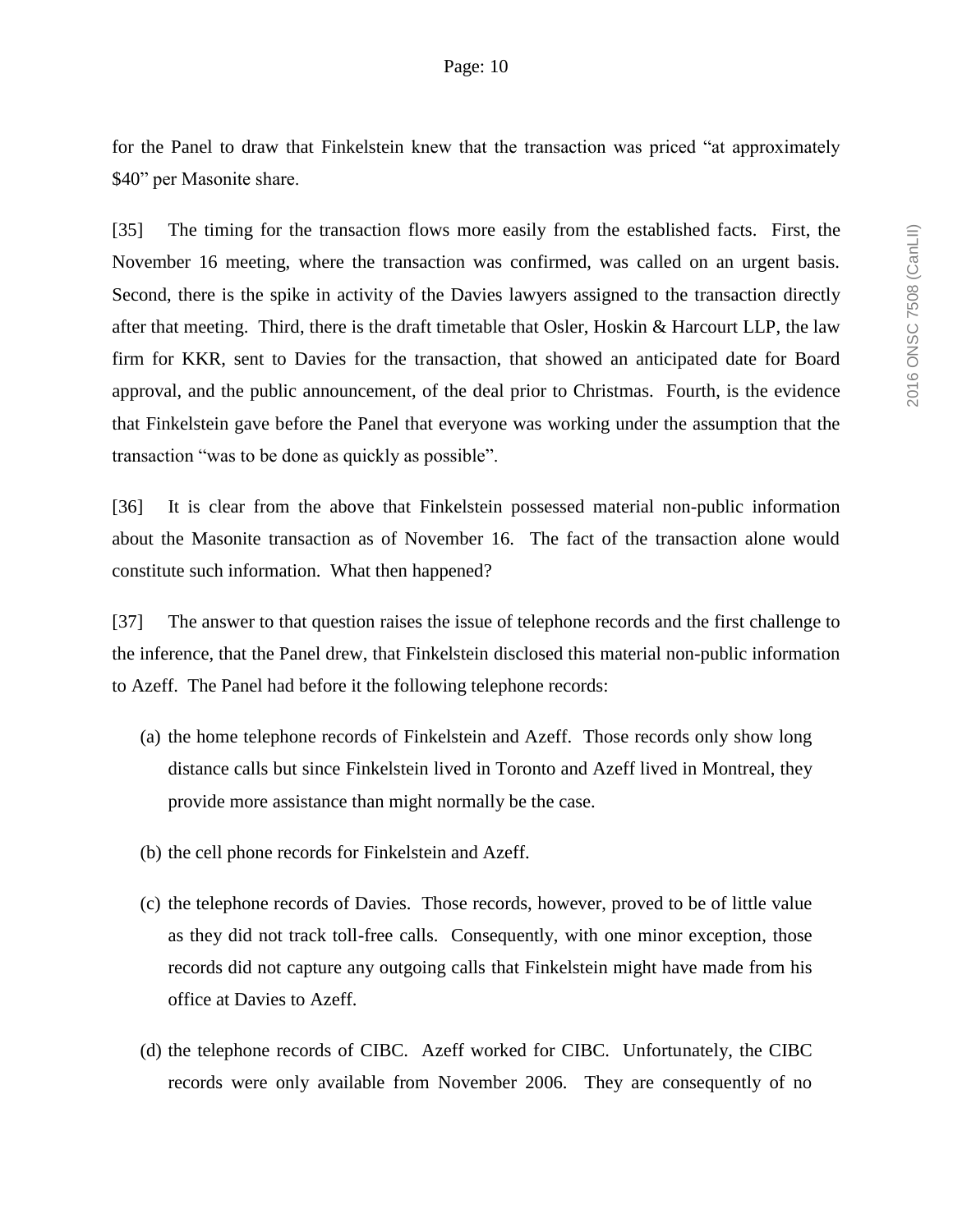for the Panel to draw that Finkelstein knew that the transaction was priced "at approximately $40" per Masonite share.

[35] The timing for the transaction flows more easily from the established facts. First, the November 16 meeting, where the transaction was confirmed, was called on an urgent basis. Second, there is the spike in activity of the Davies lawyers assigned to the transaction directly after that meeting. Third, there is the draft timetable that Osler, Hoskin & Harcourt LLP, the law firm for KKR, sent to Davies for the transaction, that showed an anticipated date for Board approval, and the public announcement, of the deal prior to Christmas. Fourth, is the evidence that Finkelstein gave before the Panel that everyone was working under the assumption that the transaction "was to be done as quickly as possible".

[36] It is clear from the above that Finkelstein possessed material non-public information about the Masonite transaction as of November 16. The fact of the transaction alone would constitute such information. What then happened?

[37] The answer to that question raises the issue of telephone records and the first challenge to the inference, that the Panel drew, that Finkelstein disclosed this material non-public information to Azeff. The Panel had before it the following telephone records:

(a) the home telephone records of Finkelstein and Azeff. Those records only show long distance calls but since Finkelstein lived in Toronto and Azeff lived in Montreal, they provide more assistance than might normally be the case.

(b) the cell phone records for Finkelstein and Azeff.

(c) the telephone records of Davies. Those records, however, proved to be of little value as they did not track toll-free calls. Consequently, with one minor exception, those records did not capture any outgoing calls that Finkelstein might have made from his office at Davies to Azeff.

(d) the telephone records of CIBC. Azeff worked for CIBC. Unfortunately, the CIBC records were only available from November 2006. They are consequently of no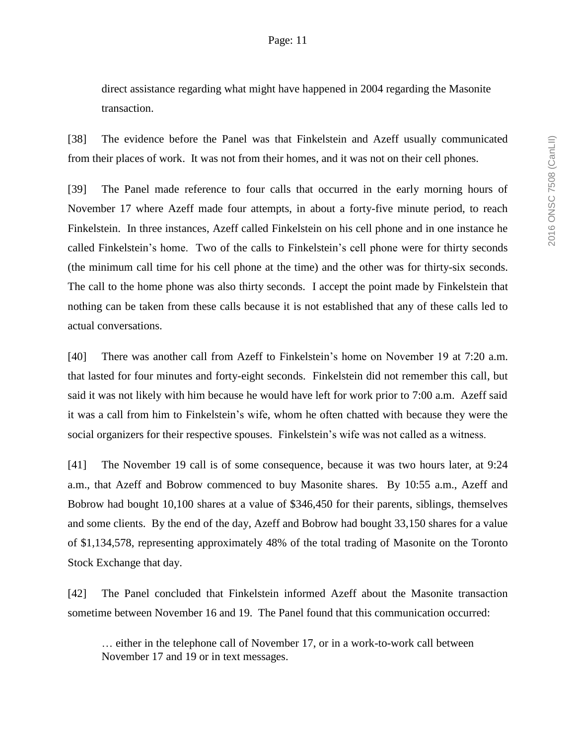direct assistance regarding what might have happened in 2004 regarding the Masonite transaction.

[38] The evidence before the Panel was that Finkelstein and Azeff usually communicated from their places of work. It was not from their homes, and it was not on their cell phones.

[39] The Panel made reference to four calls that occurred in the early morning hours of November 17 where Azeff made four attempts, in about a forty-five minute period, to reach Finkelstein. In three instances, Azeff called Finkelstein on his cell phone and in one instance he called Finkelstein's home. Two of the calls to Finkelstein's cell phone were for thirty seconds (the minimum call time for his cell phone at the time) and the other was for thirty-six seconds. The call to the home phone was also thirty seconds. I accept the point made by Finkelstein that nothing can be taken from these calls because it is not established that any of these calls led to actual conversations.

[40] There was another call from Azeff to Finkelstein's home on November 19 at 7:20 a.m. that lasted for four minutes and forty-eight seconds. Finkelstein did not remember this call, but said it was not likely with him because he would have left for work prior to 7:00 a.m. Azeff said it was a call from him to Finkelstein's wife, whom he often chatted with because they were the social organizers for their respective spouses. Finkelstein's wife was not called as a witness.

[41] The November 19 call is of some consequence, because it was two hours later, at 9:24 a.m., that Azeff and Bobrow commenced to buy Masonite shares. By 10:55 a.m., Azeff and Bobrow had bought 10,100 shares at a value of $346,450 for their parents, siblings, themselves and some clients. By the end of the day, Azeff and Bobrow had bought 33,150 shares for a value of $1,134,578, representing approximately 48% of the total trading of Masonite on the Toronto Stock Exchange that day.

[42] The Panel concluded that Finkelstein informed Azeff about the Masonite transaction sometime between November 16 and 19. The Panel found that this communication occurred:

> … either in the telephone call of November 17, or in a work-to-work call between November 17 and 19 or in text messages.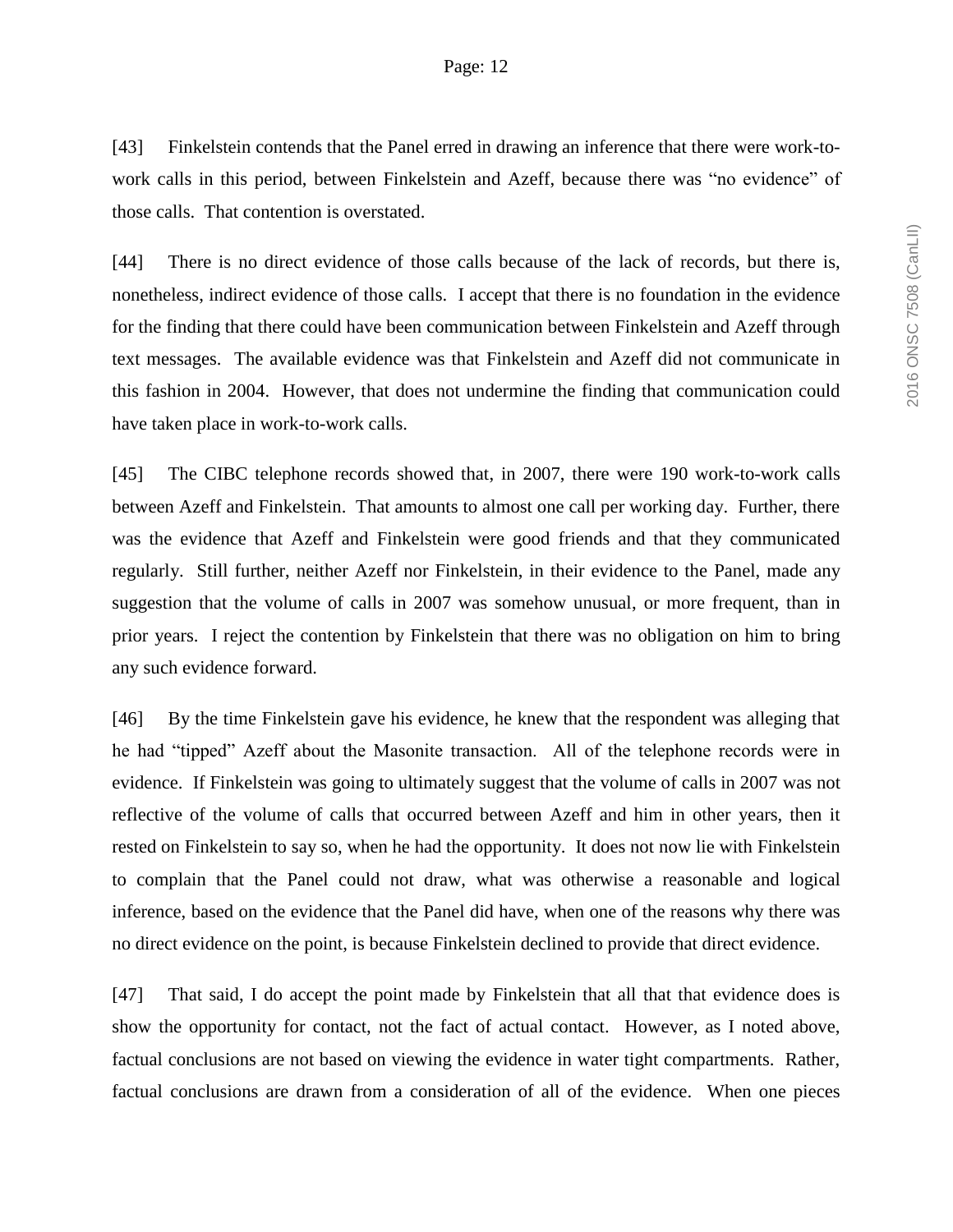[43] Finkelstein contends that the Panel erred in drawing an inference that there were work-to-work calls in this period, between Finkelstein and Azeff, because there was "no evidence" of those calls. That contention is overstated.

[44] There is no direct evidence of those calls because of the lack of records, but there is, nonetheless, indirect evidence of those calls. I accept that there is no foundation in the evidence for the finding that there could have been communication between Finkelstein and Azeff through text messages. The available evidence was that Finkelstein and Azeff did not communicate in this fashion in 2004. However, that does not undermine the finding that communication could have taken place in work-to-work calls.

[45] The CIBC telephone records showed that, in 2007, there were 190 work-to-work calls between Azeff and Finkelstein. That amounts to almost one call per working day. Further, there was the evidence that Azeff and Finkelstein were good friends and that they communicated regularly. Still further, neither Azeff nor Finkelstein, in their evidence to the Panel, made any suggestion that the volume of calls in 2007 was somehow unusual, or more frequent, than in prior years. I reject the contention by Finkelstein that there was no obligation on him to bring any such evidence forward.

[46] By the time Finkelstein gave his evidence, he knew that the respondent was alleging that he had "tipped" Azeff about the Masonite transaction. All of the telephone records were in evidence. If Finkelstein was going to ultimately suggest that the volume of calls in 2007 was not reflective of the volume of calls that occurred between Azeff and him in other years, then it rested on Finkelstein to say so, when he had the opportunity. It does not now lie with Finkelstein to complain that the Panel could not draw, what was otherwise a reasonable and logical inference, based on the evidence that the Panel did have, when one of the reasons why there was no direct evidence on the point, is because Finkelstein declined to provide that direct evidence.

[47] That said, I do accept the point made by Finkelstein that all that that evidence does is show the opportunity for contact, not the fact of actual contact. However, as I noted above, factual conclusions are not based on viewing the evidence in water tight compartments. Rather, factual conclusions are drawn from a consideration of all of the evidence. When one pieces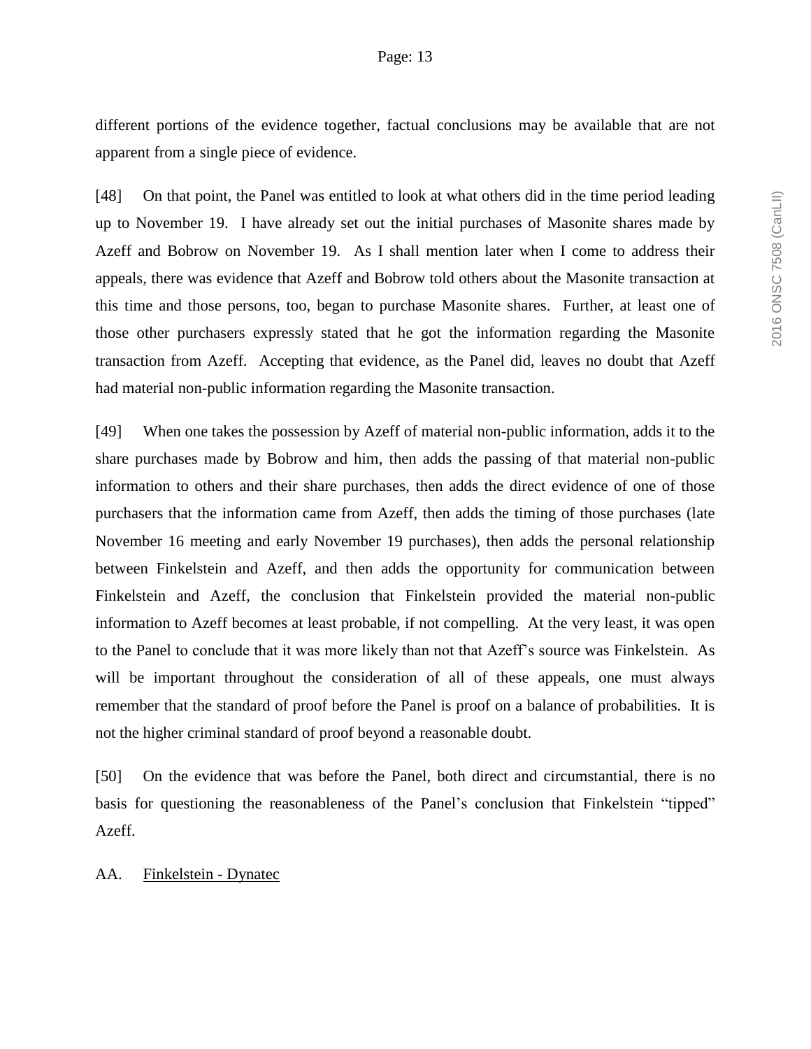different portions of the evidence together, factual conclusions may be available that are not apparent from a single piece of evidence.

[48] On that point, the Panel was entitled to look at what others did in the time period leading up to November 19. I have already set out the initial purchases of Masonite shares made by Azeff and Bobrow on November 19. As I shall mention later when I come to address their appeals, there was evidence that Azeff and Bobrow told others about the Masonite transaction at this time and those persons, too, began to purchase Masonite shares. Further, at least one of those other purchasers expressly stated that he got the information regarding the Masonite transaction from Azeff. Accepting that evidence, as the Panel did, leaves no doubt that Azeff had material non-public information regarding the Masonite transaction.

[49] When one takes the possession by Azeff of material non-public information, adds it to the share purchases made by Bobrow and him, then adds the passing of that material non-public information to others and their share purchases, then adds the direct evidence of one of those purchasers that the information came from Azeff, then adds the timing of those purchases (late November 16 meeting and early November 19 purchases), then adds the personal relationship between Finkelstein and Azeff, and then adds the opportunity for communication between Finkelstein and Azeff, the conclusion that Finkelstein provided the material non-public information to Azeff becomes at least probable, if not compelling. At the very least, it was open to the Panel to conclude that it was more likely than not that Azeff's source was Finkelstein. As will be important throughout the consideration of all of these appeals, one must always remember that the standard of proof before the Panel is proof on a balance of probabilities. It is not the higher criminal standard of proof beyond a reasonable doubt.

[50] On the evidence that was before the Panel, both direct and circumstantial, there is no basis for questioning the reasonableness of the Panel's conclusion that Finkelstein "tipped" Azeff.

## AA. Finkelstein - Dynatec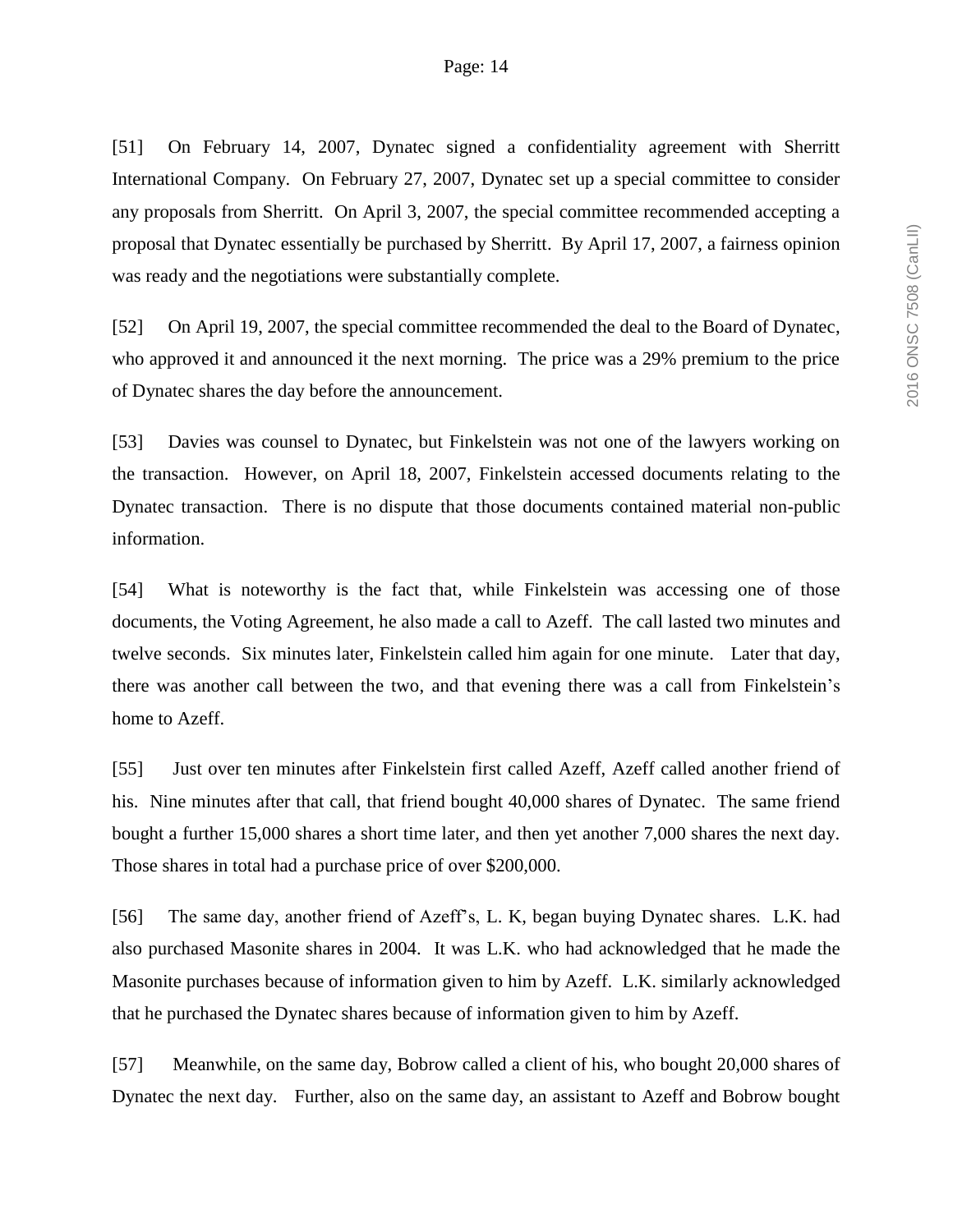[51] On February 14, 2007, Dynatec signed a confidentiality agreement with Sherritt International Company. On February 27, 2007, Dynatec set up a special committee to consider any proposals from Sherritt. On April 3, 2007, the special committee recommended accepting a proposal that Dynatec essentially be purchased by Sherritt. By April 17, 2007, a fairness opinion was ready and the negotiations were substantially complete.

[52] On April 19, 2007, the special committee recommended the deal to the Board of Dynatec, who approved it and announced it the next morning. The price was a 29% premium to the price of Dynatec shares the day before the announcement.

[53] Davies was counsel to Dynatec, but Finkelstein was not one of the lawyers working on the transaction. However, on April 18, 2007, Finkelstein accessed documents relating to the Dynatec transaction. There is no dispute that those documents contained material non-public information.

[54] What is noteworthy is the fact that, while Finkelstein was accessing one of those documents, the Voting Agreement, he also made a call to Azeff. The call lasted two minutes and twelve seconds. Six minutes later, Finkelstein called him again for one minute. Later that day, there was another call between the two, and that evening there was a call from Finkelstein's home to Azeff.

[55] Just over ten minutes after Finkelstein first called Azeff, Azeff called another friend of his. Nine minutes after that call, that friend bought 40,000 shares of Dynatec. The same friend bought a further 15,000 shares a short time later, and then yet another 7,000 shares the next day. Those shares in total had a purchase price of over $200,000.

[56] The same day, another friend of Azeff's, L. K, began buying Dynatec shares. L.K. had also purchased Masonite shares in 2004. It was L.K. who had acknowledged that he made the Masonite purchases because of information given to him by Azeff. L.K. similarly acknowledged that he purchased the Dynatec shares because of information given to him by Azeff.

[57] Meanwhile, on the same day, Bobrow called a client of his, who bought 20,000 shares of Dynatec the next day. Further, also on the same day, an assistant to Azeff and Bobrow bought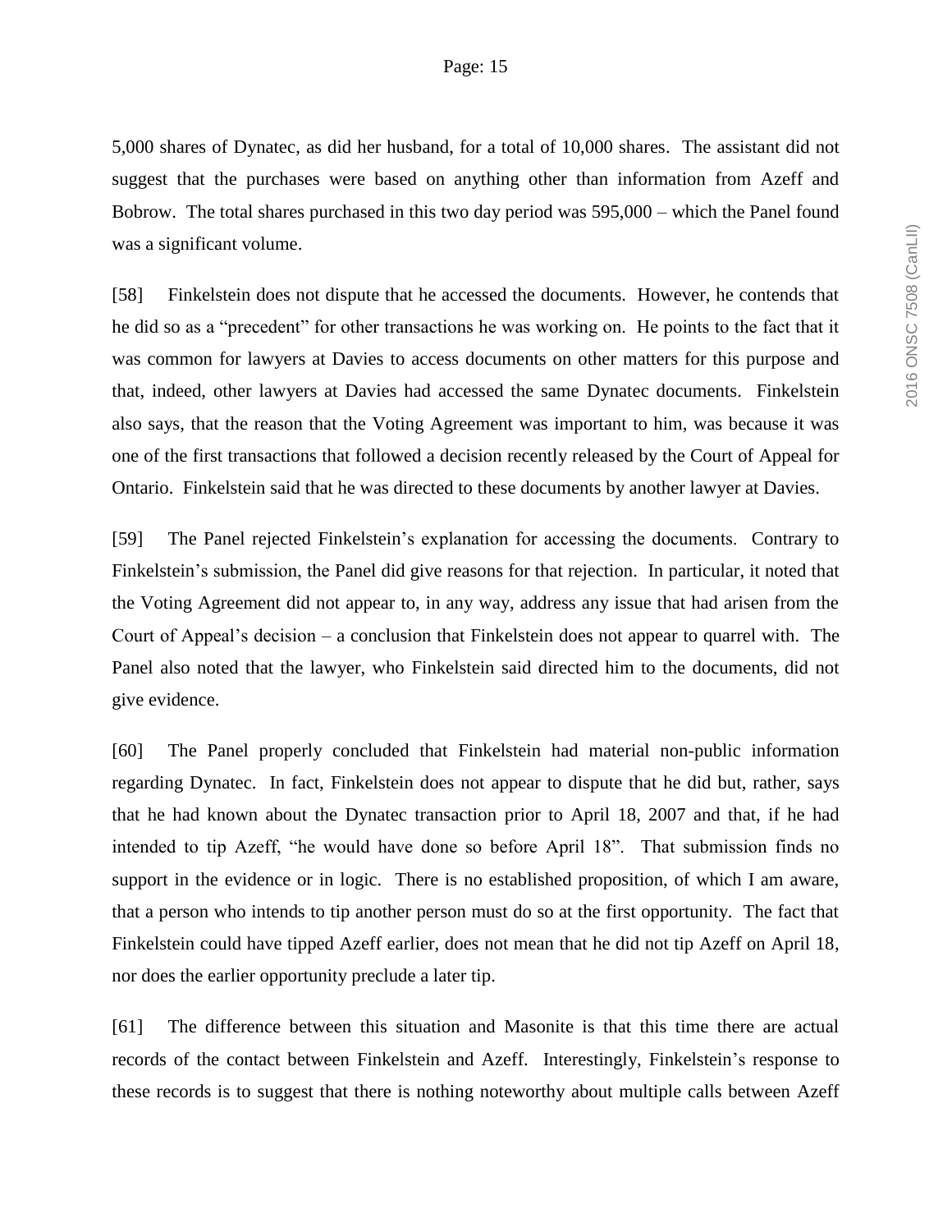5,000 shares of Dynatec, as did her husband, for a total of 10,000 shares. The assistant did not suggest that the purchases were based on anything other than information from Azeff and Bobrow. The total shares purchased in this two day period was 595,000 – which the Panel found was a significant volume.

[58] Finkelstein does not dispute that he accessed the documents. However, he contends that he did so as a "precedent" for other transactions he was working on. He points to the fact that it was common for lawyers at Davies to access documents on other matters for this purpose and that, indeed, other lawyers at Davies had accessed the same Dynatec documents. Finkelstein also says, that the reason that the Voting Agreement was important to him, was because it was one of the first transactions that followed a decision recently released by the Court of Appeal for Ontario. Finkelstein said that he was directed to these documents by another lawyer at Davies.

[59] The Panel rejected Finkelstein's explanation for accessing the documents. Contrary to Finkelstein's submission, the Panel did give reasons for that rejection. In particular, it noted that the Voting Agreement did not appear to, in any way, address any issue that had arisen from the Court of Appeal's decision – a conclusion that Finkelstein does not appear to quarrel with. The Panel also noted that the lawyer, who Finkelstein said directed him to the documents, did not give evidence.

[60] The Panel properly concluded that Finkelstein had material non-public information regarding Dynatec. In fact, Finkelstein does not appear to dispute that he did but, rather, says that he had known about the Dynatec transaction prior to April 18, 2007 and that, if he had intended to tip Azeff, "he would have done so before April 18". That submission finds no support in the evidence or in logic. There is no established proposition, of which I am aware, that a person who intends to tip another person must do so at the first opportunity. The fact that Finkelstein could have tipped Azeff earlier, does not mean that he did not tip Azeff on April 18, nor does the earlier opportunity preclude a later tip.

[61] The difference between this situation and Masonite is that this time there are actual records of the contact between Finkelstein and Azeff. Interestingly, Finkelstein's response to these records is to suggest that there is nothing noteworthy about multiple calls between Azeff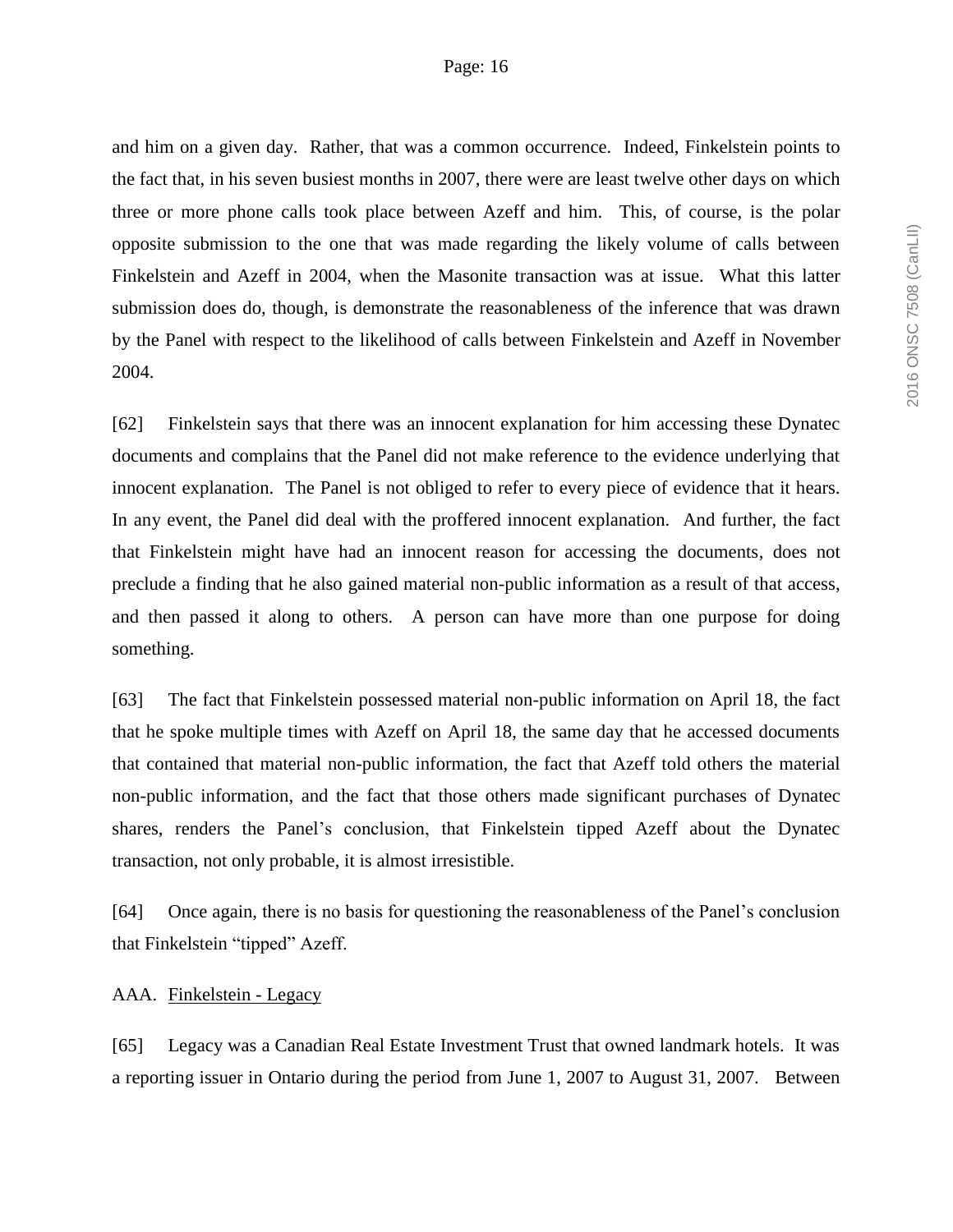and him on a given day. Rather, that was a common occurrence. Indeed, Finkelstein points to the fact that, in his seven busiest months in 2007, there were are least twelve other days on which three or more phone calls took place between Azeff and him. This, of course, is the polar opposite submission to the one that was made regarding the likely volume of calls between Finkelstein and Azeff in 2004, when the Masonite transaction was at issue. What this latter submission does do, though, is demonstrate the reasonableness of the inference that was drawn by the Panel with respect to the likelihood of calls between Finkelstein and Azeff in November 2004.

[62] Finkelstein says that there was an innocent explanation for him accessing these Dynatec documents and complains that the Panel did not make reference to the evidence underlying that innocent explanation. The Panel is not obliged to refer to every piece of evidence that it hears. In any event, the Panel did deal with the proffered innocent explanation. And further, the fact that Finkelstein might have had an innocent reason for accessing the documents, does not preclude a finding that he also gained material non-public information as a result of that access, and then passed it along to others. A person can have more than one purpose for doing something.

[63] The fact that Finkelstein possessed material non-public information on April 18, the fact that he spoke multiple times with Azeff on April 18, the same day that he accessed documents that contained that material non-public information, the fact that Azeff told others the material non-public information, and the fact that those others made significant purchases of Dynatec shares, renders the Panel's conclusion, that Finkelstein tipped Azeff about the Dynatec transaction, not only probable, it is almost irresistible.

[64] Once again, there is no basis for questioning the reasonableness of the Panel's conclusion that Finkelstein "tipped" Azeff.

### AAA. <u>Finkelstein - Legacy</u>

[65] Legacy was a Canadian Real Estate Investment Trust that owned landmark hotels. It was a reporting issuer in Ontario during the period from June 1, 2007 to August 31, 2007. Between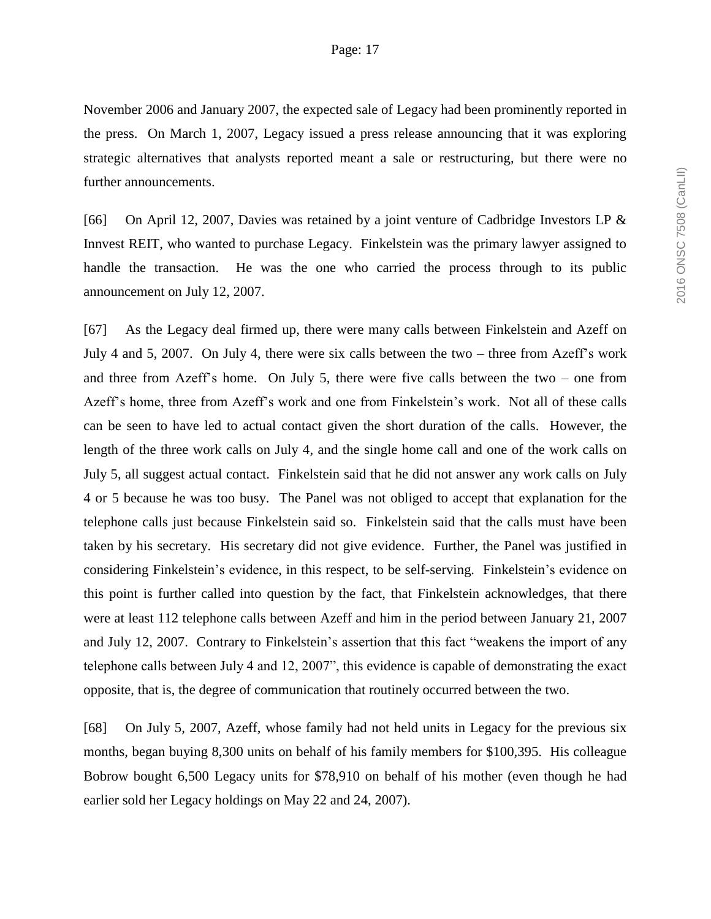November 2006 and January 2007, the expected sale of Legacy had been prominently reported in the press. On March 1, 2007, Legacy issued a press release announcing that it was exploring strategic alternatives that analysts reported meant a sale or restructuring, but there were no further announcements.

[66] On April 12, 2007, Davies was retained by a joint venture of Cadbridge Investors LP & Innvest REIT, who wanted to purchase Legacy. Finkelstein was the primary lawyer assigned to handle the transaction. He was the one who carried the process through to its public announcement on July 12, 2007.

[67] As the Legacy deal firmed up, there were many calls between Finkelstein and Azeff on July 4 and 5, 2007. On July 4, there were six calls between the two – three from Azeff's work and three from Azeff's home. On July 5, there were five calls between the two – one from Azeff's home, three from Azeff's work and one from Finkelstein's work. Not all of these calls can be seen to have led to actual contact given the short duration of the calls. However, the length of the three work calls on July 4, and the single home call and one of the work calls on July 5, all suggest actual contact. Finkelstein said that he did not answer any work calls on July 4 or 5 because he was too busy. The Panel was not obliged to accept that explanation for the telephone calls just because Finkelstein said so. Finkelstein said that the calls must have been taken by his secretary. His secretary did not give evidence. Further, the Panel was justified in considering Finkelstein's evidence, in this respect, to be self-serving. Finkelstein's evidence on this point is further called into question by the fact, that Finkelstein acknowledges, that there were at least 112 telephone calls between Azeff and him in the period between January 21, 2007 and July 12, 2007. Contrary to Finkelstein's assertion that this fact "weakens the import of any telephone calls between July 4 and 12, 2007", this evidence is capable of demonstrating the exact opposite, that is, the degree of communication that routinely occurred between the two.

[68] On July 5, 2007, Azeff, whose family had not held units in Legacy for the previous six months, began buying 8,300 units on behalf of his family members for $100,395. His colleague Bobrow bought 6,500 Legacy units for $78,910 on behalf of his mother (even though he had earlier sold her Legacy holdings on May 22 and 24, 2007).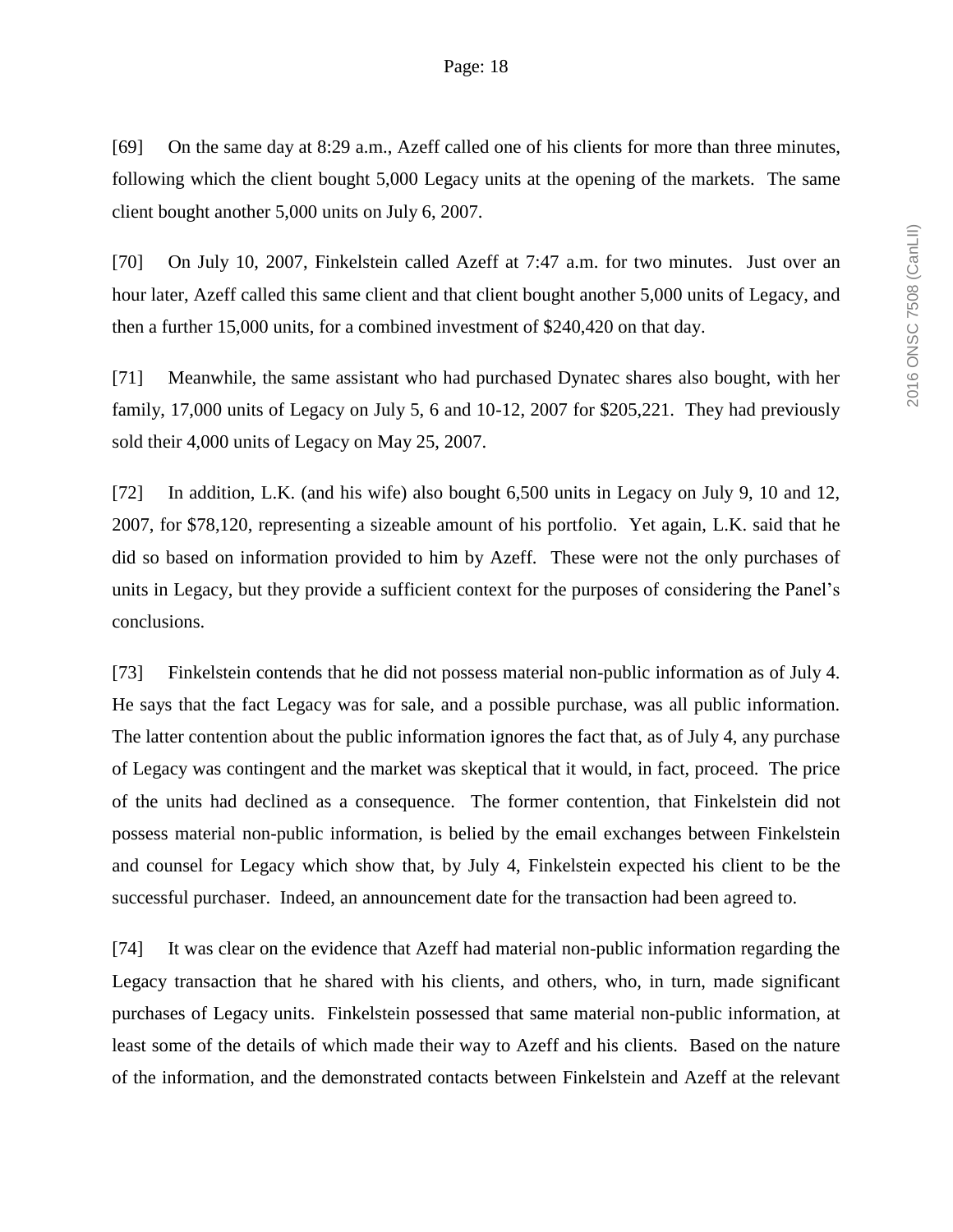[69] On the same day at 8:29 a.m., Azeff called one of his clients for more than three minutes, following which the client bought 5,000 Legacy units at the opening of the markets. The same client bought another 5,000 units on July 6, 2007.

[70] On July 10, 2007, Finkelstein called Azeff at 7:47 a.m. for two minutes. Just over an hour later, Azeff called this same client and that client bought another 5,000 units of Legacy, and then a further 15,000 units, for a combined investment of $240,420 on that day.

[71] Meanwhile, the same assistant who had purchased Dynatec shares also bought, with her family, 17,000 units of Legacy on July 5, 6 and 10-12, 2007 for $205,221. They had previously sold their 4,000 units of Legacy on May 25, 2007.

[72] In addition, L.K. (and his wife) also bought 6,500 units in Legacy on July 9, 10 and 12, 2007, for $78,120, representing a sizeable amount of his portfolio. Yet again, L.K. said that he did so based on information provided to him by Azeff. These were not the only purchases of units in Legacy, but they provide a sufficient context for the purposes of considering the Panel's conclusions.

[73] Finkelstein contends that he did not possess material non-public information as of July 4. He says that the fact Legacy was for sale, and a possible purchase, was all public information. The latter contention about the public information ignores the fact that, as of July 4, any purchase of Legacy was contingent and the market was skeptical that it would, in fact, proceed. The price of the units had declined as a consequence. The former contention, that Finkelstein did not possess material non-public information, is belied by the email exchanges between Finkelstein and counsel for Legacy which show that, by July 4, Finkelstein expected his client to be the successful purchaser. Indeed, an announcement date for the transaction had been agreed to.

[74] It was clear on the evidence that Azeff had material non-public information regarding the Legacy transaction that he shared with his clients, and others, who, in turn, made significant purchases of Legacy units. Finkelstein possessed that same material non-public information, at least some of the details of which made their way to Azeff and his clients. Based on the nature of the information, and the demonstrated contacts between Finkelstein and Azeff at the relevant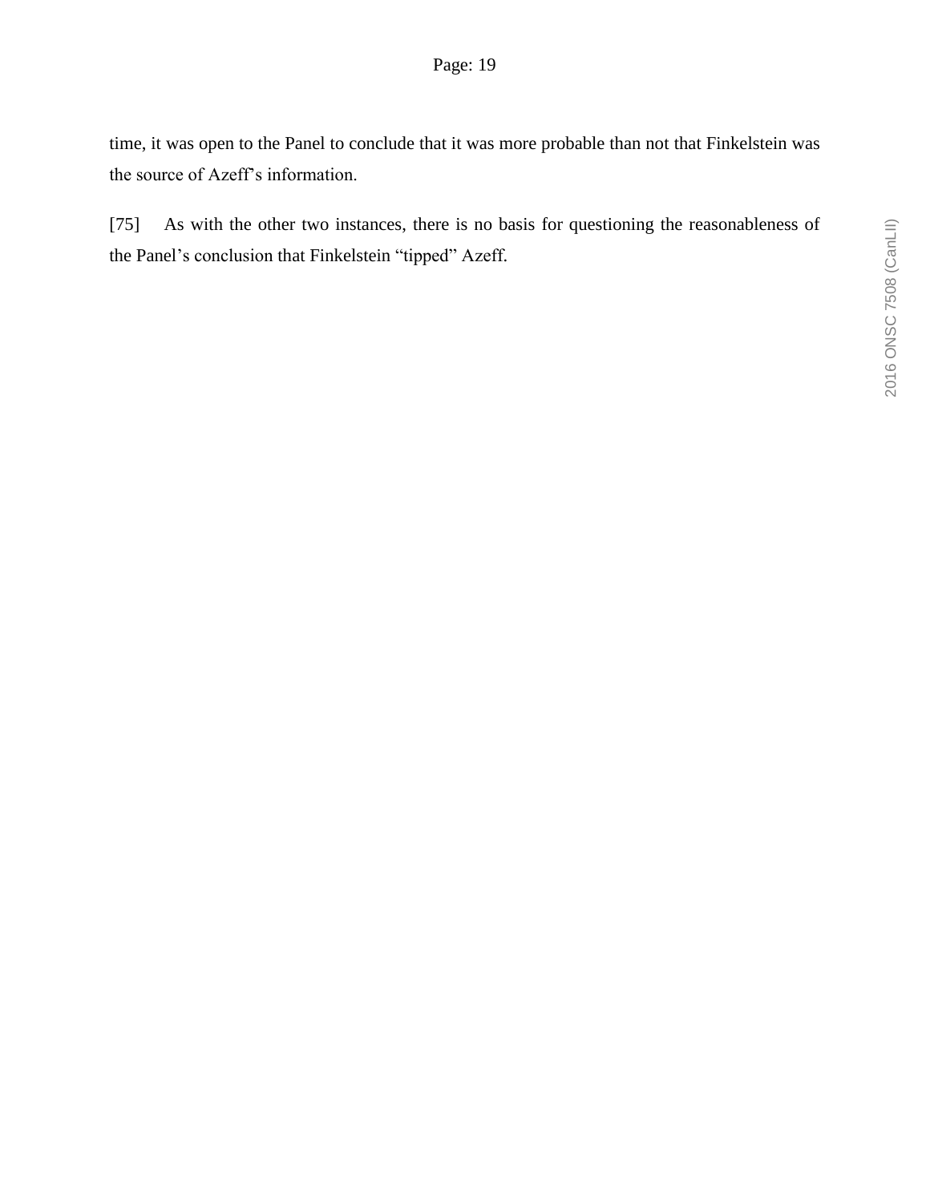time, it was open to the Panel to conclude that it was more probable than not that Finkelstein was the source of Azeff's information.

[75] As with the other two instances, there is no basis for questioning the reasonableness of the Panel's conclusion that Finkelstein "tipped" Azeff.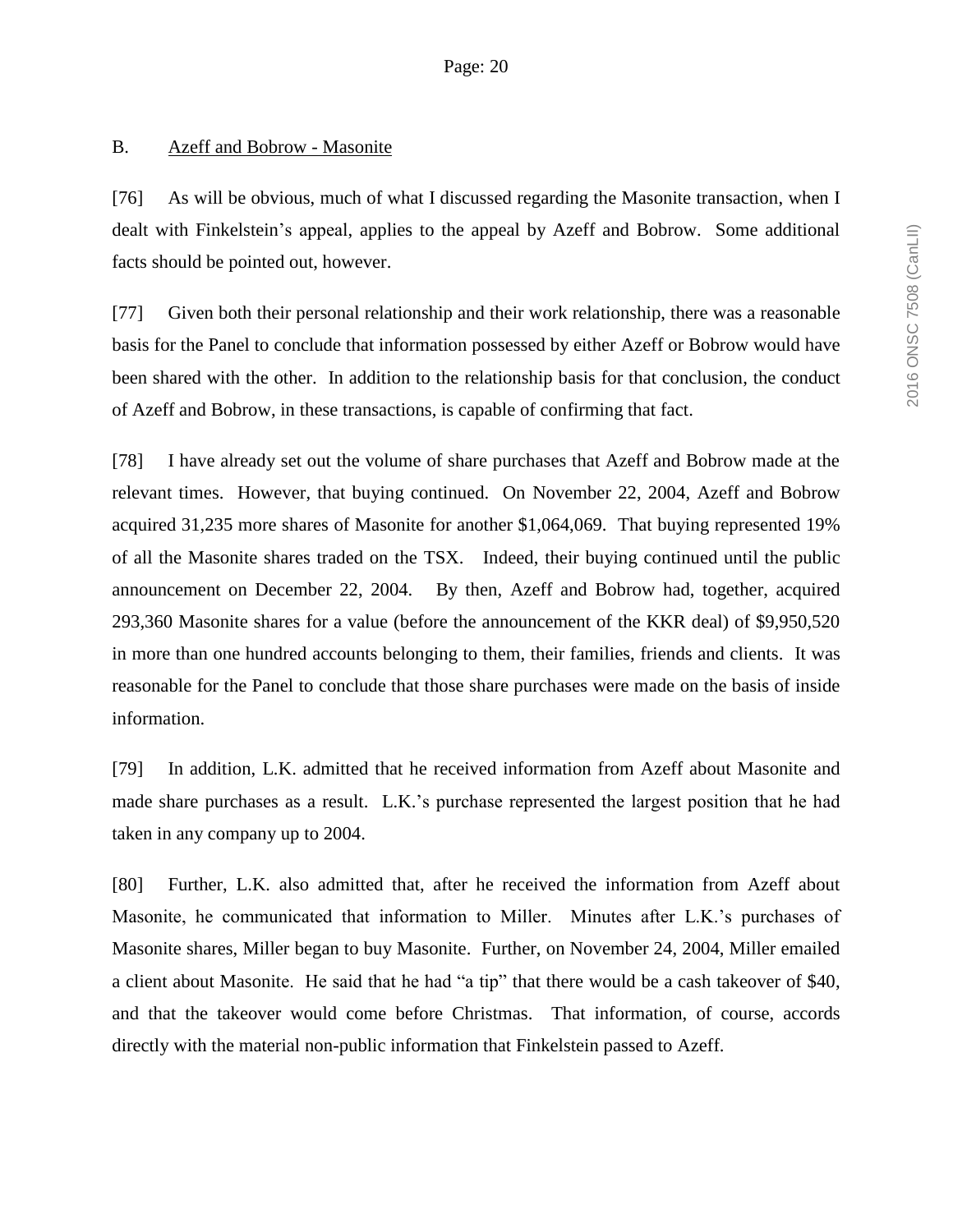### B. Azeff and Bobrow - Masonite

[76] As will be obvious, much of what I discussed regarding the Masonite transaction, when I dealt with Finkelstein's appeal, applies to the appeal by Azeff and Bobrow. Some additional facts should be pointed out, however.

[77] Given both their personal relationship and their work relationship, there was a reasonable basis for the Panel to conclude that information possessed by either Azeff or Bobrow would have been shared with the other. In addition to the relationship basis for that conclusion, the conduct of Azeff and Bobrow, in these transactions, is capable of confirming that fact.

[78] I have already set out the volume of share purchases that Azeff and Bobrow made at the relevant times. However, that buying continued. On November 22, 2004, Azeff and Bobrow acquired 31,235 more shares of Masonite for another $1,064,069. That buying represented 19% of all the Masonite shares traded on the TSX. Indeed, their buying continued until the public announcement on December 22, 2004. By then, Azeff and Bobrow had, together, acquired 293,360 Masonite shares for a value (before the announcement of the KKR deal) of $9,950,520 in more than one hundred accounts belonging to them, their families, friends and clients. It was reasonable for the Panel to conclude that those share purchases were made on the basis of inside information.

[79] In addition, L.K. admitted that he received information from Azeff about Masonite and made share purchases as a result. L.K.'s purchase represented the largest position that he had taken in any company up to 2004.

[80] Further, L.K. also admitted that, after he received the information from Azeff about Masonite, he communicated that information to Miller. Minutes after L.K.'s purchases of Masonite shares, Miller began to buy Masonite. Further, on November 24, 2004, Miller emailed a client about Masonite. He said that he had "a tip" that there would be a cash takeover of $40, and that the takeover would come before Christmas. That information, of course, accords directly with the material non-public information that Finkelstein passed to Azeff.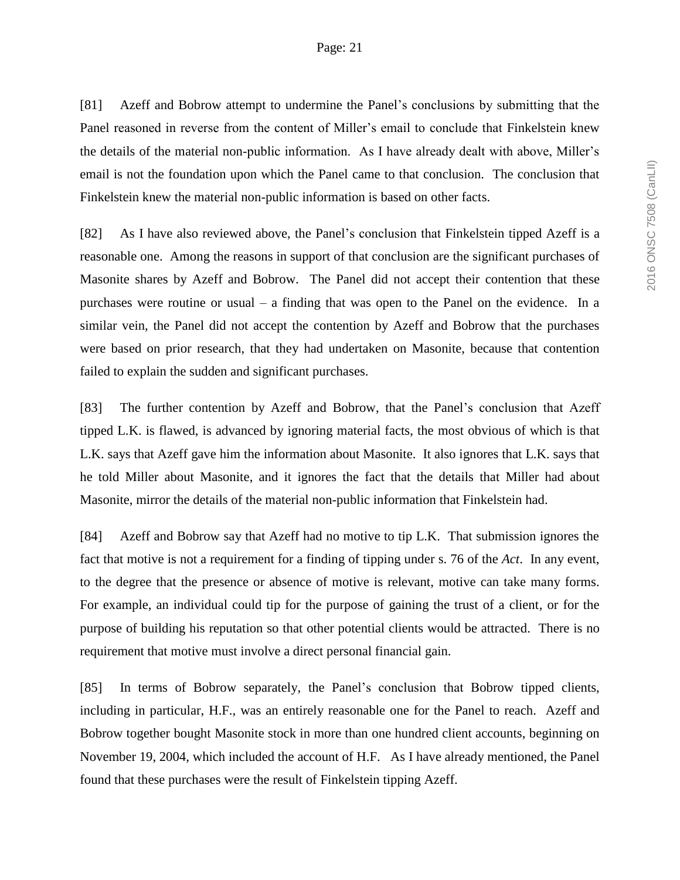[81] Azeff and Bobrow attempt to undermine the Panel's conclusions by submitting that the Panel reasoned in reverse from the content of Miller's email to conclude that Finkelstein knew the details of the material non-public information. As I have already dealt with above, Miller's email is not the foundation upon which the Panel came to that conclusion. The conclusion that Finkelstein knew the material non-public information is based on other facts.

[82] As I have also reviewed above, the Panel's conclusion that Finkelstein tipped Azeff is a reasonable one. Among the reasons in support of that conclusion are the significant purchases of Masonite shares by Azeff and Bobrow. The Panel did not accept their contention that these purchases were routine or usual – a finding that was open to the Panel on the evidence. In a similar vein, the Panel did not accept the contention by Azeff and Bobrow that the purchases were based on prior research, that they had undertaken on Masonite, because that contention failed to explain the sudden and significant purchases.

[83] The further contention by Azeff and Bobrow, that the Panel's conclusion that Azeff tipped L.K. is flawed, is advanced by ignoring material facts, the most obvious of which is that L.K. says that Azeff gave him the information about Masonite. It also ignores that L.K. says that he told Miller about Masonite, and it ignores the fact that the details that Miller had about Masonite, mirror the details of the material non-public information that Finkelstein had.

[84] Azeff and Bobrow say that Azeff had no motive to tip L.K. That submission ignores the fact that motive is not a requirement for a finding of tipping under s. 76 of the *Act*. In any event, to the degree that the presence or absence of motive is relevant, motive can take many forms. For example, an individual could tip for the purpose of gaining the trust of a client, or for the purpose of building his reputation so that other potential clients would be attracted. There is no requirement that motive must involve a direct personal financial gain.

[85] In terms of Bobrow separately, the Panel's conclusion that Bobrow tipped clients, including in particular, H.F., was an entirely reasonable one for the Panel to reach. Azeff and Bobrow together bought Masonite stock in more than one hundred client accounts, beginning on November 19, 2004, which included the account of H.F. As I have already mentioned, the Panel found that these purchases were the result of Finkelstein tipping Azeff.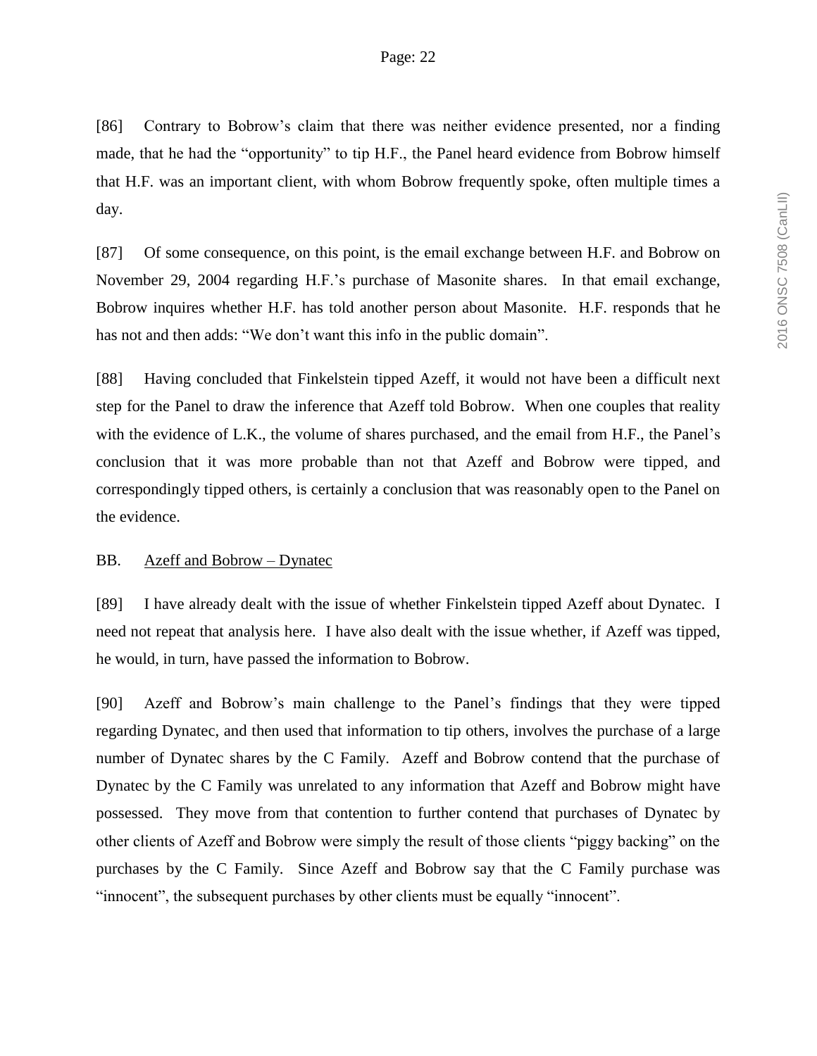[86] Contrary to Bobrow's claim that there was neither evidence presented, nor a finding made, that he had the "opportunity" to tip H.F., the Panel heard evidence from Bobrow himself that H.F. was an important client, with whom Bobrow frequently spoke, often multiple times a day.

[87] Of some consequence, on this point, is the email exchange between H.F. and Bobrow on November 29, 2004 regarding H.F.'s purchase of Masonite shares. In that email exchange, Bobrow inquires whether H.F. has told another person about Masonite. H.F. responds that he has not and then adds: "We don't want this info in the public domain".

[88] Having concluded that Finkelstein tipped Azeff, it would not have been a difficult next step for the Panel to draw the inference that Azeff told Bobrow. When one couples that reality with the evidence of L.K., the volume of shares purchased, and the email from H.F., the Panel's conclusion that it was more probable than not that Azeff and Bobrow were tipped, and correspondingly tipped others, is certainly a conclusion that was reasonably open to the Panel on the evidence.

## BB. Azeff and Bobrow – Dynatec

[89] I have already dealt with the issue of whether Finkelstein tipped Azeff about Dynatec. I need not repeat that analysis here. I have also dealt with the issue whether, if Azeff was tipped, he would, in turn, have passed the information to Bobrow.

[90] Azeff and Bobrow's main challenge to the Panel's findings that they were tipped regarding Dynatec, and then used that information to tip others, involves the purchase of a large number of Dynatec shares by the C Family. Azeff and Bobrow contend that the purchase of Dynatec by the C Family was unrelated to any information that Azeff and Bobrow might have possessed. They move from that contention to further contend that purchases of Dynatec by other clients of Azeff and Bobrow were simply the result of those clients "piggy backing" on the purchases by the C Family. Since Azeff and Bobrow say that the C Family purchase was "innocent", the subsequent purchases by other clients must be equally "innocent".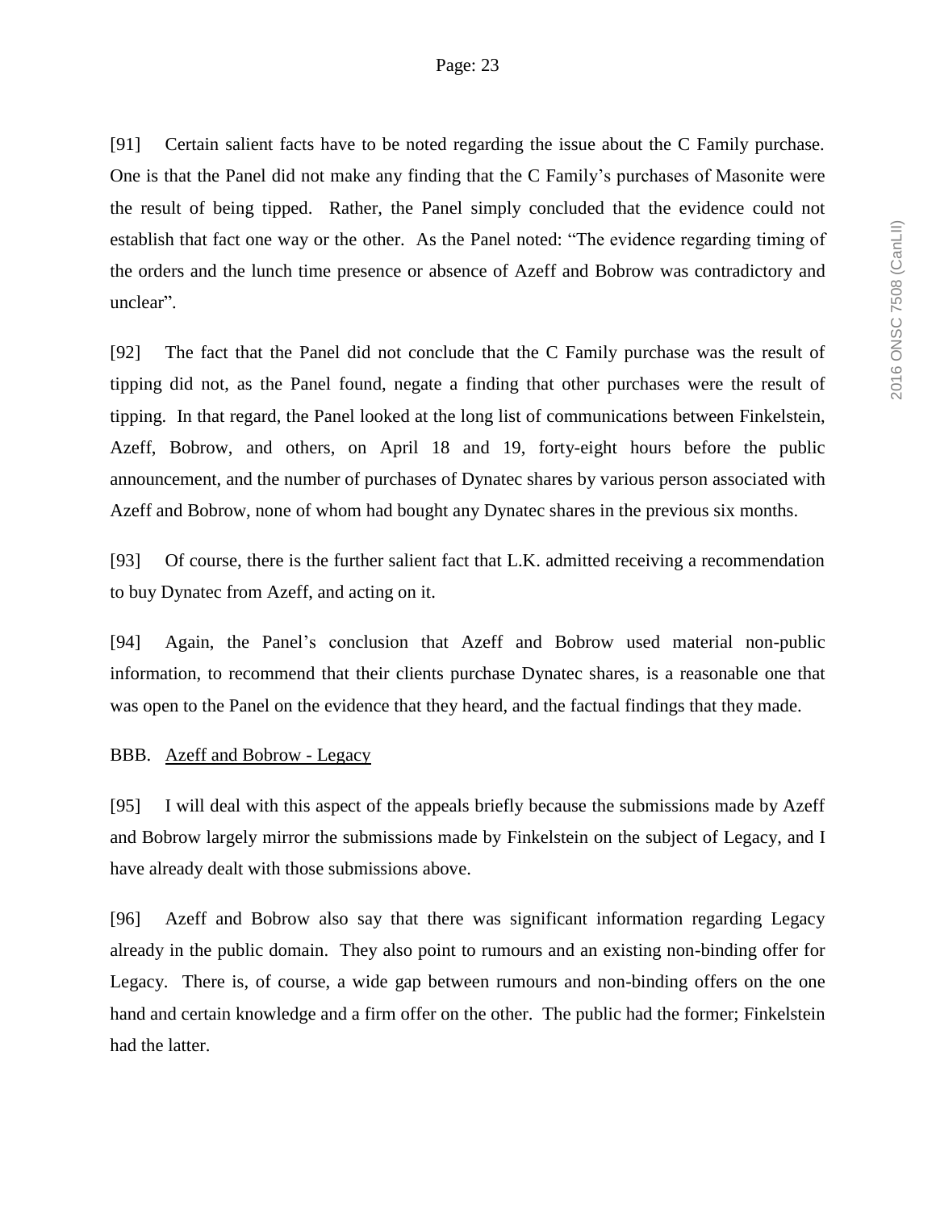[91] Certain salient facts have to be noted regarding the issue about the C Family purchase. One is that the Panel did not make any finding that the C Family's purchases of Masonite were the result of being tipped. Rather, the Panel simply concluded that the evidence could not establish that fact one way or the other. As the Panel noted: "The evidence regarding timing of the orders and the lunch time presence or absence of Azeff and Bobrow was contradictory and unclear".

[92] The fact that the Panel did not conclude that the C Family purchase was the result of tipping did not, as the Panel found, negate a finding that other purchases were the result of tipping. In that regard, the Panel looked at the long list of communications between Finkelstein, Azeff, Bobrow, and others, on April 18 and 19, forty-eight hours before the public announcement, and the number of purchases of Dynatec shares by various person associated with Azeff and Bobrow, none of whom had bought any Dynatec shares in the previous six months.

[93] Of course, there is the further salient fact that L.K. admitted receiving a recommendation to buy Dynatec from Azeff, and acting on it.

[94] Again, the Panel's conclusion that Azeff and Bobrow used material non-public information, to recommend that their clients purchase Dynatec shares, is a reasonable one that was open to the Panel on the evidence that they heard, and the factual findings that they made.

BBB. Azeff and Bobrow - Legacy

[95] I will deal with this aspect of the appeals briefly because the submissions made by Azeff and Bobrow largely mirror the submissions made by Finkelstein on the subject of Legacy, and I have already dealt with those submissions above.

[96] Azeff and Bobrow also say that there was significant information regarding Legacy already in the public domain. They also point to rumours and an existing non-binding offer for Legacy. There is, of course, a wide gap between rumours and non-binding offers on the one hand and certain knowledge and a firm offer on the other. The public had the former; Finkelstein had the latter.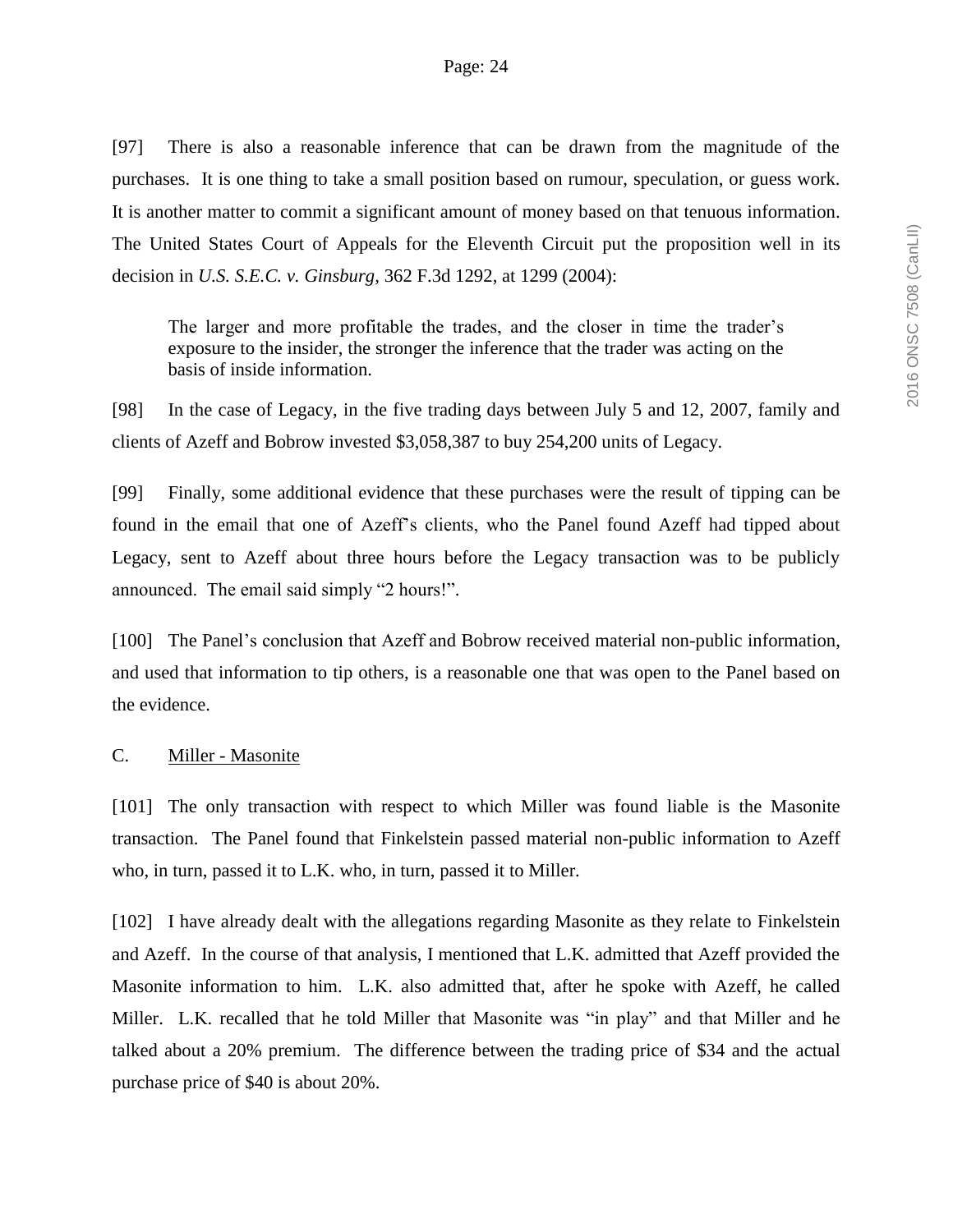[97] There is also a reasonable inference that can be drawn from the magnitude of the purchases. It is one thing to take a small position based on rumour, speculation, or guess work. It is another matter to commit a significant amount of money based on that tenuous information. The United States Court of Appeals for the Eleventh Circuit put the proposition well in its decision in *U.S. S.E.C. v. Ginsburg,* 362 F.3d 1292, at 1299 (2004):

> The larger and more profitable the trades, and the closer in time the trader's exposure to the insider, the stronger the inference that the trader was acting on the basis of inside information.

[98] In the case of Legacy, in the five trading days between July 5 and 12, 2007, family and clients of Azeff and Bobrow invested $3,058,387 to buy 254,200 units of Legacy.

[99] Finally, some additional evidence that these purchases were the result of tipping can be found in the email that one of Azeff's clients, who the Panel found Azeff had tipped about Legacy, sent to Azeff about three hours before the Legacy transaction was to be publicly announced. The email said simply "2 hours!".

[100] The Panel's conclusion that Azeff and Bobrow received material non-public information, and used that information to tip others, is a reasonable one that was open to the Panel based on the evidence.

C. Miller - Masonite

[101] The only transaction with respect to which Miller was found liable is the Masonite transaction. The Panel found that Finkelstein passed material non-public information to Azeff who, in turn, passed it to L.K. who, in turn, passed it to Miller.

[102] I have already dealt with the allegations regarding Masonite as they relate to Finkelstein and Azeff. In the course of that analysis, I mentioned that L.K. admitted that Azeff provided the Masonite information to him. L.K. also admitted that, after he spoke with Azeff, he called Miller. L.K. recalled that he told Miller that Masonite was "in play" and that Miller and he talked about a 20% premium. The difference between the trading price of $34 and the actual purchase price of $40 is about 20%.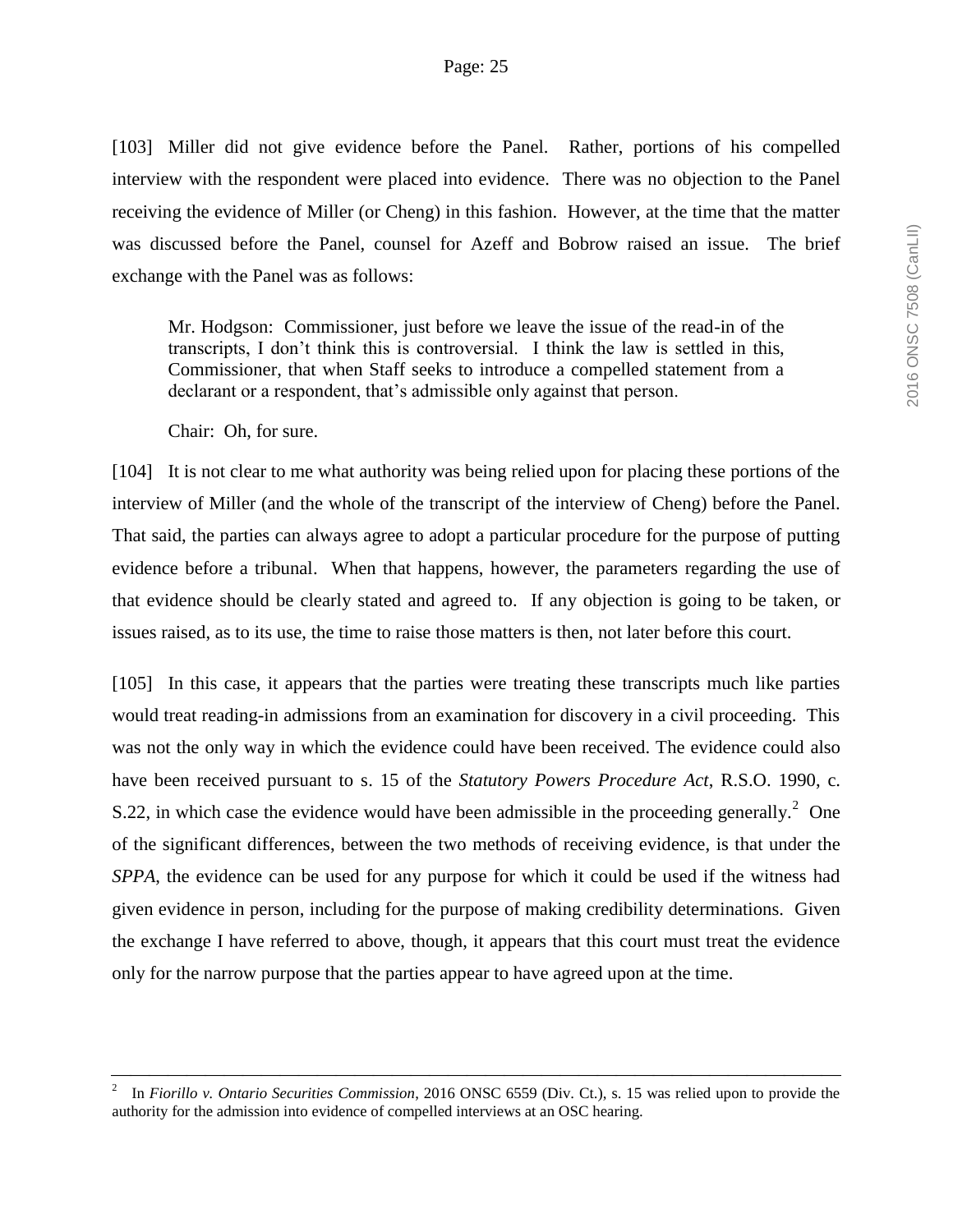[103] Miller did not give evidence before the Panel. Rather, portions of his compelled interview with the respondent were placed into evidence. There was no objection to the Panel receiving the evidence of Miller (or Cheng) in this fashion. However, at the time that the matter was discussed before the Panel, counsel for Azeff and Bobrow raised an issue. The brief exchange with the Panel was as follows:

> Mr. Hodgson: Commissioner, just before we leave the issue of the read-in of the transcripts, I don't think this is controversial. I think the law is settled in this, Commissioner, that when Staff seeks to introduce a compelled statement from a declarant or a respondent, that's admissible only against that person.
>
> Chair: Oh, for sure.

[104] It is not clear to me what authority was being relied upon for placing these portions of the interview of Miller (and the whole of the transcript of the interview of Cheng) before the Panel. That said, the parties can always agree to adopt a particular procedure for the purpose of putting evidence before a tribunal. When that happens, however, the parameters regarding the use of that evidence should be clearly stated and agreed to. If any objection is going to be taken, or issues raised, as to its use, the time to raise those matters is then, not later before this court.

[105] In this case, it appears that the parties were treating these transcripts much like parties would treat reading-in admissions from an examination for discovery in a civil proceeding. This was not the only way in which the evidence could have been received. The evidence could also have been received pursuant to s. 15 of the *Statutory Powers Procedure Act*, R.S.O. 1990, c. S.22, in which case the evidence would have been admissible in the proceeding generally.[2] One of the significant differences, between the two methods of receiving evidence, is that under the *SPPA*, the evidence can be used for any purpose for which it could be used if the witness had given evidence in person, including for the purpose of making credibility determinations. Given the exchange I have referred to above, though, it appears that this court must treat the evidence only for the narrow purpose that the parties appear to have agreed upon at the time.

---

[2] In *Fiorillo v. Ontario Securities Commission*, 2016 ONSC 6559 (Div. Ct.), s. 15 was relied upon to provide the authority for the admission into evidence of compelled interviews at an OSC hearing.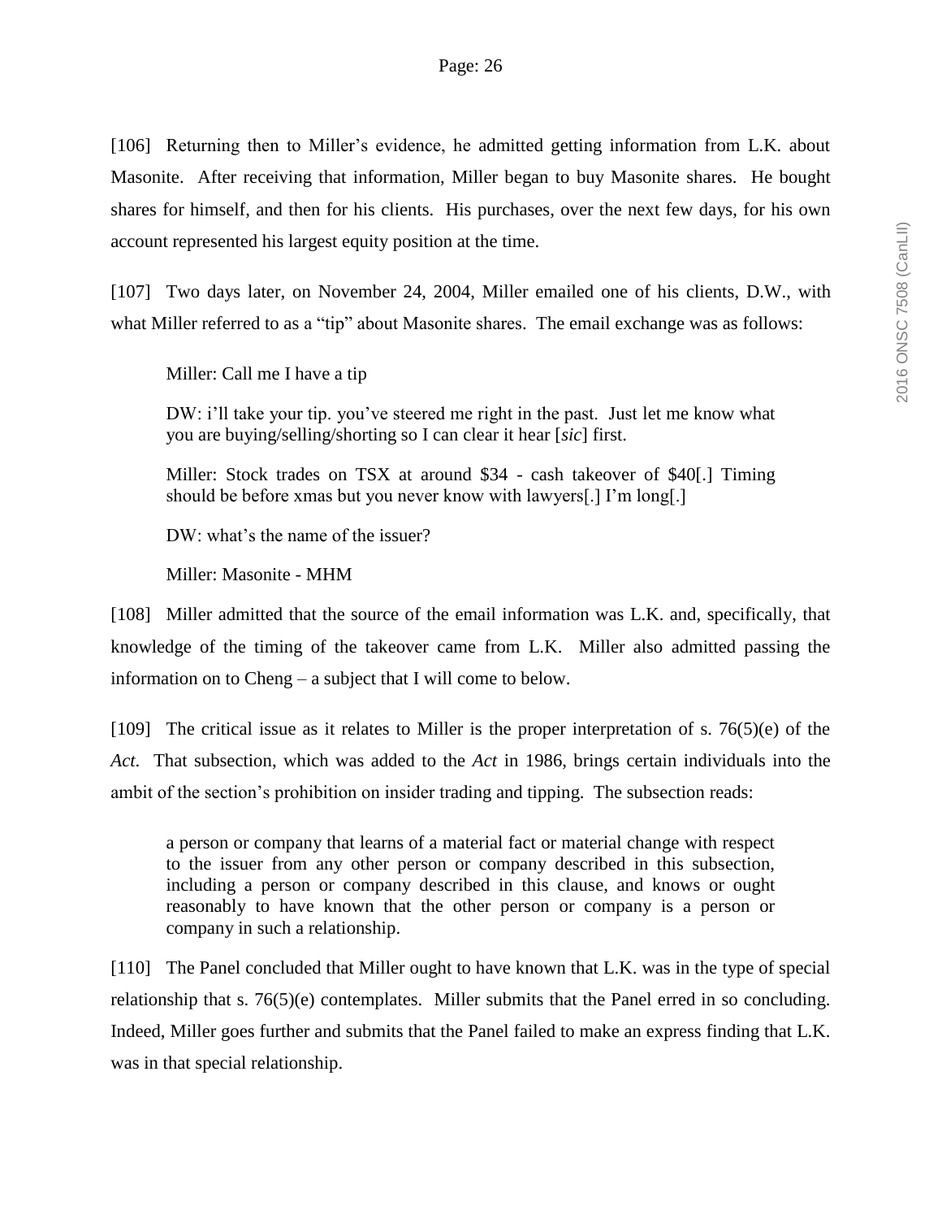[106] Returning then to Miller's evidence, he admitted getting information from L.K. about Masonite. After receiving that information, Miller began to buy Masonite shares. He bought shares for himself, and then for his clients. His purchases, over the next few days, for his own account represented his largest equity position at the time.

[107] Two days later, on November 24, 2004, Miller emailed one of his clients, D.W., with what Miller referred to as a "tip" about Masonite shares. The email exchange was as follows:

> Miller: Call me I have a tip
>
> DW: i'll take your tip. you've steered me right in the past. Just let me know what you are buying/selling/shorting so I can clear it hear [*sic*] first.
>
> Miller: Stock trades on TSX at around $34 - cash takeover of $40[.] Timing should be before xmas but you never know with lawyers[.] I'm long[.]
>
> DW: what's the name of the issuer?
>
> Miller: Masonite - MHM

[108] Miller admitted that the source of the email information was L.K. and, specifically, that knowledge of the timing of the takeover came from L.K. Miller also admitted passing the information on to Cheng – a subject that I will come to below.

[109] The critical issue as it relates to Miller is the proper interpretation of s. 76(5)(e) of the *Act*. That subsection, which was added to the *Act* in 1986, brings certain individuals into the ambit of the section's prohibition on insider trading and tipping. The subsection reads:

> a person or company that learns of a material fact or material change with respect to the issuer from any other person or company described in this subsection, including a person or company described in this clause, and knows or ought reasonably to have known that the other person or company is a person or company in such a relationship.

[110] The Panel concluded that Miller ought to have known that L.K. was in the type of special relationship that s. 76(5)(e) contemplates. Miller submits that the Panel erred in so concluding. Indeed, Miller goes further and submits that the Panel failed to make an express finding that L.K. was in that special relationship.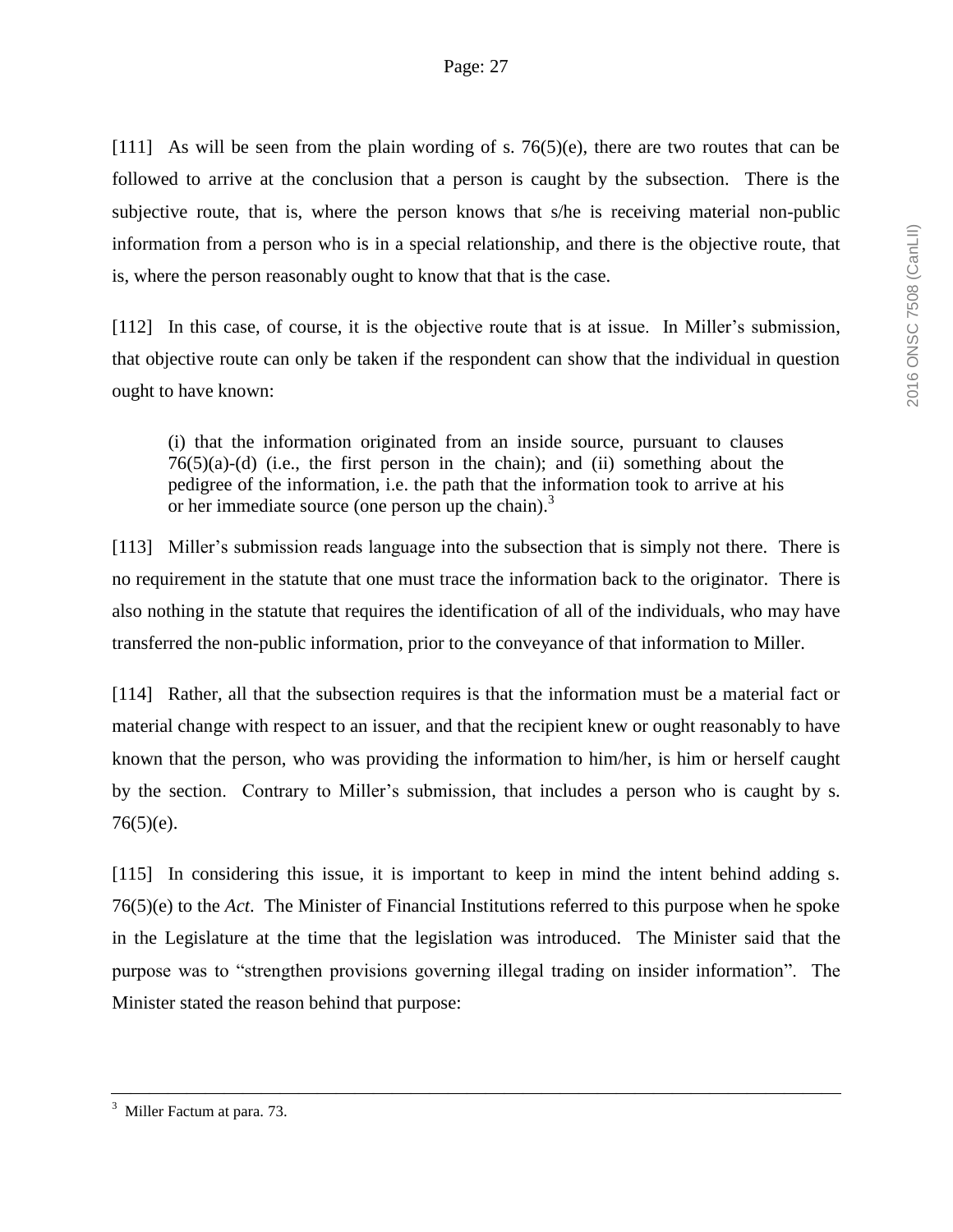[111] As will be seen from the plain wording of s. 76(5)(e), there are two routes that can be followed to arrive at the conclusion that a person is caught by the subsection. There is the subjective route, that is, where the person knows that s/he is receiving material non-public information from a person who is in a special relationship, and there is the objective route, that is, where the person reasonably ought to know that that is the case.

[112] In this case, of course, it is the objective route that is at issue. In Miller's submission, that objective route can only be taken if the respondent can show that the individual in question ought to have known:

> (i) that the information originated from an inside source, pursuant to clauses 76(5)(a)-(d) (i.e., the first person in the chain); and (ii) something about the pedigree of the information, i.e. the path that the information took to arrive at his or her immediate source (one person up the chain).[3]

[113] Miller's submission reads language into the subsection that is simply not there. There is no requirement in the statute that one must trace the information back to the originator. There is also nothing in the statute that requires the identification of all of the individuals, who may have transferred the non-public information, prior to the conveyance of that information to Miller.

[114] Rather, all that the subsection requires is that the information must be a material fact or material change with respect to an issuer, and that the recipient knew or ought reasonably to have known that the person, who was providing the information to him/her, is him or herself caught by the section. Contrary to Miller's submission, that includes a person who is caught by s. 76(5)(e).

[115] In considering this issue, it is important to keep in mind the intent behind adding s. 76(5)(e) to the *Act*. The Minister of Financial Institutions referred to this purpose when he spoke in the Legislature at the time that the legislation was introduced. The Minister said that the purpose was to "strengthen provisions governing illegal trading on insider information". The Minister stated the reason behind that purpose:

---

[3] Miller Factum at para. 73.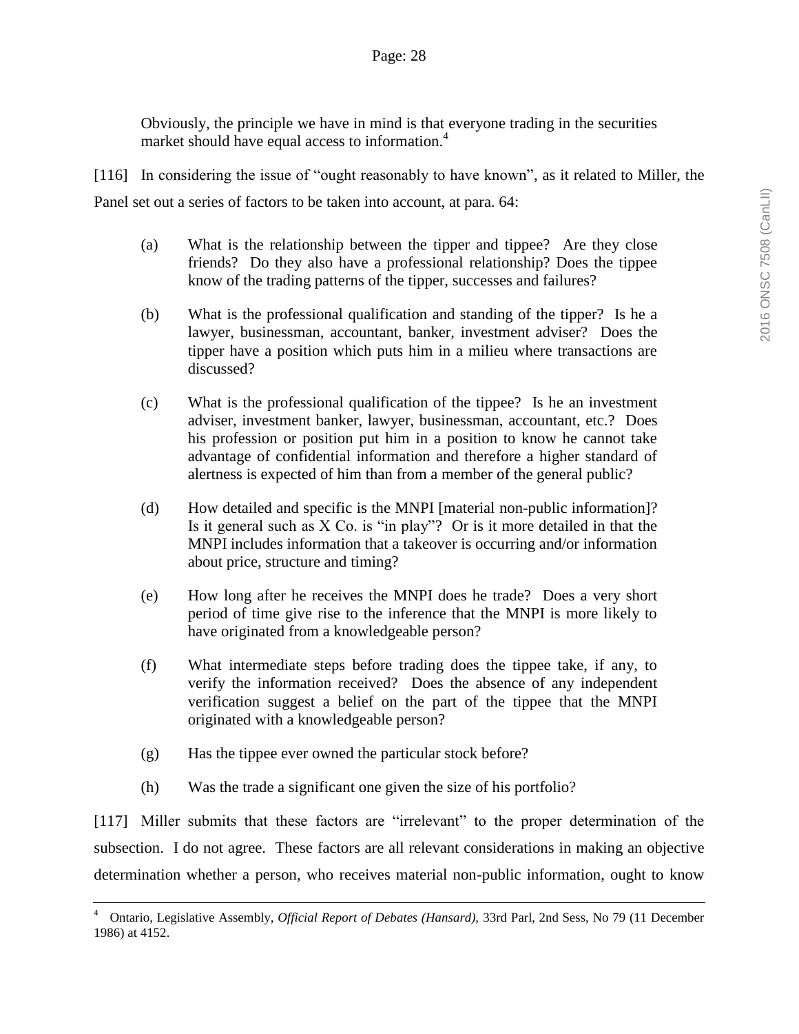Obviously, the principle we have in mind is that everyone trading in the securities market should have equal access to information.[4]

[116] In considering the issue of "ought reasonably to have known", as it related to Miller, the Panel set out a series of factors to be taken into account, at para. 64:

(a) What is the relationship between the tipper and tippee? Are they close friends? Do they also have a professional relationship? Does the tippee know of the trading patterns of the tipper, successes and failures?

(b) What is the professional qualification and standing of the tipper? Is he a lawyer, businessman, accountant, banker, investment adviser? Does the tipper have a position which puts him in a milieu where transactions are discussed?

(c) What is the professional qualification of the tippee? Is he an investment adviser, investment banker, lawyer, businessman, accountant, etc.? Does his profession or position put him in a position to know he cannot take advantage of confidential information and therefore a higher standard of alertness is expected of him than from a member of the general public?

(d) How detailed and specific is the MNPI [material non-public information]? Is it general such as X Co. is "in play"? Or is it more detailed in that the MNPI includes information that a takeover is occurring and/or information about price, structure and timing?

(e) How long after he receives the MNPI does he trade? Does a very short period of time give rise to the inference that the MNPI is more likely to have originated from a knowledgeable person?

(f) What intermediate steps before trading does the tippee take, if any, to verify the information received? Does the absence of any independent verification suggest a belief on the part of the tippee that the MNPI originated with a knowledgeable person?

(g) Has the tippee ever owned the particular stock before?

(h) Was the trade a significant one given the size of his portfolio?

[117] Miller submits that these factors are "irrelevant" to the proper determination of the subsection. I do not agree. These factors are all relevant considerations in making an objective determination whether a person, who receives material non-public information, ought to know

---

[4] Ontario, Legislative Assembly, *Official Report of Debates (Hansard),* 33rd Parl, 2nd Sess, No 79 (11 December 1986) at 4152.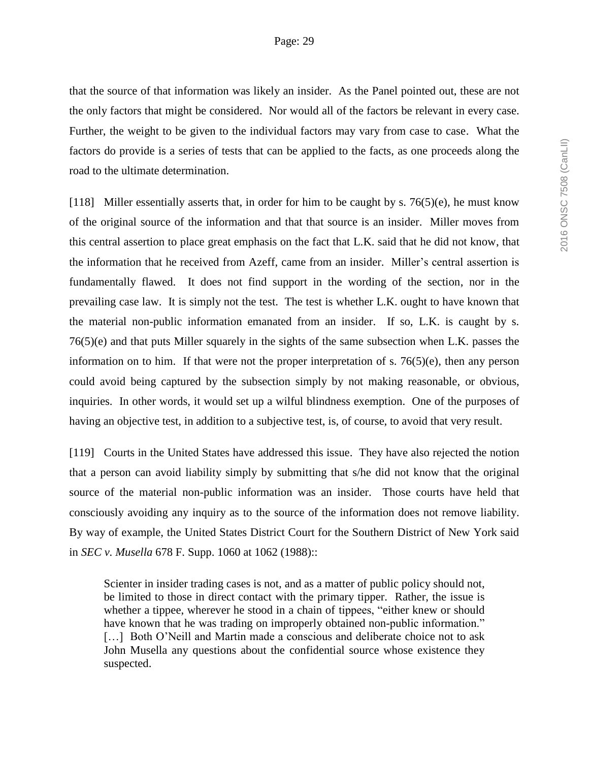that the source of that information was likely an insider. As the Panel pointed out, these are not the only factors that might be considered. Nor would all of the factors be relevant in every case. Further, the weight to be given to the individual factors may vary from case to case. What the factors do provide is a series of tests that can be applied to the facts, as one proceeds along the road to the ultimate determination.

[118] Miller essentially asserts that, in order for him to be caught by s. 76(5)(e), he must know of the original source of the information and that that source is an insider. Miller moves from this central assertion to place great emphasis on the fact that L.K. said that he did not know, that the information that he received from Azeff, came from an insider. Miller's central assertion is fundamentally flawed. It does not find support in the wording of the section, nor in the prevailing case law. It is simply not the test. The test is whether L.K. ought to have known that the material non-public information emanated from an insider. If so, L.K. is caught by s. 76(5)(e) and that puts Miller squarely in the sights of the same subsection when L.K. passes the information on to him. If that were not the proper interpretation of s. 76(5)(e), then any person could avoid being captured by the subsection simply by not making reasonable, or obvious, inquiries. In other words, it would set up a wilful blindness exemption. One of the purposes of having an objective test, in addition to a subjective test, is, of course, to avoid that very result.

[119] Courts in the United States have addressed this issue. They have also rejected the notion that a person can avoid liability simply by submitting that s/he did not know that the original source of the material non-public information was an insider. Those courts have held that consciously avoiding any inquiry as to the source of the information does not remove liability. By way of example, the United States District Court for the Southern District of New York said in *SEC v. Musella* 678 F. Supp. 1060 at 1062 (1988)::

> Scienter in insider trading cases is not, and as a matter of public policy should not, be limited to those in direct contact with the primary tipper. Rather, the issue is whether a tippee, wherever he stood in a chain of tippees, "either knew or should have known that he was trading on improperly obtained non-public information." […] Both O'Neill and Martin made a conscious and deliberate choice not to ask John Musella any questions about the confidential source whose existence they suspected.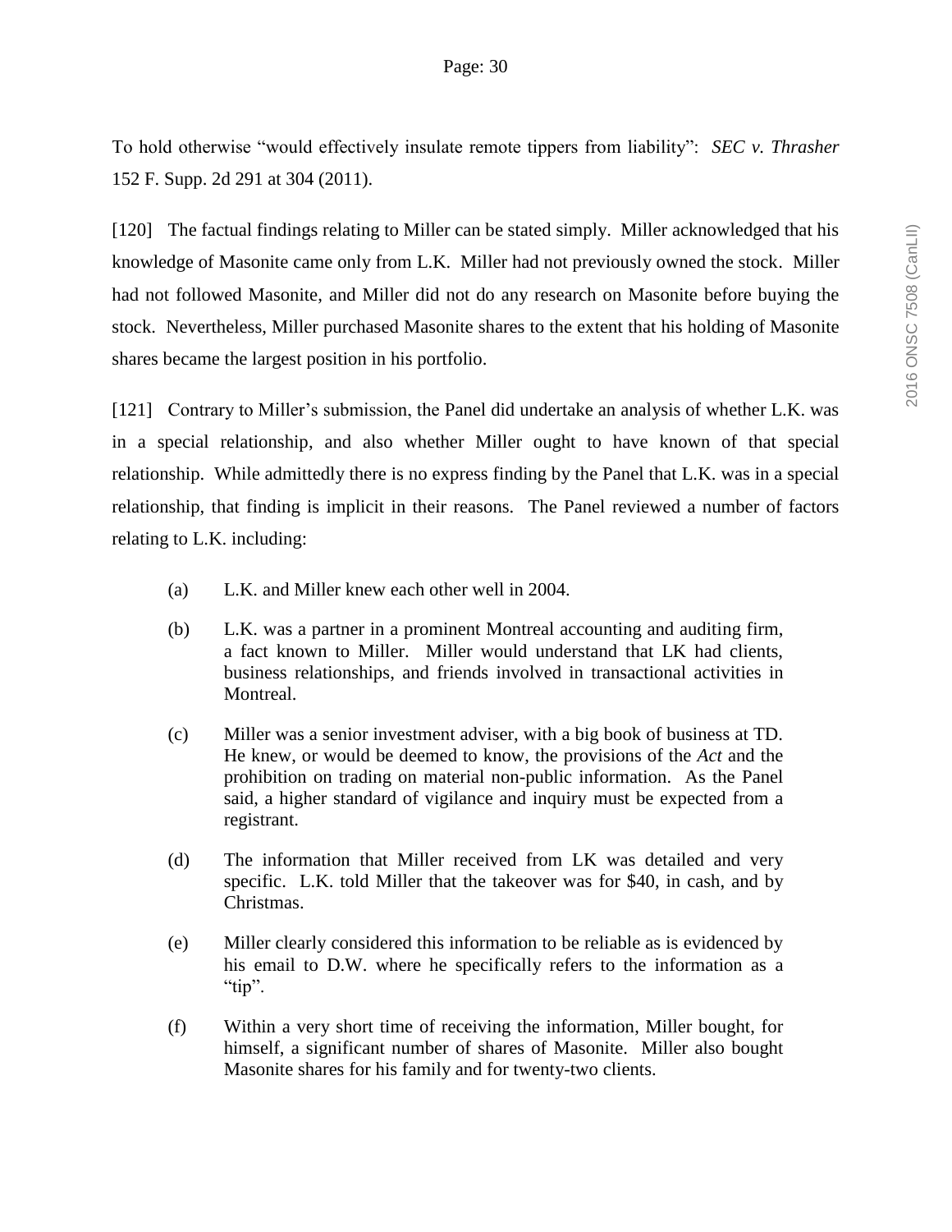To hold otherwise "would effectively insulate remote tippers from liability": *SEC v. Thrasher* 152 F. Supp. 2d 291 at 304 (2011).

[120] The factual findings relating to Miller can be stated simply. Miller acknowledged that his knowledge of Masonite came only from L.K. Miller had not previously owned the stock. Miller had not followed Masonite, and Miller did not do any research on Masonite before buying the stock. Nevertheless, Miller purchased Masonite shares to the extent that his holding of Masonite shares became the largest position in his portfolio.

[121] Contrary to Miller's submission, the Panel did undertake an analysis of whether L.K. was in a special relationship, and also whether Miller ought to have known of that special relationship. While admittedly there is no express finding by the Panel that L.K. was in a special relationship, that finding is implicit in their reasons. The Panel reviewed a number of factors relating to L.K. including:

(a) L.K. and Miller knew each other well in 2004.

(b) L.K. was a partner in a prominent Montreal accounting and auditing firm, a fact known to Miller. Miller would understand that LK had clients, business relationships, and friends involved in transactional activities in Montreal.

(c) Miller was a senior investment adviser, with a big book of business at TD. He knew, or would be deemed to know, the provisions of the *Act* and the prohibition on trading on material non-public information. As the Panel said, a higher standard of vigilance and inquiry must be expected from a registrant.

(d) The information that Miller received from LK was detailed and very specific. L.K. told Miller that the takeover was for $40, in cash, and by Christmas.

(e) Miller clearly considered this information to be reliable as is evidenced by his email to D.W. where he specifically refers to the information as a "tip".

(f) Within a very short time of receiving the information, Miller bought, for himself, a significant number of shares of Masonite. Miller also bought Masonite shares for his family and for twenty-two clients.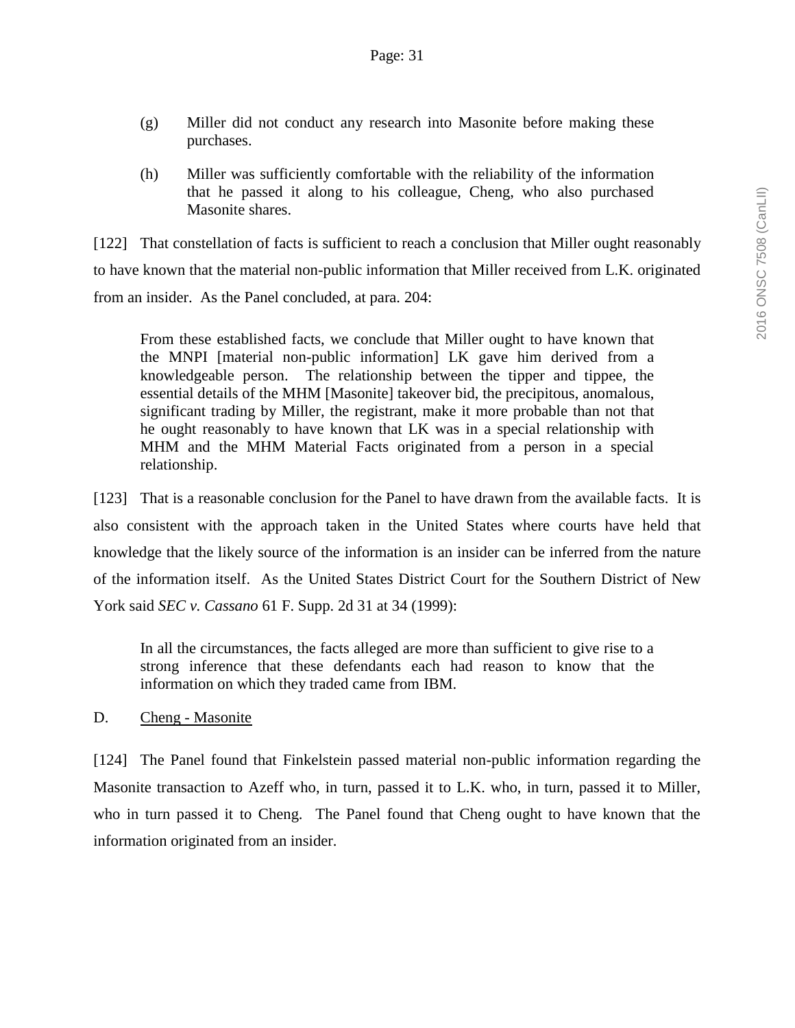(g) Miller did not conduct any research into Masonite before making these purchases.

(h) Miller was sufficiently comfortable with the reliability of the information that he passed it along to his colleague, Cheng, who also purchased Masonite shares.

[122] That constellation of facts is sufficient to reach a conclusion that Miller ought reasonably to have known that the material non-public information that Miller received from L.K. originated from an insider. As the Panel concluded, at para. 204:

> From these established facts, we conclude that Miller ought to have known that the MNPI [material non-public information] LK gave him derived from a knowledgeable person. The relationship between the tipper and tippee, the essential details of the MHM [Masonite] takeover bid, the precipitous, anomalous, significant trading by Miller, the registrant, make it more probable than not that he ought reasonably to have known that LK was in a special relationship with MHM and the MHM Material Facts originated from a person in a special relationship.

[123] That is a reasonable conclusion for the Panel to have drawn from the available facts. It is also consistent with the approach taken in the United States where courts have held that knowledge that the likely source of the information is an insider can be inferred from the nature of the information itself. As the United States District Court for the Southern District of New York said *SEC v. Cassano* 61 F. Supp. 2d 31 at 34 (1999):

> In all the circumstances, the facts alleged are more than sufficient to give rise to a strong inference that these defendants each had reason to know that the information on which they traded came from IBM.

D. Cheng - Masonite

[124] The Panel found that Finkelstein passed material non-public information regarding the Masonite transaction to Azeff who, in turn, passed it to L.K. who, in turn, passed it to Miller, who in turn passed it to Cheng. The Panel found that Cheng ought to have known that the information originated from an insider.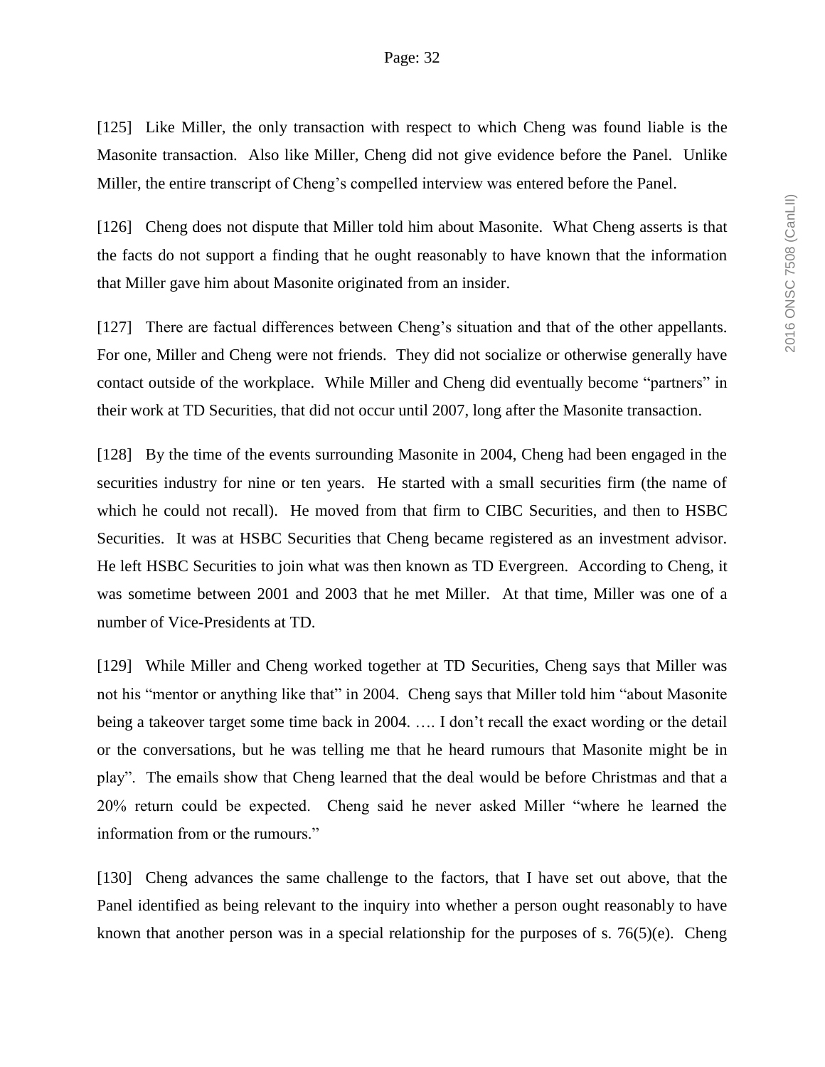[125] Like Miller, the only transaction with respect to which Cheng was found liable is the Masonite transaction. Also like Miller, Cheng did not give evidence before the Panel. Unlike Miller, the entire transcript of Cheng's compelled interview was entered before the Panel.

[126] Cheng does not dispute that Miller told him about Masonite. What Cheng asserts is that the facts do not support a finding that he ought reasonably to have known that the information that Miller gave him about Masonite originated from an insider.

[127] There are factual differences between Cheng's situation and that of the other appellants. For one, Miller and Cheng were not friends. They did not socialize or otherwise generally have contact outside of the workplace. While Miller and Cheng did eventually become "partners" in their work at TD Securities, that did not occur until 2007, long after the Masonite transaction.

[128] By the time of the events surrounding Masonite in 2004, Cheng had been engaged in the securities industry for nine or ten years. He started with a small securities firm (the name of which he could not recall). He moved from that firm to CIBC Securities, and then to HSBC Securities. It was at HSBC Securities that Cheng became registered as an investment advisor. He left HSBC Securities to join what was then known as TD Evergreen. According to Cheng, it was sometime between 2001 and 2003 that he met Miller. At that time, Miller was one of a number of Vice-Presidents at TD.

[129] While Miller and Cheng worked together at TD Securities, Cheng says that Miller was not his "mentor or anything like that" in 2004. Cheng says that Miller told him "about Masonite being a takeover target some time back in 2004. …. I don't recall the exact wording or the detail or the conversations, but he was telling me that he heard rumours that Masonite might be in play". The emails show that Cheng learned that the deal would be before Christmas and that a 20% return could be expected. Cheng said he never asked Miller "where he learned the information from or the rumours."

[130] Cheng advances the same challenge to the factors, that I have set out above, that the Panel identified as being relevant to the inquiry into whether a person ought reasonably to have known that another person was in a special relationship for the purposes of s. 76(5)(e). Cheng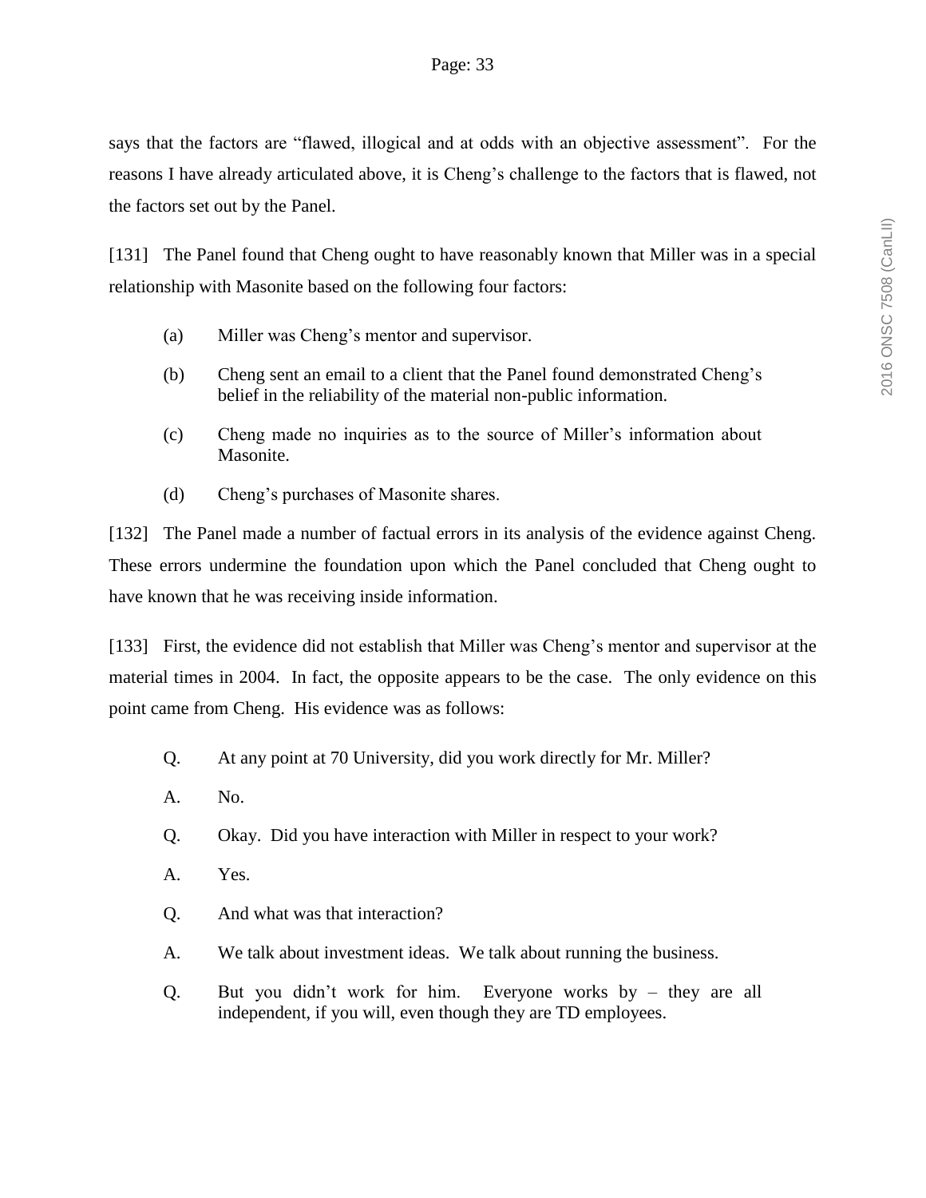says that the factors are "flawed, illogical and at odds with an objective assessment". For the reasons I have already articulated above, it is Cheng's challenge to the factors that is flawed, not the factors set out by the Panel.

[131] The Panel found that Cheng ought to have reasonably known that Miller was in a special relationship with Masonite based on the following four factors:

(a) Miller was Cheng's mentor and supervisor.

(b) Cheng sent an email to a client that the Panel found demonstrated Cheng's belief in the reliability of the material non-public information.

(c) Cheng made no inquiries as to the source of Miller's information about Masonite.

(d) Cheng's purchases of Masonite shares.

[132] The Panel made a number of factual errors in its analysis of the evidence against Cheng. These errors undermine the foundation upon which the Panel concluded that Cheng ought to have known that he was receiving inside information.

[133] First, the evidence did not establish that Miller was Cheng's mentor and supervisor at the material times in 2004. In fact, the opposite appears to be the case. The only evidence on this point came from Cheng. His evidence was as follows:

Q. At any point at 70 University, did you work directly for Mr. Miller?

A. No.

Q. Okay. Did you have interaction with Miller in respect to your work?

A. Yes.

Q. And what was that interaction?

A. We talk about investment ideas. We talk about running the business.

Q. But you didn't work for him. Everyone works by – they are all independent, if you will, even though they are TD employees.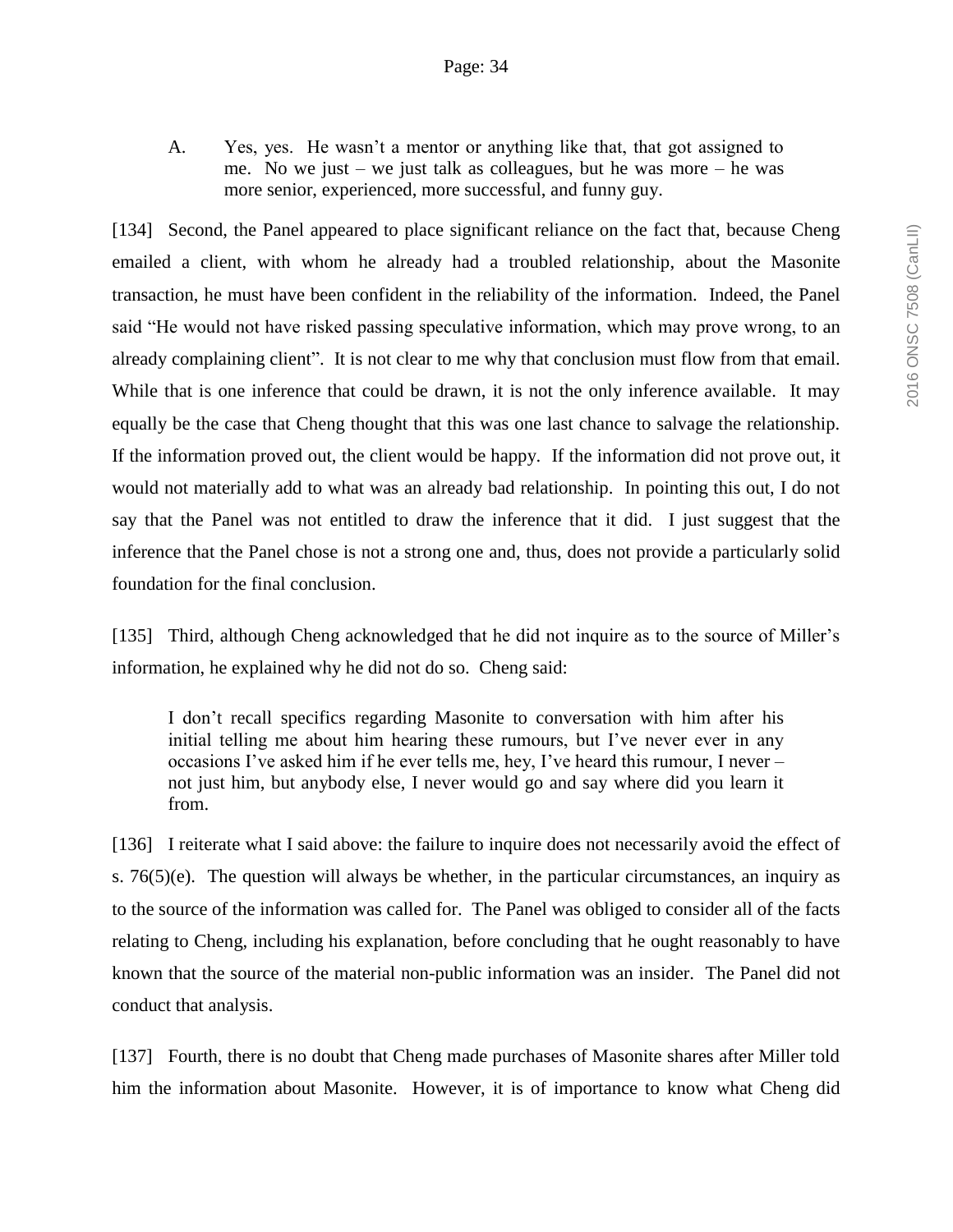> A. Yes, yes. He wasn't a mentor or anything like that, that got assigned to me. No we just – we just talk as colleagues, but he was more – he was more senior, experienced, more successful, and funny guy.

[134] Second, the Panel appeared to place significant reliance on the fact that, because Cheng emailed a client, with whom he already had a troubled relationship, about the Masonite transaction, he must have been confident in the reliability of the information. Indeed, the Panel said "He would not have risked passing speculative information, which may prove wrong, to an already complaining client". It is not clear to me why that conclusion must flow from that email. While that is one inference that could be drawn, it is not the only inference available. It may equally be the case that Cheng thought that this was one last chance to salvage the relationship. If the information proved out, the client would be happy. If the information did not prove out, it would not materially add to what was an already bad relationship. In pointing this out, I do not say that the Panel was not entitled to draw the inference that it did. I just suggest that the inference that the Panel chose is not a strong one and, thus, does not provide a particularly solid foundation for the final conclusion.

[135] Third, although Cheng acknowledged that he did not inquire as to the source of Miller's information, he explained why he did not do so. Cheng said:

> I don't recall specifics regarding Masonite to conversation with him after his initial telling me about him hearing these rumours, but I've never ever in any occasions I've asked him if he ever tells me, hey, I've heard this rumour, I never – not just him, but anybody else, I never would go and say where did you learn it from.

[136] I reiterate what I said above: the failure to inquire does not necessarily avoid the effect of s. 76(5)(e). The question will always be whether, in the particular circumstances, an inquiry as to the source of the information was called for. The Panel was obliged to consider all of the facts relating to Cheng, including his explanation, before concluding that he ought reasonably to have known that the source of the material non-public information was an insider. The Panel did not conduct that analysis.

[137] Fourth, there is no doubt that Cheng made purchases of Masonite shares after Miller told him the information about Masonite. However, it is of importance to know what Cheng did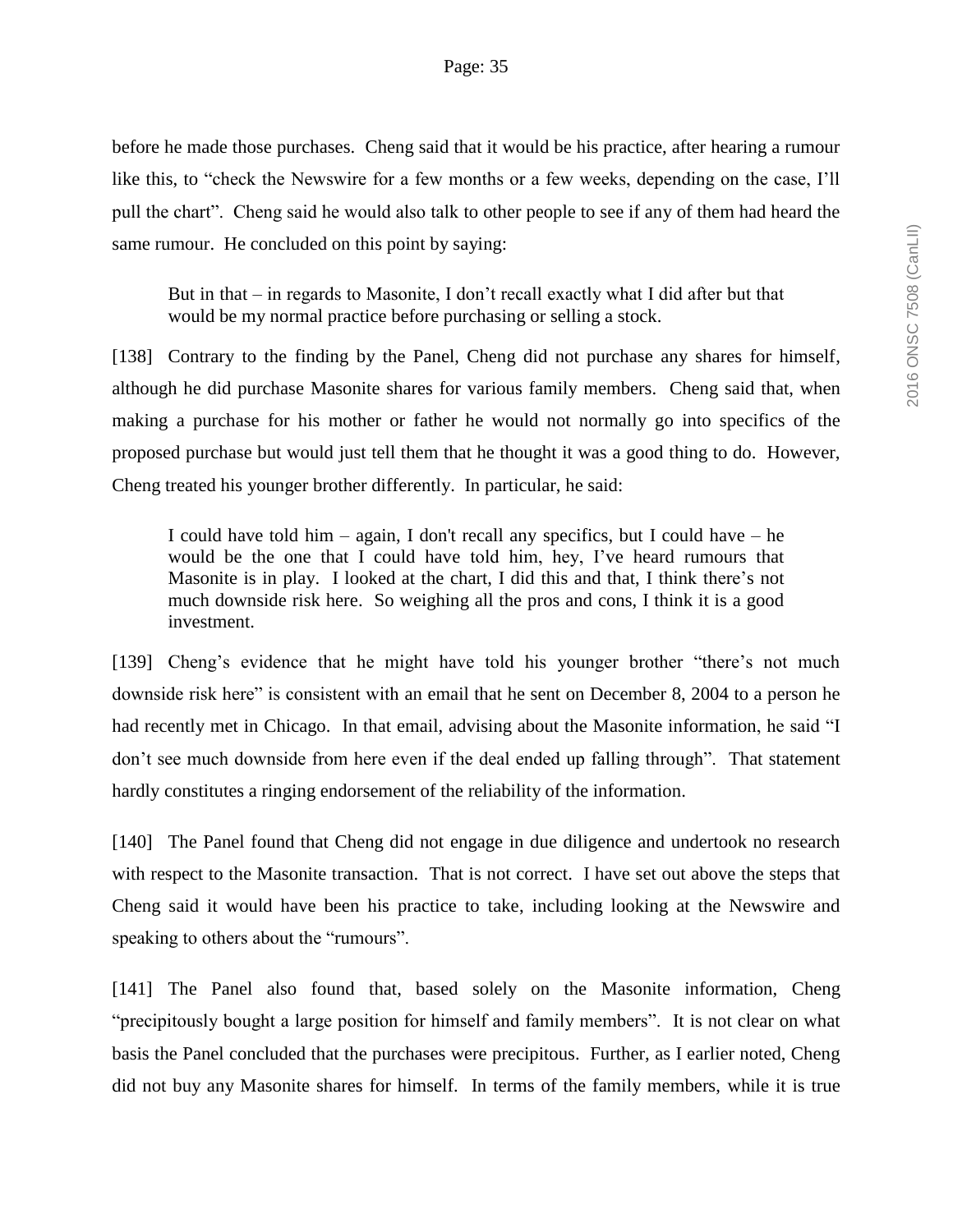before he made those purchases. Cheng said that it would be his practice, after hearing a rumour like this, to "check the Newswire for a few months or a few weeks, depending on the case, I'll pull the chart". Cheng said he would also talk to other people to see if any of them had heard the same rumour. He concluded on this point by saying:

> But in that – in regards to Masonite, I don't recall exactly what I did after but that would be my normal practice before purchasing or selling a stock.

[138] Contrary to the finding by the Panel, Cheng did not purchase any shares for himself, although he did purchase Masonite shares for various family members. Cheng said that, when making a purchase for his mother or father he would not normally go into specifics of the proposed purchase but would just tell them that he thought it was a good thing to do. However, Cheng treated his younger brother differently. In particular, he said:

> I could have told him – again, I don't recall any specifics, but I could have – he would be the one that I could have told him, hey, I've heard rumours that Masonite is in play. I looked at the chart, I did this and that, I think there's not much downside risk here. So weighing all the pros and cons, I think it is a good investment.

[139] Cheng's evidence that he might have told his younger brother "there's not much downside risk here" is consistent with an email that he sent on December 8, 2004 to a person he had recently met in Chicago. In that email, advising about the Masonite information, he said "I don't see much downside from here even if the deal ended up falling through". That statement hardly constitutes a ringing endorsement of the reliability of the information.

[140] The Panel found that Cheng did not engage in due diligence and undertook no research with respect to the Masonite transaction. That is not correct. I have set out above the steps that Cheng said it would have been his practice to take, including looking at the Newswire and speaking to others about the "rumours".

[141] The Panel also found that, based solely on the Masonite information, Cheng "precipitously bought a large position for himself and family members". It is not clear on what basis the Panel concluded that the purchases were precipitous. Further, as I earlier noted, Cheng did not buy any Masonite shares for himself. In terms of the family members, while it is true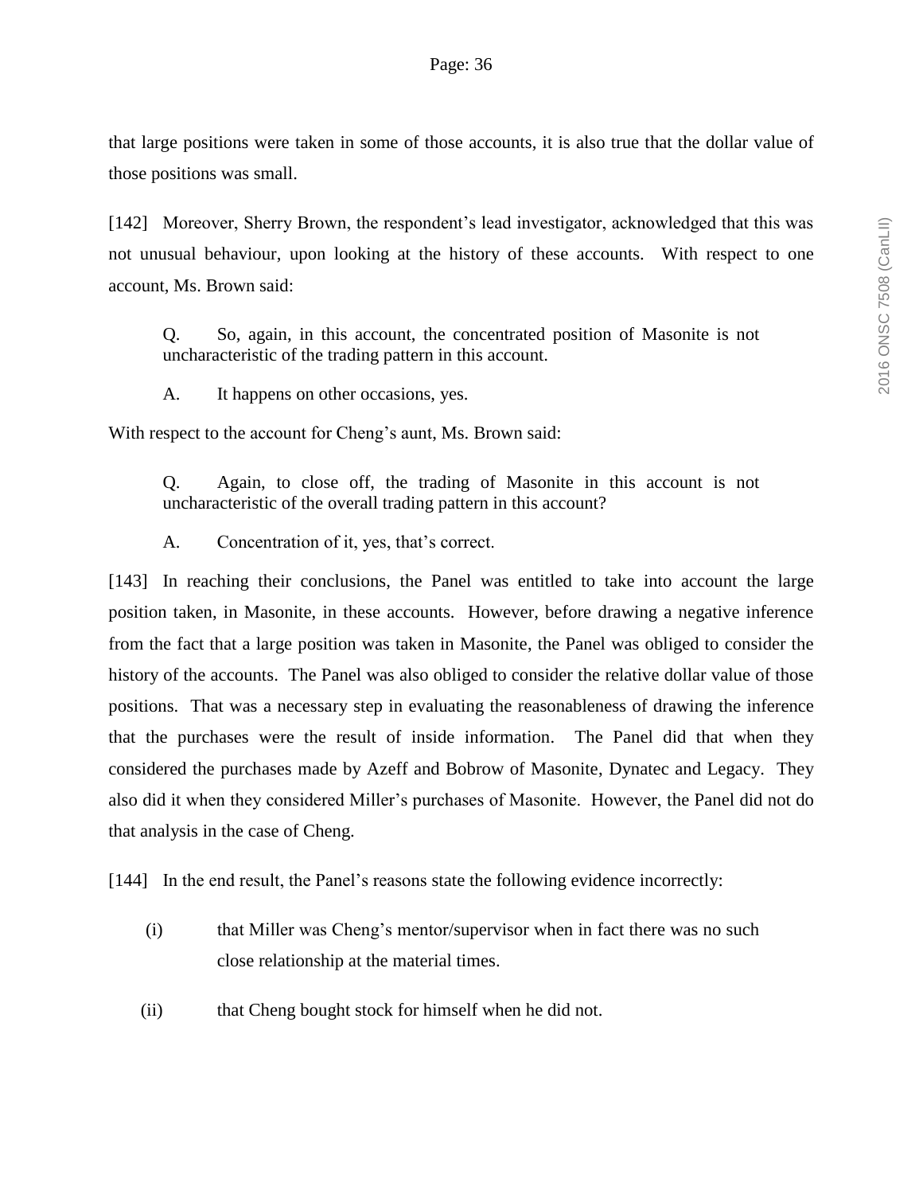that large positions were taken in some of those accounts, it is also true that the dollar value of those positions was small.

[142] Moreover, Sherry Brown, the respondent's lead investigator, acknowledged that this was not unusual behaviour, upon looking at the history of these accounts. With respect to one account, Ms. Brown said:

> Q. So, again, in this account, the concentrated position of Masonite is not uncharacteristic of the trading pattern in this account.
>
> A. It happens on other occasions, yes.

With respect to the account for Cheng's aunt, Ms. Brown said:

> Q. Again, to close off, the trading of Masonite in this account is not uncharacteristic of the overall trading pattern in this account?
>
> A. Concentration of it, yes, that's correct.

[143] In reaching their conclusions, the Panel was entitled to take into account the large position taken, in Masonite, in these accounts. However, before drawing a negative inference from the fact that a large position was taken in Masonite, the Panel was obliged to consider the history of the accounts. The Panel was also obliged to consider the relative dollar value of those positions. That was a necessary step in evaluating the reasonableness of drawing the inference that the purchases were the result of inside information. The Panel did that when they considered the purchases made by Azeff and Bobrow of Masonite, Dynatec and Legacy. They also did it when they considered Miller's purchases of Masonite. However, the Panel did not do that analysis in the case of Cheng.

[144] In the end result, the Panel's reasons state the following evidence incorrectly:

(i) that Miller was Cheng's mentor/supervisor when in fact there was no such close relationship at the material times.

(ii) that Cheng bought stock for himself when he did not.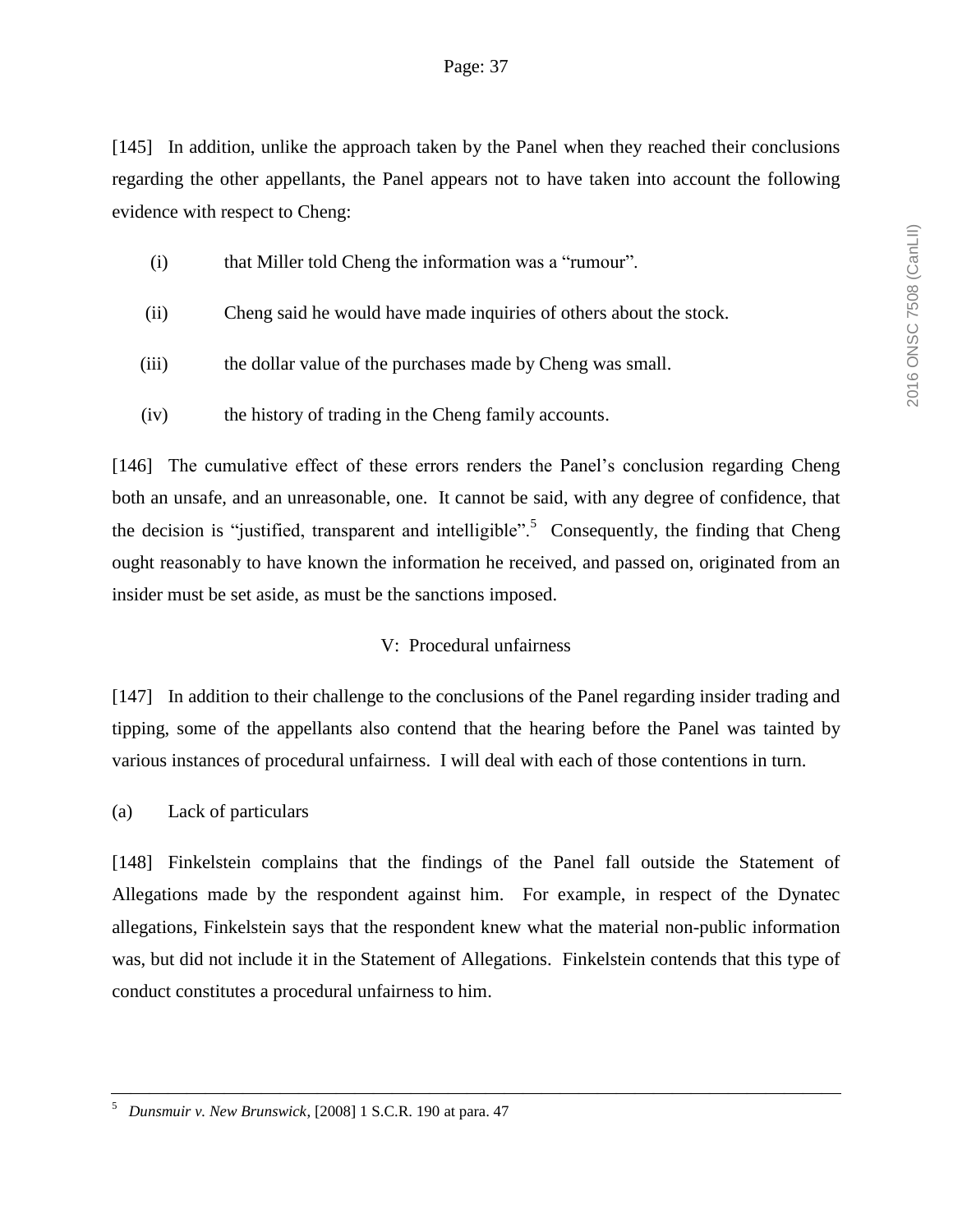[145] In addition, unlike the approach taken by the Panel when they reached their conclusions regarding the other appellants, the Panel appears not to have taken into account the following evidence with respect to Cheng:

(i) that Miller told Cheng the information was a "rumour".

(ii) Cheng said he would have made inquiries of others about the stock.

(iii) the dollar value of the purchases made by Cheng was small.

(iv) the history of trading in the Cheng family accounts.

[146] The cumulative effect of these errors renders the Panel's conclusion regarding Cheng both an unsafe, and an unreasonable, one. It cannot be said, with any degree of confidence, that the decision is "justified, transparent and intelligible".[5] Consequently, the finding that Cheng ought reasonably to have known the information he received, and passed on, originated from an insider must be set aside, as must be the sanctions imposed.

## V: Procedural unfairness

[147] In addition to their challenge to the conclusions of the Panel regarding insider trading and tipping, some of the appellants also contend that the hearing before the Panel was tainted by various instances of procedural unfairness. I will deal with each of those contentions in turn.

### (a) Lack of particulars

[148] Finkelstein complains that the findings of the Panel fall outside the Statement of Allegations made by the respondent against him. For example, in respect of the Dynatec allegations, Finkelstein says that the respondent knew what the material non-public information was, but did not include it in the Statement of Allegations. Finkelstein contends that this type of conduct constitutes a procedural unfairness to him.

---

[5] *Dunsmuir v. New Brunswick*, [2008] 1 S.C.R. 190 at para. 47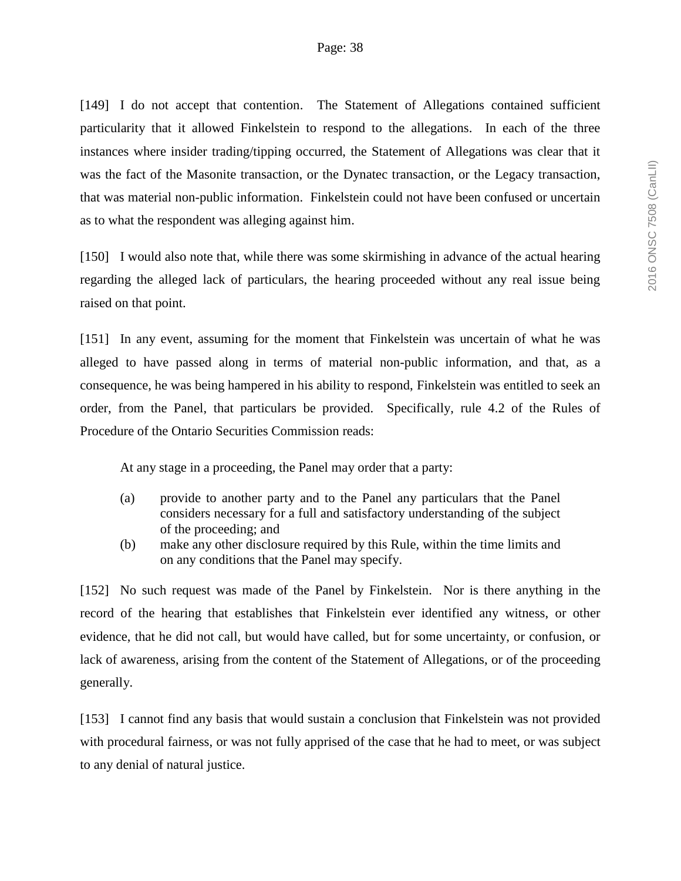[149] I do not accept that contention. The Statement of Allegations contained sufficient particularity that it allowed Finkelstein to respond to the allegations. In each of the three instances where insider trading/tipping occurred, the Statement of Allegations was clear that it was the fact of the Masonite transaction, or the Dynatec transaction, or the Legacy transaction, that was material non-public information. Finkelstein could not have been confused or uncertain as to what the respondent was alleging against him.

[150] I would also note that, while there was some skirmishing in advance of the actual hearing regarding the alleged lack of particulars, the hearing proceeded without any real issue being raised on that point.

[151] In any event, assuming for the moment that Finkelstein was uncertain of what he was alleged to have passed along in terms of material non-public information, and that, as a consequence, he was being hampered in his ability to respond, Finkelstein was entitled to seek an order, from the Panel, that particulars be provided. Specifically, rule 4.2 of the Rules of Procedure of the Ontario Securities Commission reads:

> At any stage in a proceeding, the Panel may order that a party:
>
> (a) provide to another party and to the Panel any particulars that the Panel considers necessary for a full and satisfactory understanding of the subject of the proceeding; and
>
> (b) make any other disclosure required by this Rule, within the time limits and on any conditions that the Panel may specify.

[152] No such request was made of the Panel by Finkelstein. Nor is there anything in the record of the hearing that establishes that Finkelstein ever identified any witness, or other evidence, that he did not call, but would have called, but for some uncertainty, or confusion, or lack of awareness, arising from the content of the Statement of Allegations, or of the proceeding generally.

[153] I cannot find any basis that would sustain a conclusion that Finkelstein was not provided with procedural fairness, or was not fully apprised of the case that he had to meet, or was subject to any denial of natural justice.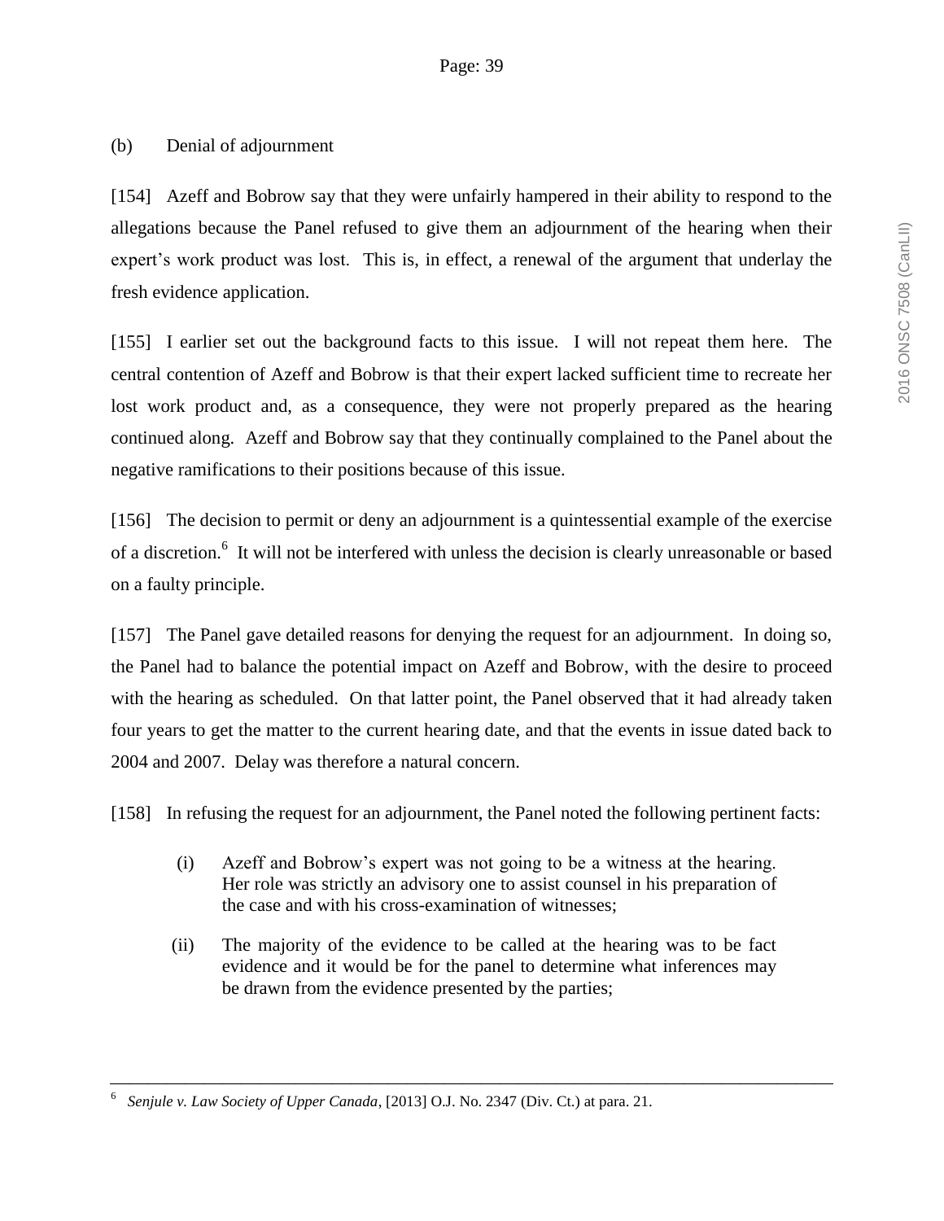(b) Denial of adjournment

[154] Azeff and Bobrow say that they were unfairly hampered in their ability to respond to the allegations because the Panel refused to give them an adjournment of the hearing when their expert's work product was lost. This is, in effect, a renewal of the argument that underlay the fresh evidence application.

[155] I earlier set out the background facts to this issue. I will not repeat them here. The central contention of Azeff and Bobrow is that their expert lacked sufficient time to recreate her lost work product and, as a consequence, they were not properly prepared as the hearing continued along. Azeff and Bobrow say that they continually complained to the Panel about the negative ramifications to their positions because of this issue.

[156] The decision to permit or deny an adjournment is a quintessential example of the exercise of a discretion.[6] It will not be interfered with unless the decision is clearly unreasonable or based on a faulty principle.

[157] The Panel gave detailed reasons for denying the request for an adjournment. In doing so, the Panel had to balance the potential impact on Azeff and Bobrow, with the desire to proceed with the hearing as scheduled. On that latter point, the Panel observed that it had already taken four years to get the matter to the current hearing date, and that the events in issue dated back to 2004 and 2007. Delay was therefore a natural concern.

[158] In refusing the request for an adjournment, the Panel noted the following pertinent facts:

> (i) Azeff and Bobrow's expert was not going to be a witness at the hearing. Her role was strictly an advisory one to assist counsel in his preparation of the case and with his cross-examination of witnesses;
>
> (ii) The majority of the evidence to be called at the hearing was to be fact evidence and it would be for the panel to determine what inferences may be drawn from the evidence presented by the parties;

---

[6] *Senjule v. Law Society of Upper Canada*, [2013] O.J. No. 2347 (Div. Ct.) at para. 21.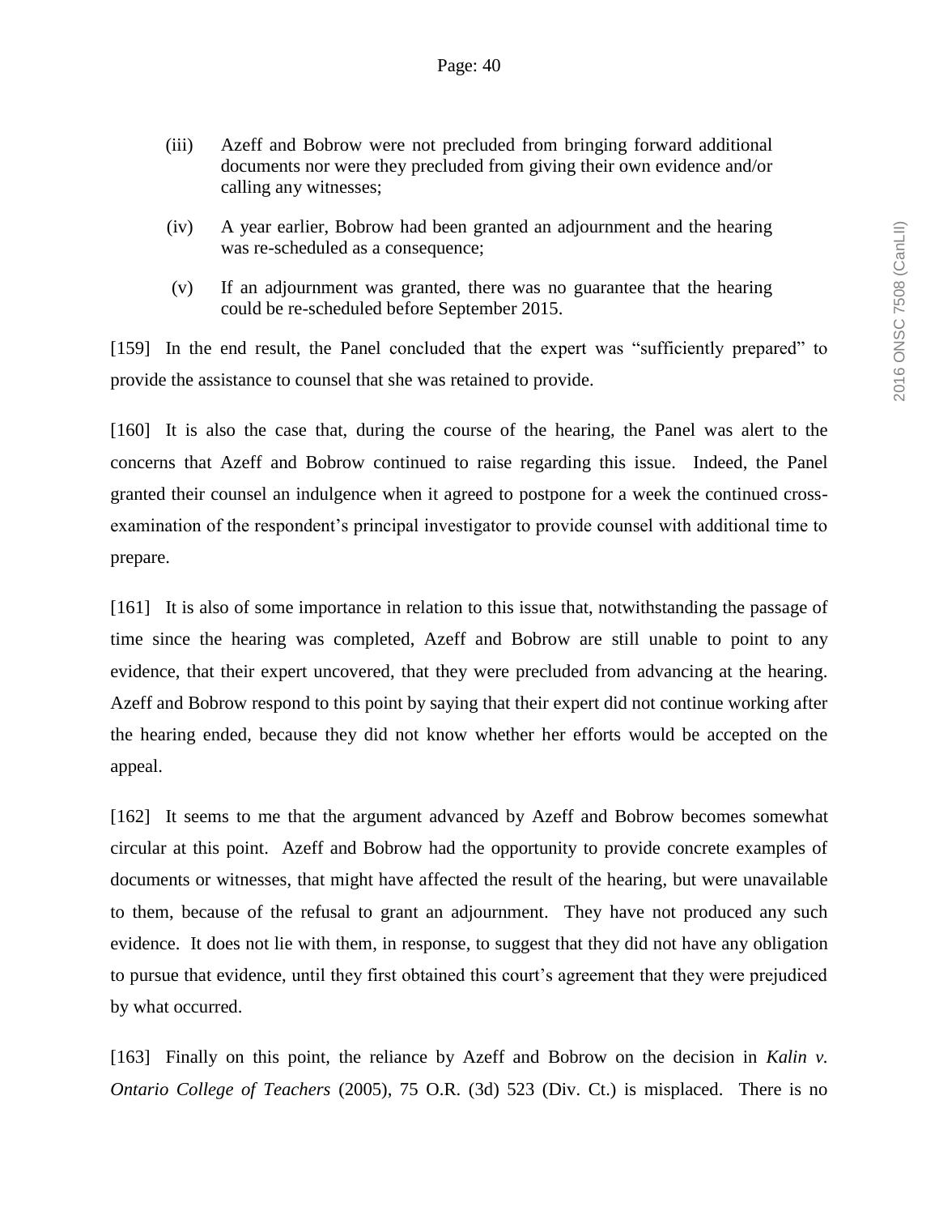(iii) Azeff and Bobrow were not precluded from bringing forward additional documents nor were they precluded from giving their own evidence and/or calling any witnesses;

(iv) A year earlier, Bobrow had been granted an adjournment and the hearing was re-scheduled as a consequence;

(v) If an adjournment was granted, there was no guarantee that the hearing could be re-scheduled before September 2015.

[159] In the end result, the Panel concluded that the expert was "sufficiently prepared" to provide the assistance to counsel that she was retained to provide.

[160] It is also the case that, during the course of the hearing, the Panel was alert to the concerns that Azeff and Bobrow continued to raise regarding this issue. Indeed, the Panel granted their counsel an indulgence when it agreed to postpone for a week the continued cross-examination of the respondent's principal investigator to provide counsel with additional time to prepare.

[161] It is also of some importance in relation to this issue that, notwithstanding the passage of time since the hearing was completed, Azeff and Bobrow are still unable to point to any evidence, that their expert uncovered, that they were precluded from advancing at the hearing. Azeff and Bobrow respond to this point by saying that their expert did not continue working after the hearing ended, because they did not know whether her efforts would be accepted on the appeal.

[162] It seems to me that the argument advanced by Azeff and Bobrow becomes somewhat circular at this point. Azeff and Bobrow had the opportunity to provide concrete examples of documents or witnesses, that might have affected the result of the hearing, but were unavailable to them, because of the refusal to grant an adjournment. They have not produced any such evidence. It does not lie with them, in response, to suggest that they did not have any obligation to pursue that evidence, until they first obtained this court's agreement that they were prejudiced by what occurred.

[163] Finally on this point, the reliance by Azeff and Bobrow on the decision in *Kalin v. Ontario College of Teachers* (2005), 75 O.R. (3d) 523 (Div. Ct.) is misplaced. There is no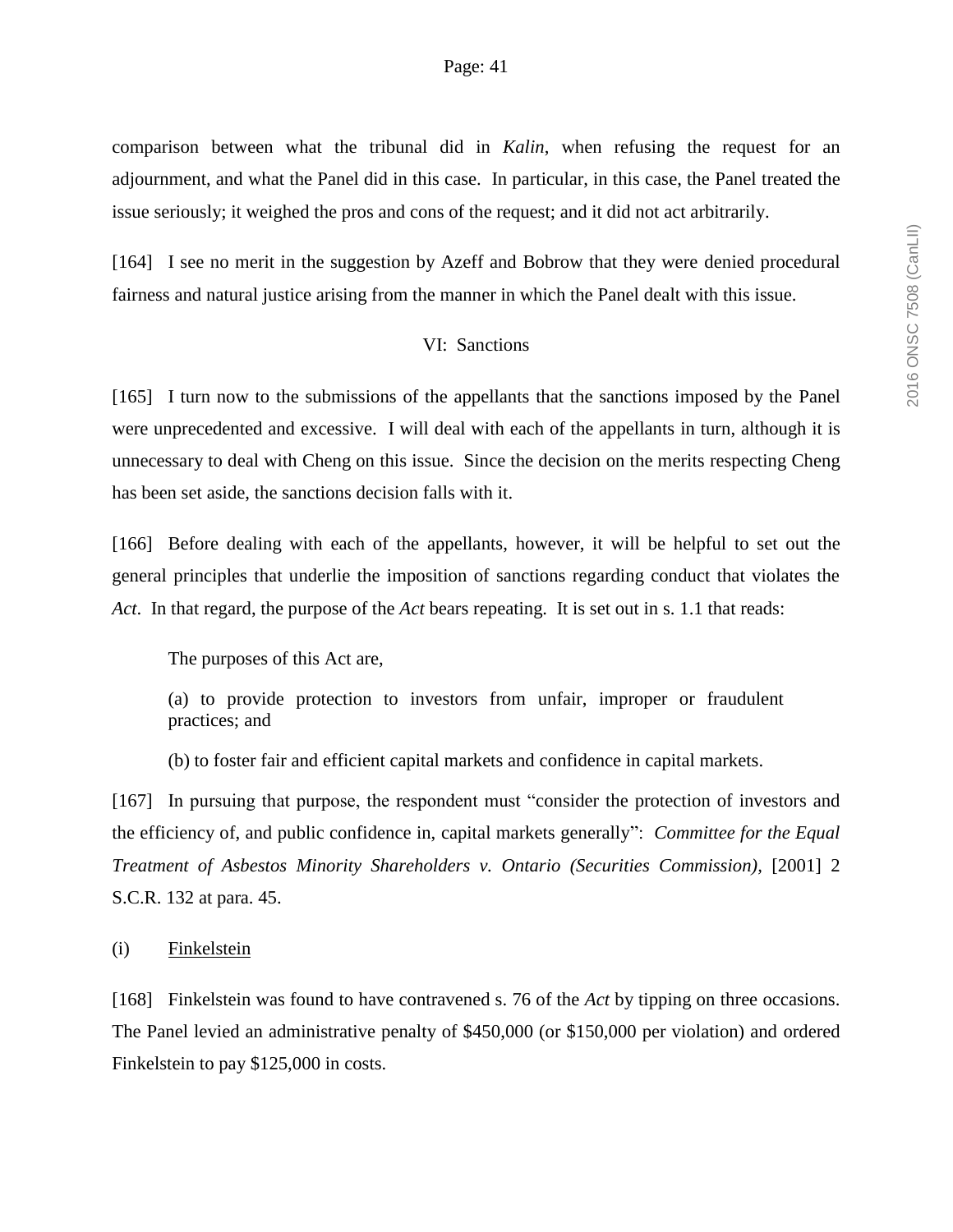comparison between what the tribunal did in *Kalin*, when refusing the request for an adjournment, and what the Panel did in this case. In particular, in this case, the Panel treated the issue seriously; it weighed the pros and cons of the request; and it did not act arbitrarily.

[164] I see no merit in the suggestion by Azeff and Bobrow that they were denied procedural fairness and natural justice arising from the manner in which the Panel dealt with this issue.

## VI: Sanctions

[165] I turn now to the submissions of the appellants that the sanctions imposed by the Panel were unprecedented and excessive. I will deal with each of the appellants in turn, although it is unnecessary to deal with Cheng on this issue. Since the decision on the merits respecting Cheng has been set aside, the sanctions decision falls with it.

[166] Before dealing with each of the appellants, however, it will be helpful to set out the general principles that underlie the imposition of sanctions regarding conduct that violates the *Act*. In that regard, the purpose of the *Act* bears repeating. It is set out in s. 1.1 that reads:

> The purposes of this Act are,
>
> (a) to provide protection to investors from unfair, improper or fraudulent practices; and
>
> (b) to foster fair and efficient capital markets and confidence in capital markets.

[167] In pursuing that purpose, the respondent must "consider the protection of investors and the efficiency of, and public confidence in, capital markets generally": *Committee for the Equal Treatment of Asbestos Minority Shareholders v. Ontario (Securities Commission)*, [2001] 2 S.C.R. 132 at para. 45.

### (i) Finkelstein

[168] Finkelstein was found to have contravened s. 76 of the *Act* by tipping on three occasions. The Panel levied an administrative penalty of $450,000 (or $150,000 per violation) and ordered Finkelstein to pay $125,000 in costs.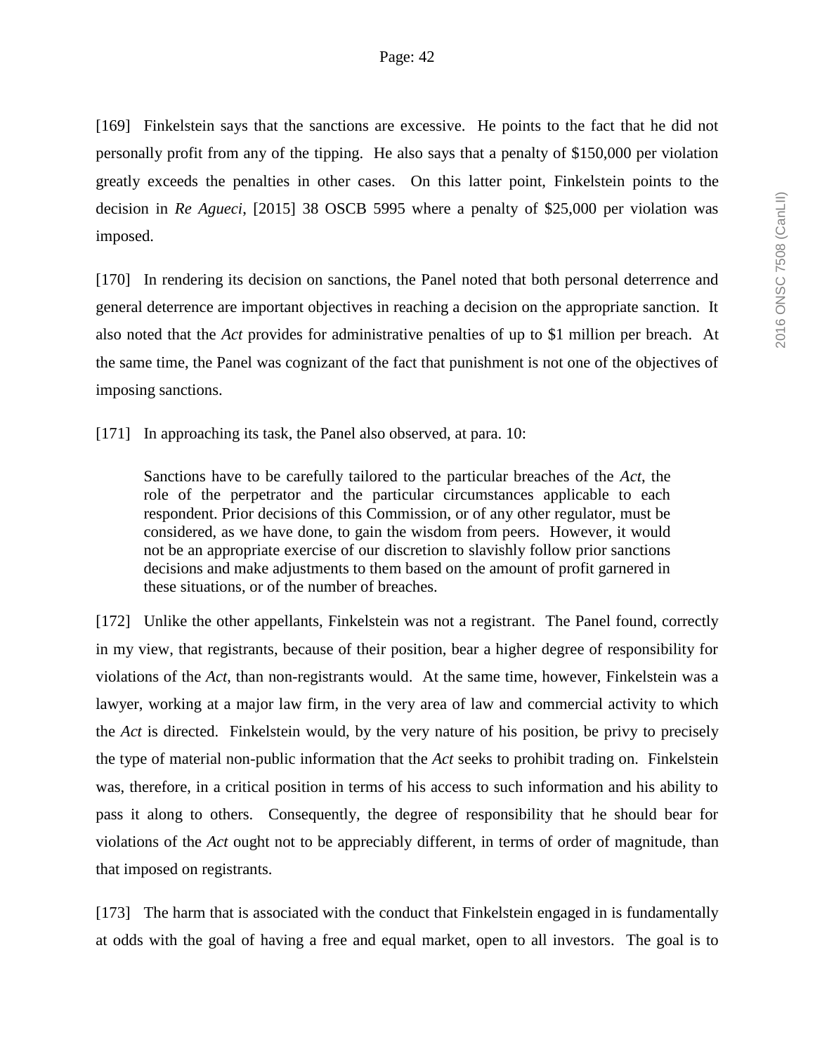[169] Finkelstein says that the sanctions are excessive. He points to the fact that he did not personally profit from any of the tipping. He also says that a penalty of $150,000 per violation greatly exceeds the penalties in other cases. On this latter point, Finkelstein points to the decision in *Re Agueci*, [2015] 38 OSCB 5995 where a penalty of $25,000 per violation was imposed.

[170] In rendering its decision on sanctions, the Panel noted that both personal deterrence and general deterrence are important objectives in reaching a decision on the appropriate sanction. It also noted that the *Act* provides for administrative penalties of up to $1 million per breach. At the same time, the Panel was cognizant of the fact that punishment is not one of the objectives of imposing sanctions.

[171] In approaching its task, the Panel also observed, at para. 10:

> Sanctions have to be carefully tailored to the particular breaches of the *Act*, the role of the perpetrator and the particular circumstances applicable to each respondent. Prior decisions of this Commission, or of any other regulator, must be considered, as we have done, to gain the wisdom from peers. However, it would not be an appropriate exercise of our discretion to slavishly follow prior sanctions decisions and make adjustments to them based on the amount of profit garnered in these situations, or of the number of breaches.

[172] Unlike the other appellants, Finkelstein was not a registrant. The Panel found, correctly in my view, that registrants, because of their position, bear a higher degree of responsibility for violations of the *Act*, than non-registrants would. At the same time, however, Finkelstein was a lawyer, working at a major law firm, in the very area of law and commercial activity to which the *Act* is directed. Finkelstein would, by the very nature of his position, be privy to precisely the type of material non-public information that the *Act* seeks to prohibit trading on. Finkelstein was, therefore, in a critical position in terms of his access to such information and his ability to pass it along to others. Consequently, the degree of responsibility that he should bear for violations of the *Act* ought not to be appreciably different, in terms of order of magnitude, than that imposed on registrants.

[173] The harm that is associated with the conduct that Finkelstein engaged in is fundamentally at odds with the goal of having a free and equal market, open to all investors. The goal is to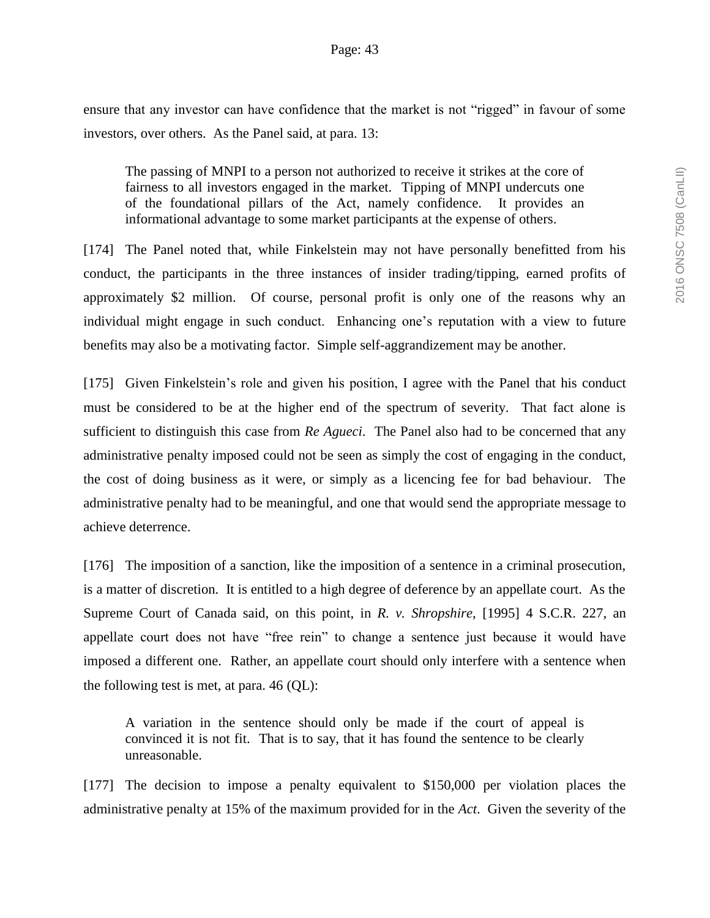ensure that any investor can have confidence that the market is not "rigged" in favour of some investors, over others. As the Panel said, at para. 13:

> The passing of MNPI to a person not authorized to receive it strikes at the core of fairness to all investors engaged in the market. Tipping of MNPI undercuts one of the foundational pillars of the Act, namely confidence. It provides an informational advantage to some market participants at the expense of others.

[174] The Panel noted that, while Finkelstein may not have personally benefitted from his conduct, the participants in the three instances of insider trading/tipping, earned profits of approximately $2 million. Of course, personal profit is only one of the reasons why an individual might engage in such conduct. Enhancing one's reputation with a view to future benefits may also be a motivating factor. Simple self-aggrandizement may be another.

[175] Given Finkelstein's role and given his position, I agree with the Panel that his conduct must be considered to be at the higher end of the spectrum of severity. That fact alone is sufficient to distinguish this case from *Re Agueci*. The Panel also had to be concerned that any administrative penalty imposed could not be seen as simply the cost of engaging in the conduct, the cost of doing business as it were, or simply as a licencing fee for bad behaviour. The administrative penalty had to be meaningful, and one that would send the appropriate message to achieve deterrence.

[176] The imposition of a sanction, like the imposition of a sentence in a criminal prosecution, is a matter of discretion. It is entitled to a high degree of deference by an appellate court. As the Supreme Court of Canada said, on this point, in *R. v. Shropshire*, [1995] 4 S.C.R. 227, an appellate court does not have "free rein" to change a sentence just because it would have imposed a different one. Rather, an appellate court should only interfere with a sentence when the following test is met, at para. 46 (QL):

> A variation in the sentence should only be made if the court of appeal is convinced it is not fit. That is to say, that it has found the sentence to be clearly unreasonable.

[177] The decision to impose a penalty equivalent to $150,000 per violation places the administrative penalty at 15% of the maximum provided for in the *Act*. Given the severity of the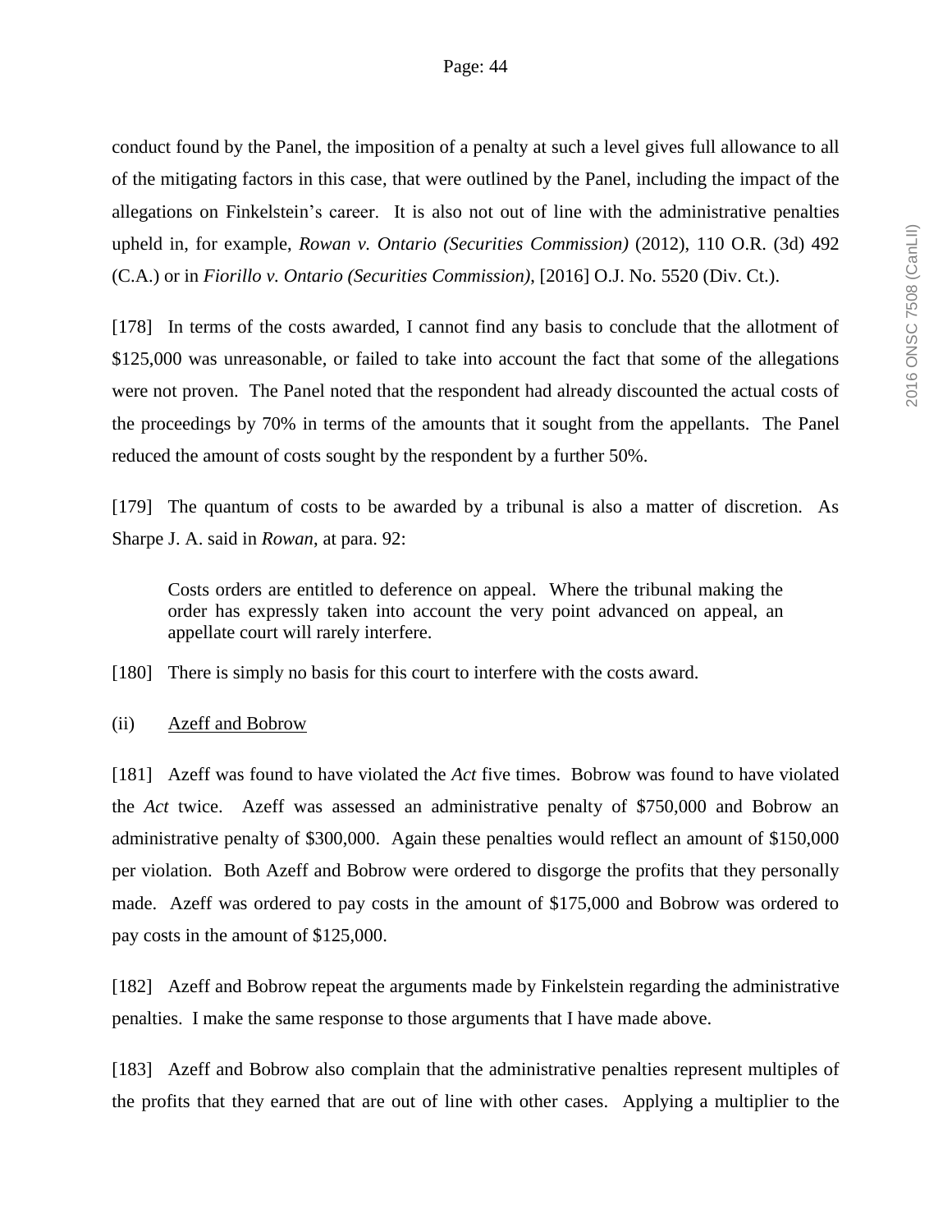conduct found by the Panel, the imposition of a penalty at such a level gives full allowance to all of the mitigating factors in this case, that were outlined by the Panel, including the impact of the allegations on Finkelstein's career. It is also not out of line with the administrative penalties upheld in, for example, *Rowan v. Ontario (Securities Commission)* (2012), 110 O.R. (3d) 492 (C.A.) or in *Fiorillo v. Ontario (Securities Commission)*, [2016] O.J. No. 5520 (Div. Ct.).

[178] In terms of the costs awarded, I cannot find any basis to conclude that the allotment of $125,000 was unreasonable, or failed to take into account the fact that some of the allegations were not proven. The Panel noted that the respondent had already discounted the actual costs of the proceedings by 70% in terms of the amounts that it sought from the appellants. The Panel reduced the amount of costs sought by the respondent by a further 50%.

[179] The quantum of costs to be awarded by a tribunal is also a matter of discretion. As Sharpe J. A. said in *Rowan*, at para. 92:

> Costs orders are entitled to deference on appeal. Where the tribunal making the order has expressly taken into account the very point advanced on appeal, an appellate court will rarely interfere.

[180] There is simply no basis for this court to interfere with the costs award.

(ii) Azeff and Bobrow

[181] Azeff was found to have violated the *Act* five times. Bobrow was found to have violated the *Act* twice. Azeff was assessed an administrative penalty of $750,000 and Bobrow an administrative penalty of $300,000. Again these penalties would reflect an amount of $150,000 per violation. Both Azeff and Bobrow were ordered to disgorge the profits that they personally made. Azeff was ordered to pay costs in the amount of $175,000 and Bobrow was ordered to pay costs in the amount of $125,000.

[182] Azeff and Bobrow repeat the arguments made by Finkelstein regarding the administrative penalties. I make the same response to those arguments that I have made above.

[183] Azeff and Bobrow also complain that the administrative penalties represent multiples of the profits that they earned that are out of line with other cases. Applying a multiplier to the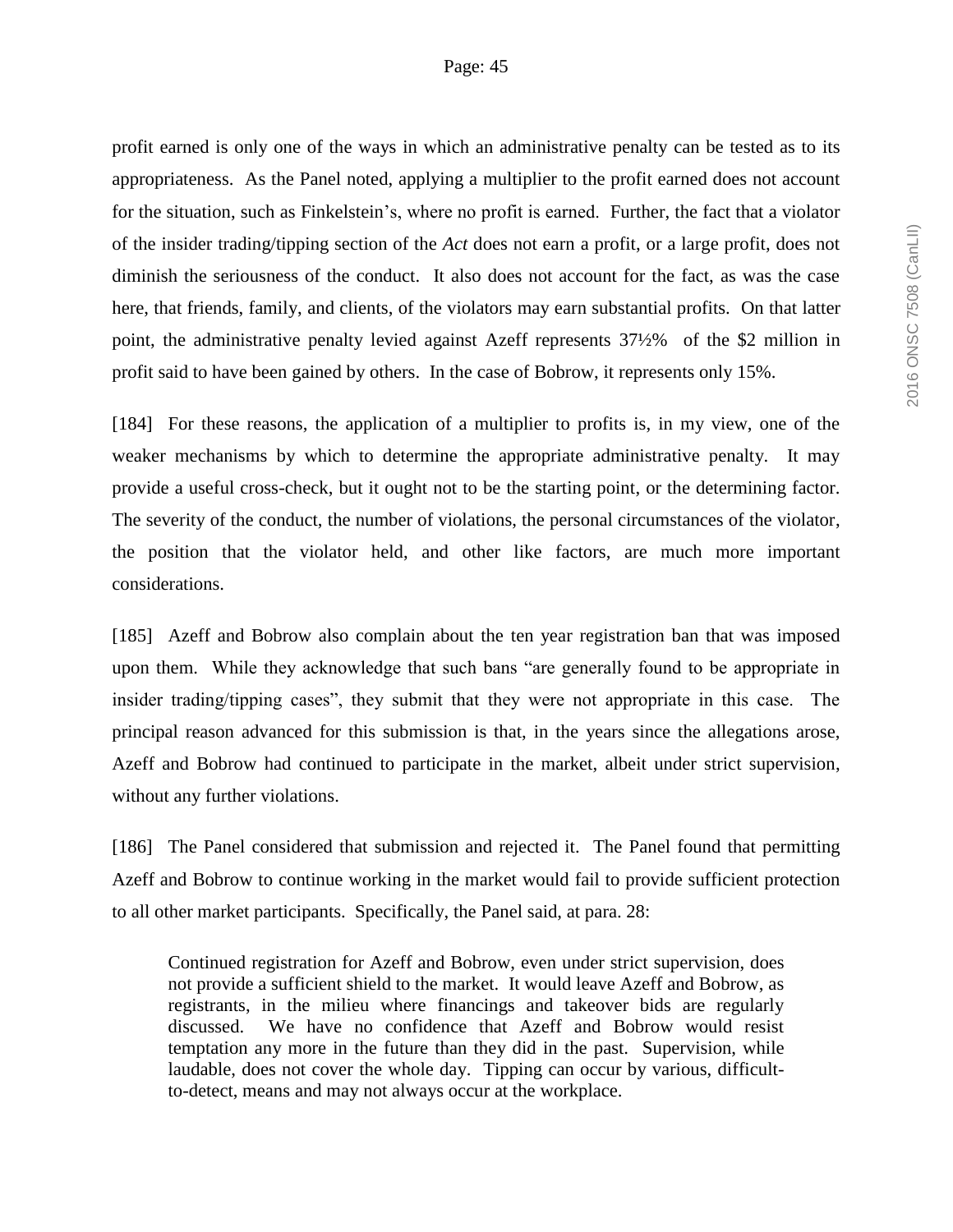profit earned is only one of the ways in which an administrative penalty can be tested as to its appropriateness. As the Panel noted, applying a multiplier to the profit earned does not account for the situation, such as Finkelstein's, where no profit is earned. Further, the fact that a violator of the insider trading/tipping section of the *Act* does not earn a profit, or a large profit, does not diminish the seriousness of the conduct. It also does not account for the fact, as was the case here, that friends, family, and clients, of the violators may earn substantial profits. On that latter point, the administrative penalty levied against Azeff represents 37½% of the $2 million in profit said to have been gained by others. In the case of Bobrow, it represents only 15%.

[184] For these reasons, the application of a multiplier to profits is, in my view, one of the weaker mechanisms by which to determine the appropriate administrative penalty. It may provide a useful cross-check, but it ought not to be the starting point, or the determining factor. The severity of the conduct, the number of violations, the personal circumstances of the violator, the position that the violator held, and other like factors, are much more important considerations.

[185] Azeff and Bobrow also complain about the ten year registration ban that was imposed upon them. While they acknowledge that such bans "are generally found to be appropriate in insider trading/tipping cases", they submit that they were not appropriate in this case. The principal reason advanced for this submission is that, in the years since the allegations arose, Azeff and Bobrow had continued to participate in the market, albeit under strict supervision, without any further violations.

[186] The Panel considered that submission and rejected it. The Panel found that permitting Azeff and Bobrow to continue working in the market would fail to provide sufficient protection to all other market participants. Specifically, the Panel said, at para. 28:

> Continued registration for Azeff and Bobrow, even under strict supervision, does not provide a sufficient shield to the market. It would leave Azeff and Bobrow, as registrants, in the milieu where financings and takeover bids are regularly discussed. We have no confidence that Azeff and Bobrow would resist temptation any more in the future than they did in the past. Supervision, while laudable, does not cover the whole day. Tipping can occur by various, difficult-to-detect, means and may not always occur at the workplace.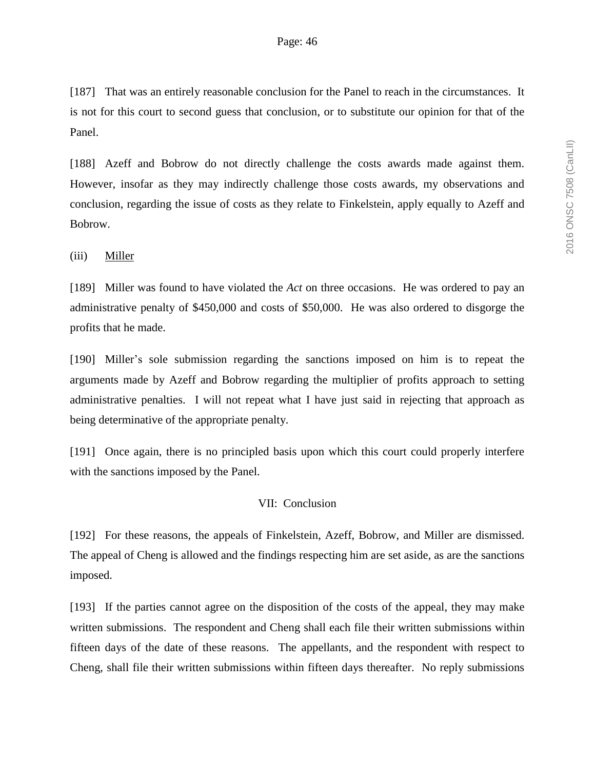[187] That was an entirely reasonable conclusion for the Panel to reach in the circumstances. It is not for this court to second guess that conclusion, or to substitute our opinion for that of the Panel.

[188] Azeff and Bobrow do not directly challenge the costs awards made against them. However, insofar as they may indirectly challenge those costs awards, my observations and conclusion, regarding the issue of costs as they relate to Finkelstein, apply equally to Azeff and Bobrow.

(iii) Miller

[189] Miller was found to have violated the *Act* on three occasions. He was ordered to pay an administrative penalty of $450,000 and costs of $50,000. He was also ordered to disgorge the profits that he made.

[190] Miller's sole submission regarding the sanctions imposed on him is to repeat the arguments made by Azeff and Bobrow regarding the multiplier of profits approach to setting administrative penalties. I will not repeat what I have just said in rejecting that approach as being determinative of the appropriate penalty.

[191] Once again, there is no principled basis upon which this court could properly interfere with the sanctions imposed by the Panel.

## VII: Conclusion

[192] For these reasons, the appeals of Finkelstein, Azeff, Bobrow, and Miller are dismissed. The appeal of Cheng is allowed and the findings respecting him are set aside, as are the sanctions imposed.

[193] If the parties cannot agree on the disposition of the costs of the appeal, they may make written submissions. The respondent and Cheng shall each file their written submissions within fifteen days of the date of these reasons. The appellants, and the respondent with respect to Cheng, shall file their written submissions within fifteen days thereafter. No reply submissions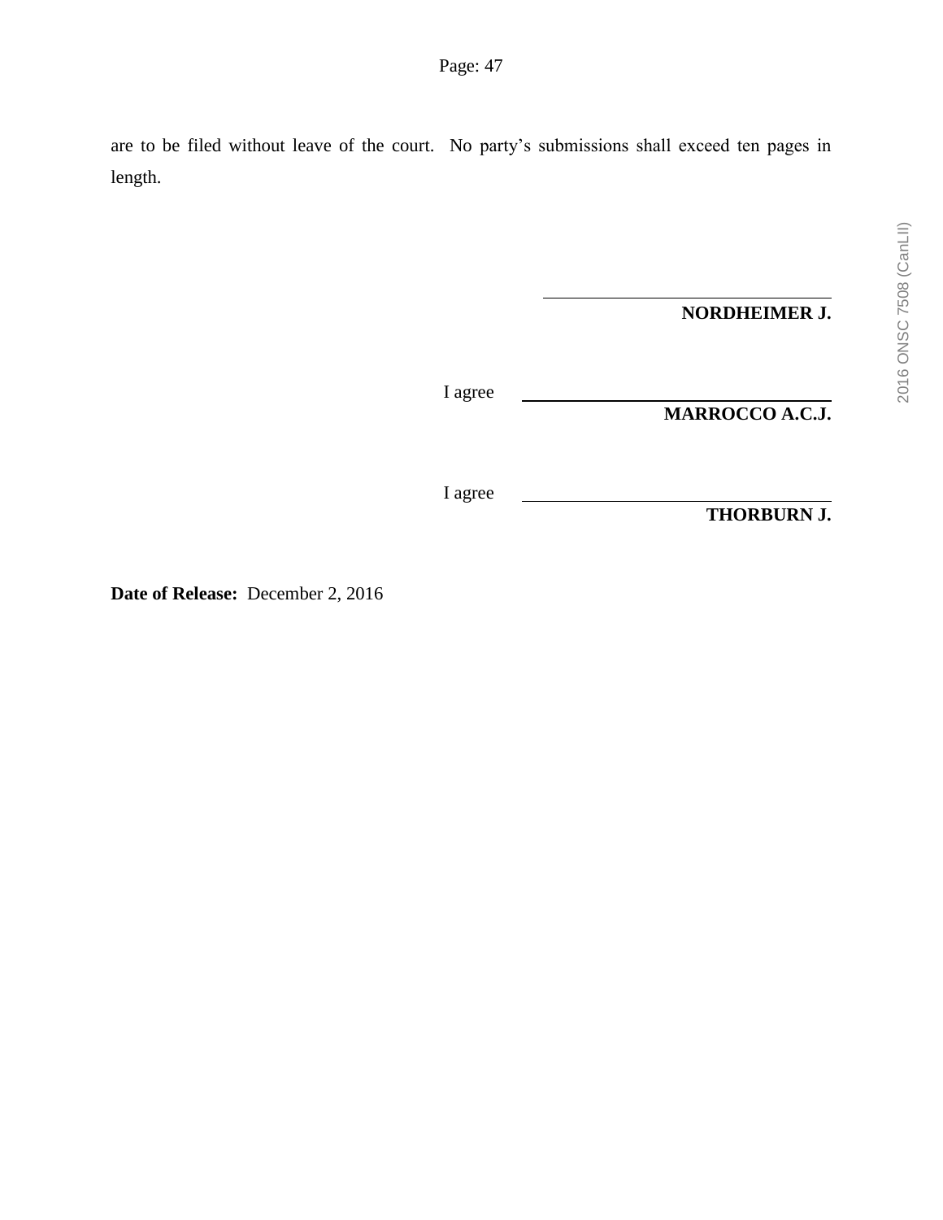are to be filed without leave of the court. No party's submissions shall exceed ten pages in length.

**NORDHEIMER J.**

I agree

**MARROCCO A.C.J.**

I agree

**THORBURN J.**

**Date of Release:** December 2, 2016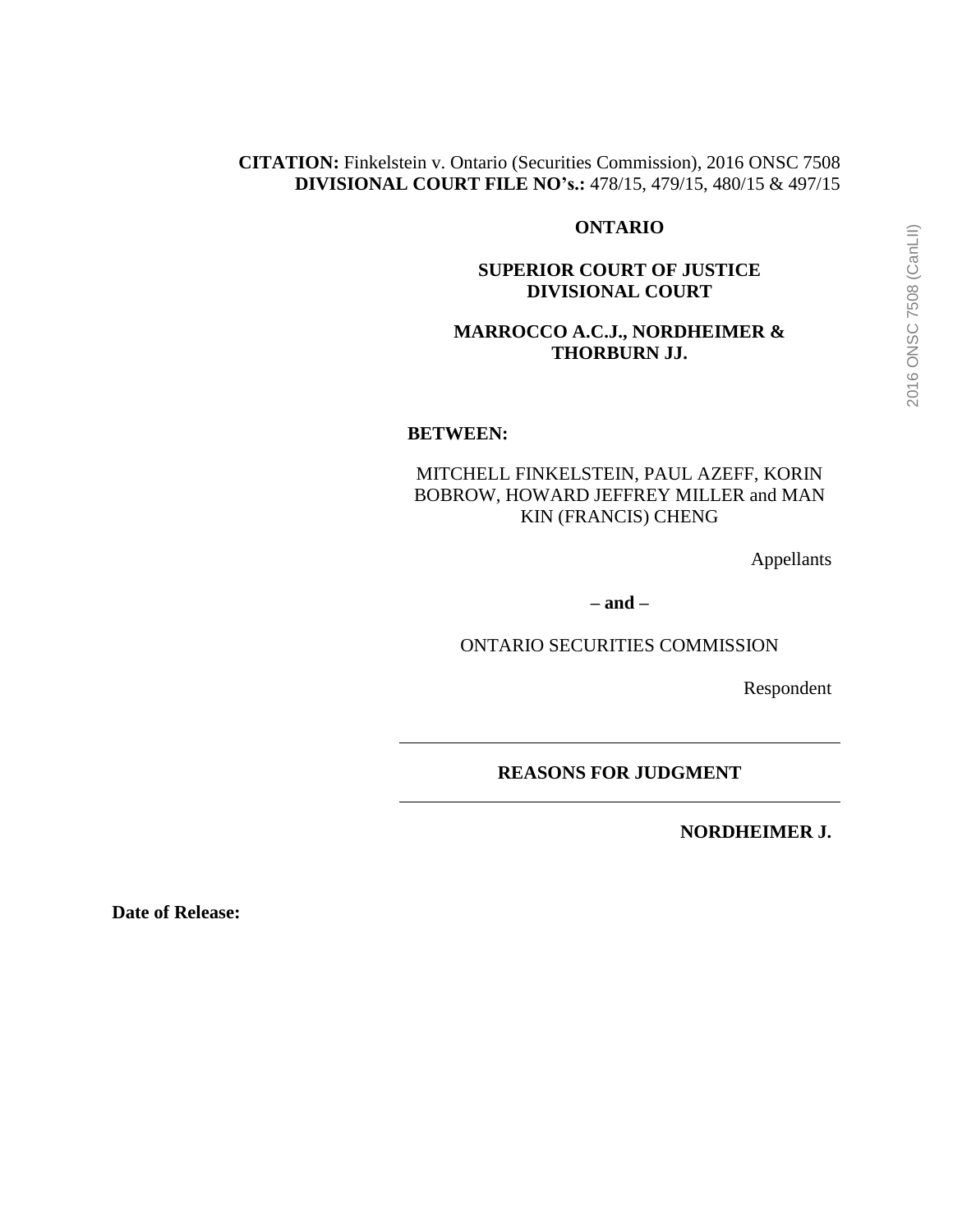**CITATION:** Finkelstein v. Ontario (Securities Commission), 2016 ONSC 7508
**DIVISIONAL COURT FILE NO's.:** 478/15, 479/15, 480/15 & 497/15

**ONTARIO**

**SUPERIOR COURT OF JUSTICE**
**DIVISIONAL COURT**

**MARROCCO A.C.J., NORDHEIMER & THORBURN JJ.**

**BETWEEN:**

MITCHELL FINKELSTEIN, PAUL AZEFF, KORIN BOBROW, HOWARD JEFFREY MILLER and MAN KIN (FRANCIS) CHENG

Appellants

**– and –**

ONTARIO SECURITIES COMMISSION

Respondent

---

**REASONS FOR JUDGMENT**

---

**NORDHEIMER J.**

**Date of Release:**